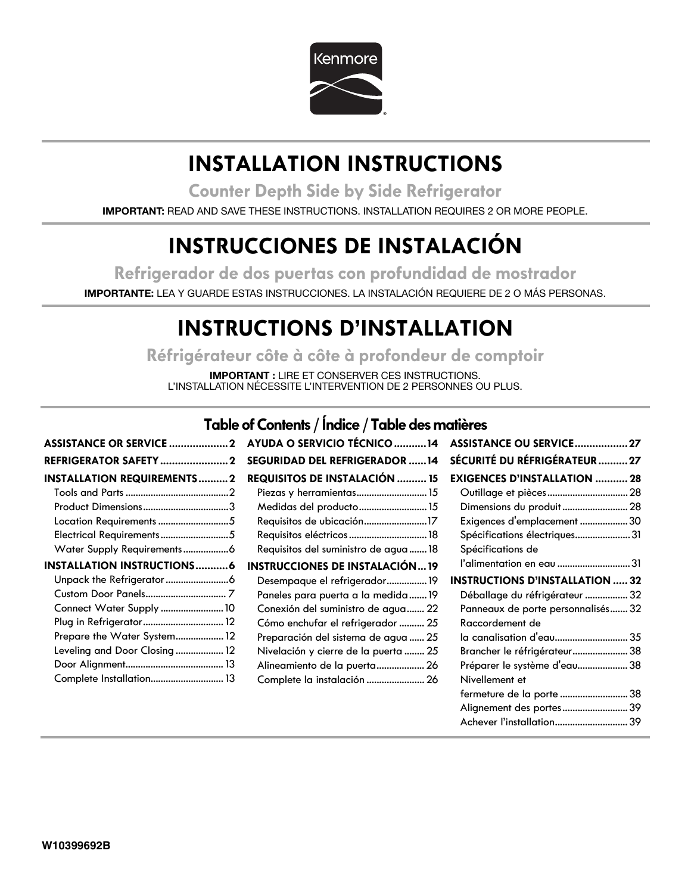Kenmore

# INSTALLATION INSTRUCTIONS

## Counter Depth Side by Side Refrigerator

**IMPORTANT:** READ AND SAVE THESE INSTRUCTIONS. INSTALLATION REQUIRES 2 OR MORE PEOPLE.

# INSTRUCCIONES DE INSTALACIÓN

## Refrigerador de dos puertas con profundidad de mostrador

**IMPORTANTE:** LEA Y GUARDE ESTAS INSTRUCCIONES. LA INSTALACIÓN REQUIERE DE 2 O MÁS PERSONAS.

# INSTRUCTIONS D'INSTALLATION

## Réfrigérateur côte à côte à profondeur de comptoir

**IMPORTANT :** LIRE ET CONSERVER CES INSTRUCTIONS.
L'INSTALLATION NÉCESSITE L'INTERVENTION DE 2 PERSONNES OU PLUS.

## Table of Contents / Índice / Table des matières

**ASSISTANCE OR SERVICE** .................... 2
**REFRIGERATOR SAFETY** ....................... 2
**INSTALLATION REQUIREMENTS** .......... 2
- Tools and Parts ........................................ 2
- Product Dimensions ................................. 3
- Location Requirements ............................ 5
- Electrical Requirements ........................... 5
- Water Supply Requirements .................. 6

**INSTALLATION INSTRUCTIONS** ........... 6
- Unpack the Refrigerator ......................... 6
- Custom Door Panels ................................ 7
- Connect Water Supply ......................... 10
- Plug in Refrigerator ................................ 12
- Prepare the Water System .................... 12
- Leveling and Door Closing ................... 12
- Door Alignment ...................................... 13
- Complete Installation ............................. 13

**AYUDA O SERVICIO TÉCNICO** ........... 14
**SEGURIDAD DEL REFRIGERADOR** ...... 14
**REQUISITOS DE INSTALACIÓN** .......... 15
- Piezas y herramientas ............................ 15
- Medidas del producto ............................ 15
- Requisitos de ubicación ......................... 17
- Requisitos eléctricos ............................... 18
- Requisitos del suministro de agua ....... 18

**INSTRUCCIONES DE INSTALACIÓN** ... 19
- Desempaque el refrigerador ................ 19
- Paneles para puerta a la medida ....... 19
- Conexión del suministro de agua ....... 22
- Cómo enchufar el refrigerador .......... 25
- Preparación del sistema de agua ...... 25
- Nivelación y cierre de la puerta ........ 25
- Alineamiento de la puerta ................... 26
- Complete la instalación ....................... 26

**ASSISTANCE OU SERVICE** .................. 27
**SÉCURITÉ DU RÉFRIGÉRATEUR** .......... 27
**EXIGENCES D'INSTALLATION** ........... 28
- Outillage et pièces ................................ 28
- Dimensions du produit .......................... 28
- Exigences d'emplacement ................... 30
- Spécifications électriques ...................... 31
- Spécifications de l'alimentation en eau ............................. 31

**INSTRUCTIONS D'INSTALLATION** ..... 32
- Déballage du réfrigérateur ................. 32
- Panneaux de porte personnalisés ....... 32
- Raccordement de la canalisation d'eau ............................. 35
- Brancher le réfrigérateur ...................... 38
- Préparer le système d'eau .................... 38
- Nivellement et fermeture de la porte ........................... 38
- Alignement des portes .......................... 39
- Achever l'installation ............................. 39

W10399692B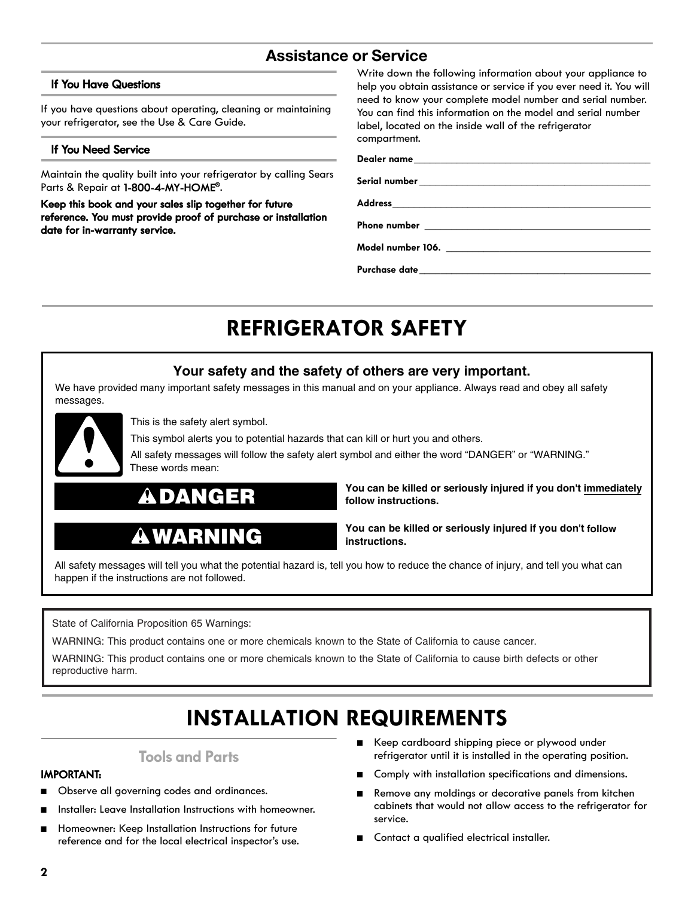## Assistance or Service

### If You Have Questions

If you have questions about operating, cleaning or maintaining your refrigerator, see the Use & Care Guide.

### If You Need Service

Maintain the quality built into your refrigerator by calling Sears Parts & Repair at **1-800-4-MY-HOME®**.

**Keep this book and your sales slip together for future reference. You must provide proof of purchase or installation date for in-warranty service.**

Write down the following information about your appliance to help you obtain assistance or service if you ever need it. You will need to know your complete model number and serial number. You can find this information on the model and serial number label, located on the inside wall of the refrigerator compartment.

**Dealer name**\_\_\_\_\_\_\_\_\_\_\_\_\_\_\_\_\_\_\_\_\_\_\_\_\_\_\_\_

**Serial number** \_\_\_\_\_\_\_\_\_\_\_\_\_\_\_\_\_\_\_\_\_\_\_\_\_\_\_\_

**Address**\_\_\_\_\_\_\_\_\_\_\_\_\_\_\_\_\_\_\_\_\_\_\_\_\_\_\_\_

**Phone number** \_\_\_\_\_\_\_\_\_\_\_\_\_\_\_\_\_\_\_\_\_\_\_\_\_\_\_\_

**Model number 106.** \_\_\_\_\_\_\_\_\_\_\_\_\_\_\_\_\_\_\_\_\_\_\_\_\_\_\_\_

**Purchase date**\_\_\_\_\_\_\_\_\_\_\_\_\_\_\_\_\_\_\_\_\_\_\_\_\_\_\_\_

# REFRIGERATOR SAFETY

**Your safety and the safety of others are very important.**

We have provided many important safety messages in this manual and on your appliance. Always read and obey all safety messages.

This is the safety alert symbol.

This symbol alerts you to potential hazards that can kill or hurt you and others.

All safety messages will follow the safety alert symbol and either the word “DANGER” or “WARNING.” These words mean:

**DANGER** — **You can be killed or seriously injured if you don't immediately follow instructions.**

**WARNING** — **You can be killed or seriously injured if you don't follow instructions.**

All safety messages will tell you what the potential hazard is, tell you how to reduce the chance of injury, and tell you what can happen if the instructions are not followed.

State of California Proposition 65 Warnings:

WARNING: This product contains one or more chemicals known to the State of California to cause cancer.

WARNING: This product contains one or more chemicals known to the State of California to cause birth defects or other reproductive harm.

# INSTALLATION REQUIREMENTS

## Tools and Parts

**IMPORTANT:**

- Observe all governing codes and ordinances.
- Installer: Leave Installation Instructions with homeowner.
- Homeowner: Keep Installation Instructions for future reference and for the local electrical inspector's use.
- Keep cardboard shipping piece or plywood under refrigerator until it is installed in the operating position.
- Comply with installation specifications and dimensions.
- Remove any moldings or decorative panels from kitchen cabinets that would not allow access to the refrigerator for service.
- Contact a qualified electrical installer.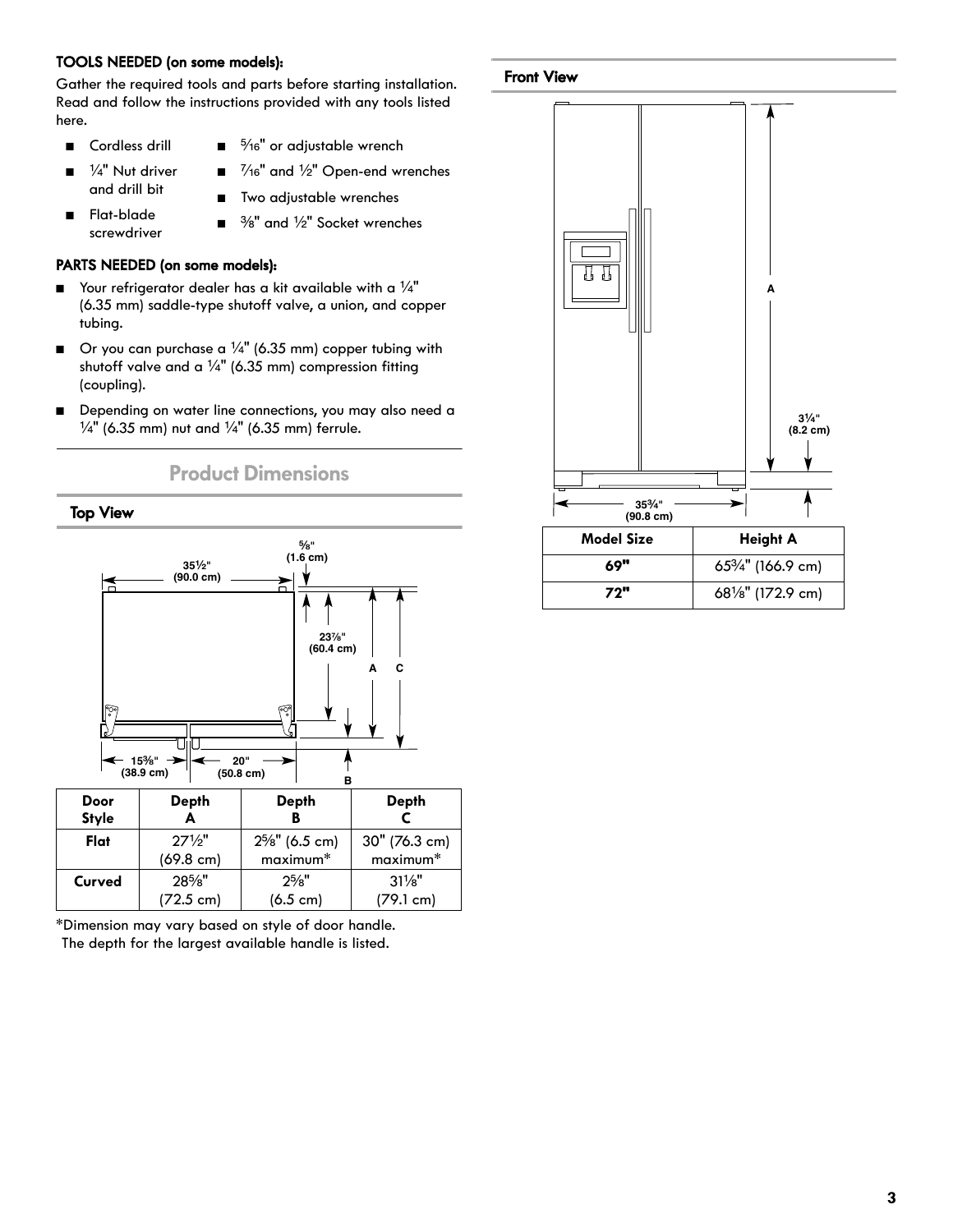**TOOLS NEEDED (on some models):**

Gather the required tools and parts before starting installation. Read and follow the instructions provided with any tools listed here.

- Cordless drill
- ¼" Nut driver and drill bit
- Flat-blade screwdriver
- 5⁄16" or adjustable wrench
- 7⁄16" and ½" Open-end wrenches
- Two adjustable wrenches
- ⅜" and ½" Socket wrenches

**PARTS NEEDED (on some models):**

- Your refrigerator dealer has a kit available with a ¼" (6.35 mm) saddle-type shutoff valve, a union, and copper tubing.
- Or you can purchase a ¼" (6.35 mm) copper tubing with shutoff valve and a ¼" (6.35 mm) compression fitting (coupling).
- Depending on water line connections, you may also need a ¼" (6.35 mm) nut and ¼" (6.35 mm) ferrule.

## Product Dimensions

### Top View

35½" (90.0 cm)

⅝" (1.6 cm)

23⅞" (60.4 cm)

15⅜" (38.9 cm)

20" (50.8 cm)

| Door Style | Depth A | Depth B | Depth C |
| --- | --- | --- | --- |
| **Flat** | 27½" (69.8 cm) | 2⅝" (6.5 cm) maximum* | 30" (76.3 cm) maximum* |
| **Curved** | 28⅝" (72.5 cm) | 2⅝" (6.5 cm) | 31⅛" (79.1 cm) |

*Dimension may vary based on style of door handle. The depth for the largest available handle is listed.

### Front View

3¼" (8.2 cm)

35¾" (90.8 cm)

| Model Size | Height A |
| --- | --- |
| **69"** | 65¾" (166.9 cm) |
| **72"** | 68⅛" (172.9 cm) |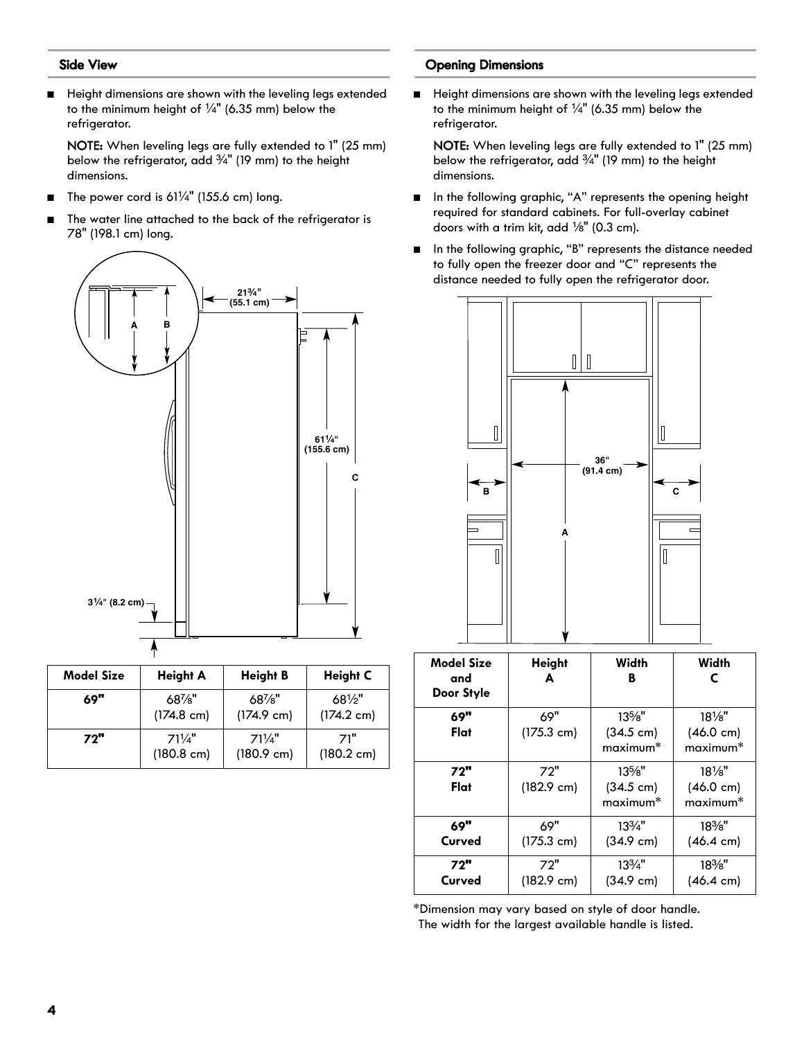## Side View

- Height dimensions are shown with the leveling legs extended to the minimum height of ¼" (6.35 mm) below the refrigerator.

  **NOTE:** When leveling legs are fully extended to 1" (25 mm) below the refrigerator, add ¾" (19 mm) to the height dimensions.

- The power cord is 61¼" (155.6 cm) long.
- The water line attached to the back of the refrigerator is 78" (198.1 cm) long.

| Model Size | Height A | Height B | Height C |
|---|---|---|---|
| **69"** | 68⅞" (174.8 cm) | 68⅞" (174.9 cm) | 68½" (174.2 cm) |
| **72"** | 71¼" (180.8 cm) | 71¼" (180.9 cm) | 71" (180.2 cm) |

## Opening Dimensions

- Height dimensions are shown with the leveling legs extended to the minimum height of ¼" (6.35 mm) below the refrigerator.

  **NOTE:** When leveling legs are fully extended to 1" (25 mm) below the refrigerator, add ¾" (19 mm) to the height dimensions.

- In the following graphic, "A" represents the opening height required for standard cabinets. For full-overlay cabinet doors with a trim kit, add ⅛" (0.3 cm).
- In the following graphic, "B" represents the distance needed to fully open the freezer door and "C" represents the distance needed to fully open the refrigerator door.

| Model Size and Door Style | Height A | Width B | Width C |
|---|---|---|---|
| **69" Flat** | 69" (175.3 cm) | 13⅝" (34.5 cm) maximum* | 18⅛" (46.0 cm) maximum* |
| **72" Flat** | 72" (182.9 cm) | 13⅝" (34.5 cm) maximum* | 18⅛" (46.0 cm) maximum* |
| **69" Curved** | 69" (175.3 cm) | 13¾" (34.9 cm) | 18⅜" (46.4 cm) |
| **72" Curved** | 72" (182.9 cm) | 13¾" (34.9 cm) | 18⅜" (46.4 cm) |

*Dimension may vary based on style of door handle. The width for the largest available handle is listed.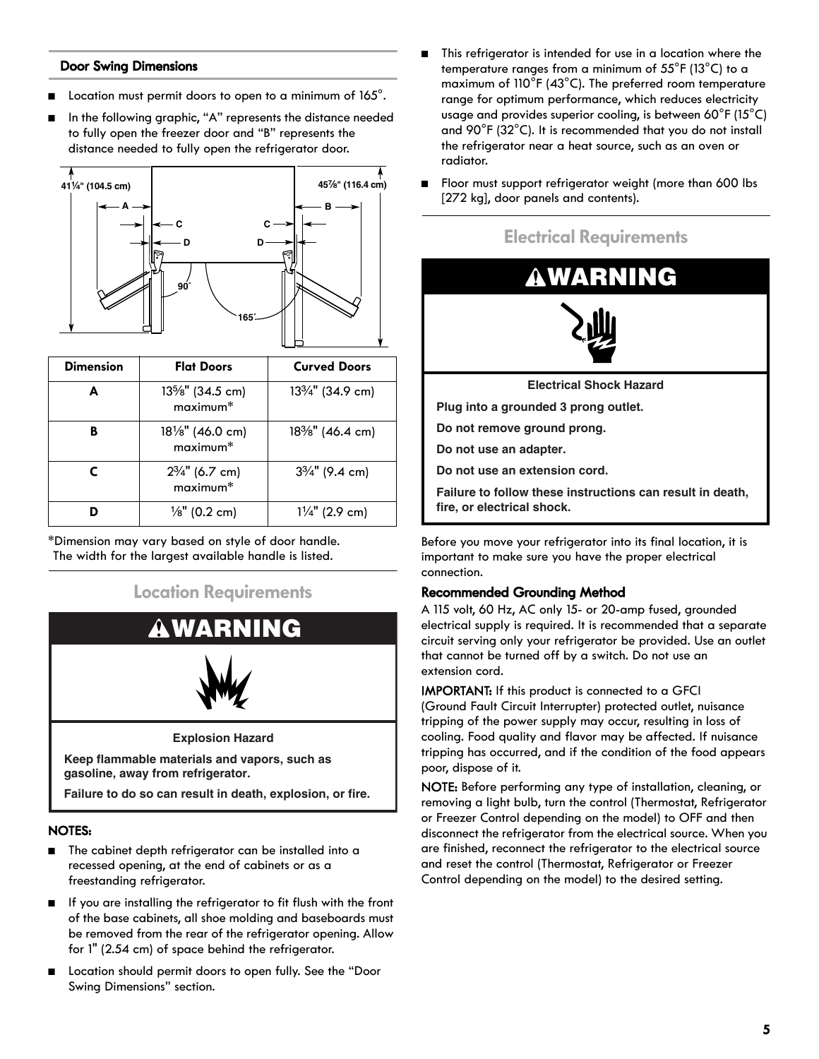## Door Swing Dimensions

- Location must permit doors to open to a minimum of 165°.
- In the following graphic, "A" represents the distance needed to fully open the freezer door and "B" represents the distance needed to fully open the refrigerator door.

| Dimension | Flat Doors | Curved Doors |
|---|---|---|
| **A** | 13⅝" (34.5 cm) maximum* | 13¾" (34.9 cm) |
| **B** | 18⅛" (46.0 cm) maximum* | 18⅜" (46.4 cm) |
| **C** | 2¾" (6.7 cm) maximum* | 3¾" (9.4 cm) |
| **D** | ⅛" (0.2 cm) | 1¼" (2.9 cm) |

*Dimension may vary based on style of door handle. The width for the largest available handle is listed.

## Location Requirements

**⚠WARNING**

**Explosion Hazard**

**Keep flammable materials and vapors, such as gasoline, away from refrigerator.**

**Failure to do so can result in death, explosion, or fire.**

**NOTES:**

- The cabinet depth refrigerator can be installed into a recessed opening, at the end of cabinets or as a freestanding refrigerator.
- If you are installing the refrigerator to fit flush with the front of the base cabinets, all shoe molding and baseboards must be removed from the rear of the refrigerator opening. Allow for 1" (2.54 cm) of space behind the refrigerator.
- Location should permit doors to open fully. See the "Door Swing Dimensions" section.
- This refrigerator is intended for use in a location where the temperature ranges from a minimum of 55°F (13°C) to a maximum of 110°F (43°C). The preferred room temperature range for optimum performance, which reduces electricity usage and provides superior cooling, is between 60°F (15°C) and 90°F (32°C). It is recommended that you do not install the refrigerator near a heat source, such as an oven or radiator.
- Floor must support refrigerator weight (more than 600 lbs [272 kg], door panels and contents).

## Electrical Requirements

**⚠WARNING**

**Electrical Shock Hazard**

**Plug into a grounded 3 prong outlet.**

**Do not remove ground prong.**

**Do not use an adapter.**

**Do not use an extension cord.**

**Failure to follow these instructions can result in death, fire, or electrical shock.**

Before you move your refrigerator into its final location, it is important to make sure you have the proper electrical connection.

### Recommended Grounding Method

A 115 volt, 60 Hz, AC only 15- or 20-amp fused, grounded electrical supply is required. It is recommended that a separate circuit serving only your refrigerator be provided. Use an outlet that cannot be turned off by a switch. Do not use an extension cord.

**IMPORTANT:** If this product is connected to a GFCI (Ground Fault Circuit Interrupter) protected outlet, nuisance tripping of the power supply may occur, resulting in loss of cooling. Food quality and flavor may be affected. If nuisance tripping has occurred, and if the condition of the food appears poor, dispose of it.

**NOTE:** Before performing any type of installation, cleaning, or removing a light bulb, turn the control (Thermostat, Refrigerator or Freezer Control depending on the model) to OFF and then disconnect the refrigerator from the electrical source. When you are finished, reconnect the refrigerator to the electrical source and reset the control (Thermostat, Refrigerator or Freezer Control depending on the model) to the desired setting.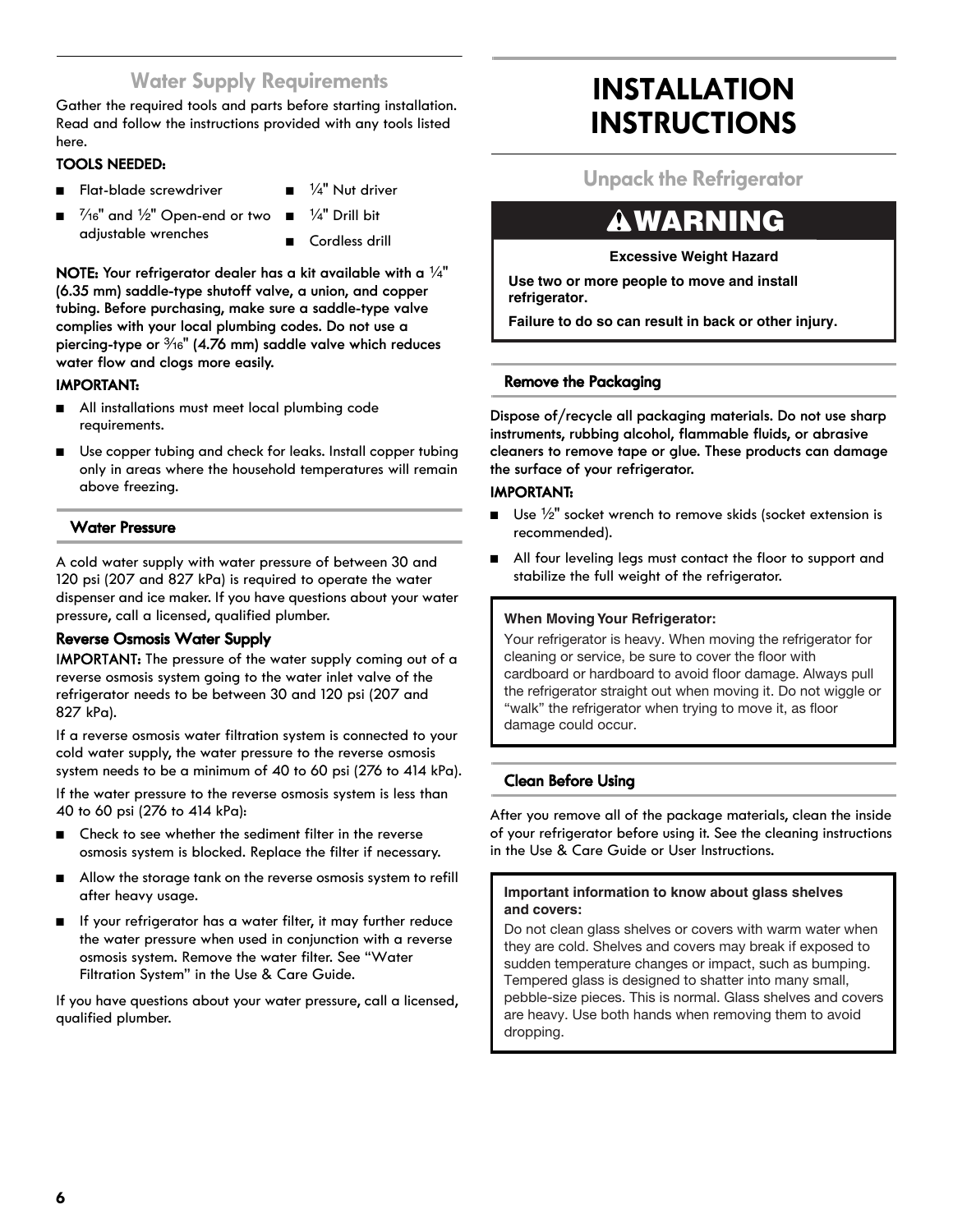## Water Supply Requirements

Gather the required tools and parts before starting installation. Read and follow the instructions provided with any tools listed here.

**TOOLS NEEDED:**

- Flat-blade screwdriver
- 7⁄16" and ½" Open-end or two adjustable wrenches
- ¼" Nut driver
- ¼" Drill bit
- Cordless drill

**NOTE: Your refrigerator dealer has a kit available with a ¼" (6.35 mm) saddle-type shutoff valve, a union, and copper tubing. Before purchasing, make sure a saddle-type valve complies with your local plumbing codes. Do not use a piercing-type or 3⁄16" (4.76 mm) saddle valve which reduces water flow and clogs more easily.**

**IMPORTANT:**

- All installations must meet local plumbing code requirements.
- Use copper tubing and check for leaks. Install copper tubing only in areas where the household temperatures will remain above freezing.

### Water Pressure

A cold water supply with water pressure of between 30 and 120 psi (207 and 827 kPa) is required to operate the water dispenser and ice maker. If you have questions about your water pressure, call a licensed, qualified plumber.

#### Reverse Osmosis Water Supply

**IMPORTANT:** The pressure of the water supply coming out of a reverse osmosis system going to the water inlet valve of the refrigerator needs to be between 30 and 120 psi (207 and 827 kPa).

If a reverse osmosis water filtration system is connected to your cold water supply, the water pressure to the reverse osmosis system needs to be a minimum of 40 to 60 psi (276 to 414 kPa).

If the water pressure to the reverse osmosis system is less than 40 to 60 psi (276 to 414 kPa):

- Check to see whether the sediment filter in the reverse osmosis system is blocked. Replace the filter if necessary.
- Allow the storage tank on the reverse osmosis system to refill after heavy usage.
- If your refrigerator has a water filter, it may further reduce the water pressure when used in conjunction with a reverse osmosis system. Remove the water filter. See "Water Filtration System" in the Use & Care Guide.

If you have questions about your water pressure, call a licensed, qualified plumber.

# INSTALLATION INSTRUCTIONS

## Unpack the Refrigerator

**⚠WARNING**

**Excessive Weight Hazard**

**Use two or more people to move and install refrigerator.**

**Failure to do so can result in back or other injury.**

### Remove the Packaging

Dispose of/recycle all packaging materials. Do not use sharp instruments, rubbing alcohol, flammable fluids, or abrasive cleaners to remove tape or glue. These products can damage the surface of your refrigerator.

**IMPORTANT:**

- Use ½" socket wrench to remove skids (socket extension is recommended).
- All four leveling legs must contact the floor to support and stabilize the full weight of the refrigerator.

**When Moving Your Refrigerator:**

Your refrigerator is heavy. When moving the refrigerator for cleaning or service, be sure to cover the floor with cardboard or hardboard to avoid floor damage. Always pull the refrigerator straight out when moving it. Do not wiggle or "walk" the refrigerator when trying to move it, as floor damage could occur.

### Clean Before Using

After you remove all of the package materials, clean the inside of your refrigerator before using it. See the cleaning instructions in the Use & Care Guide or User Instructions.

**Important information to know about glass shelves and covers:**

Do not clean glass shelves or covers with warm water when they are cold. Shelves and covers may break if exposed to sudden temperature changes or impact, such as bumping. Tempered glass is designed to shatter into many small, pebble-size pieces. This is normal. Glass shelves and covers are heavy. Use both hands when removing them to avoid dropping.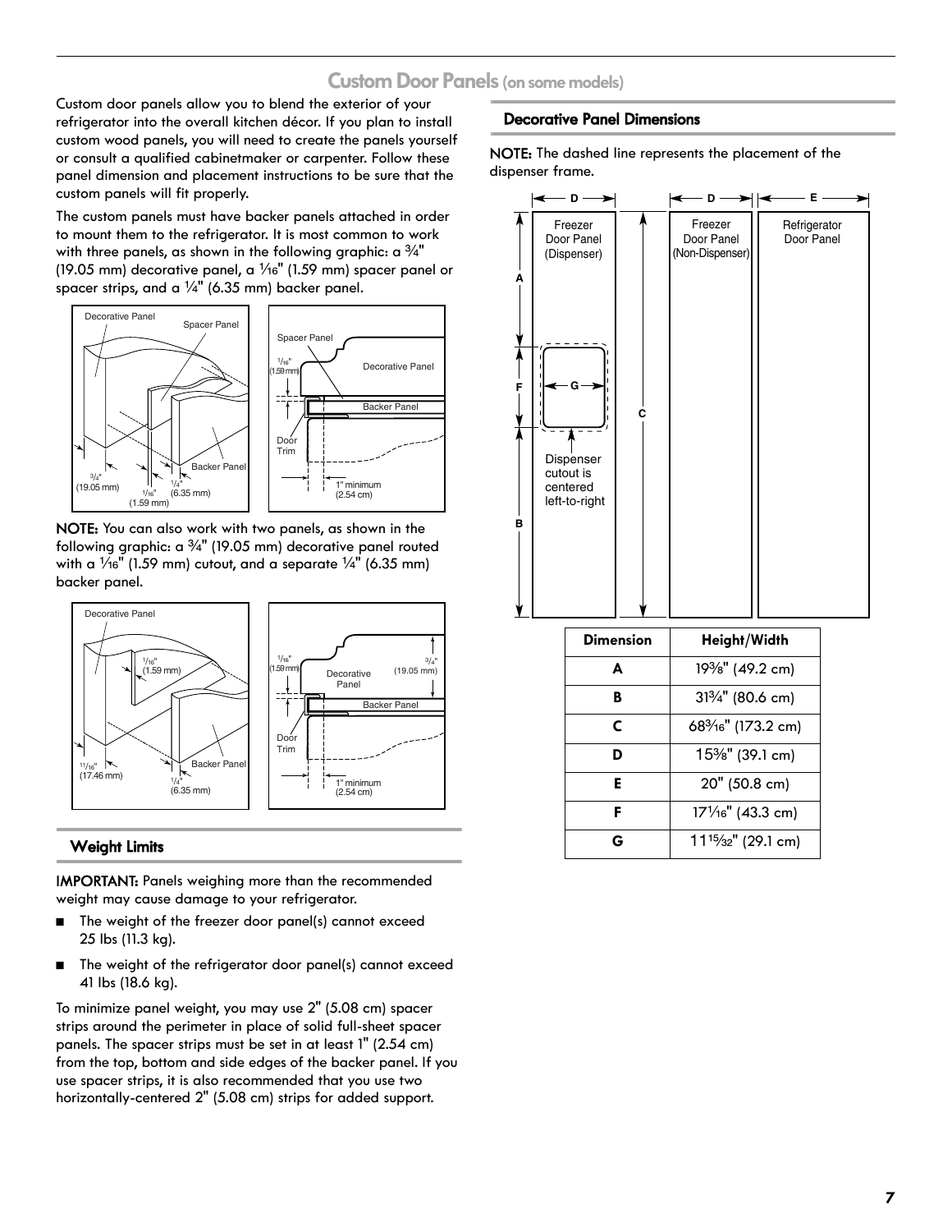# Custom Door Panels (on some models)

Custom door panels allow you to blend the exterior of your refrigerator into the overall kitchen décor. If you plan to install custom wood panels, you will need to create the panels yourself or consult a qualified cabinetmaker or carpenter. Follow these panel dimension and placement instructions to be sure that the custom panels will fit properly.

The custom panels must have backer panels attached in order to mount them to the refrigerator. It is most common to work with three panels, as shown in the following graphic: a ¾" (19.05 mm) decorative panel, a 1⁄16" (1.59 mm) spacer panel or spacer strips, and a ¼" (6.35 mm) backer panel.

**NOTE:** You can also work with two panels, as shown in the following graphic: a ¾" (19.05 mm) decorative panel routed with a 1⁄16" (1.59 mm) cutout, and a separate ¼" (6.35 mm) backer panel.

## Weight Limits

**IMPORTANT:** Panels weighing more than the recommended weight may cause damage to your refrigerator.

- The weight of the freezer door panel(s) cannot exceed 25 lbs (11.3 kg).
- The weight of the refrigerator door panel(s) cannot exceed 41 lbs (18.6 kg).

To minimize panel weight, you may use 2" (5.08 cm) spacer strips around the perimeter in place of solid full-sheet spacer panels. The spacer strips must be set in at least 1" (2.54 cm) from the top, bottom and side edges of the backer panel. If you use spacer strips, it is also recommended that you use two horizontally-centered 2" (5.08 cm) strips for added support.

## Decorative Panel Dimensions

**NOTE:** The dashed line represents the placement of the dispenser frame.

| Dimension | Height/Width |
|---|---|
| A | 19⅜" (49.2 cm) |
| B | 31¾" (80.6 cm) |
| C | 68³⁄16" (173.2 cm) |
| D | 15⅜" (39.1 cm) |
| E | 20" (50.8 cm) |
| F | 17¹⁄16" (43.3 cm) |
| G | 11¹⁵⁄32" (29.1 cm) |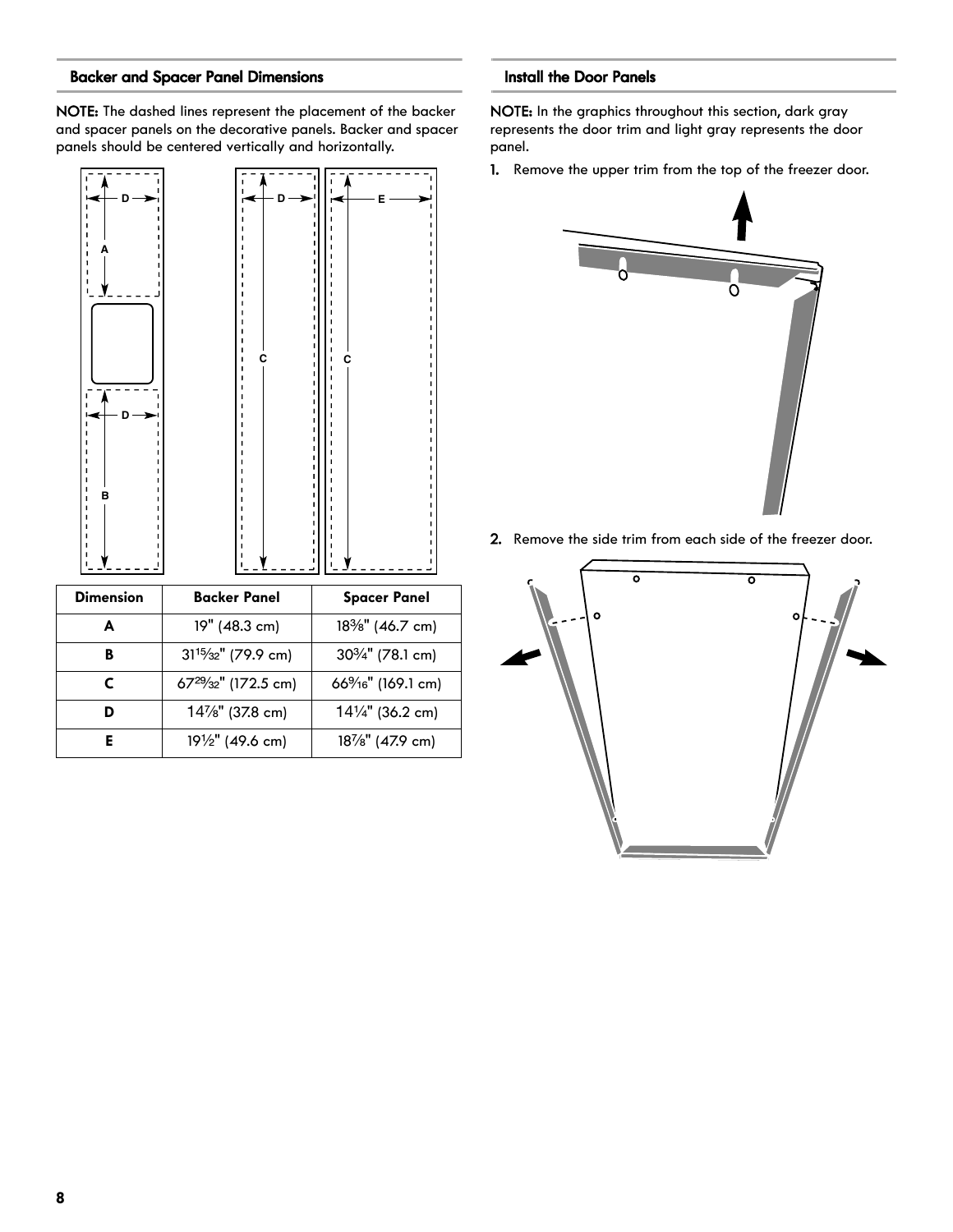## Backer and Spacer Panel Dimensions

**NOTE:** The dashed lines represent the placement of the backer and spacer panels on the decorative panels. Backer and spacer panels should be centered vertically and horizontally.

| Dimension | Backer Panel | Spacer Panel |
|---|---|---|
| **A** | 19" (48.3 cm) | 18⅜" (46.7 cm) |
| **B** | 31¹⁵⁄₃₂" (79.9 cm) | 30¾" (78.1 cm) |
| **C** | 67²⁹⁄₃₂" (172.5 cm) | 66⁹⁄₁₆" (169.1 cm) |
| **D** | 14⅞" (37.8 cm) | 14¼" (36.2 cm) |
| **E** | 19½" (49.6 cm) | 18⅞" (47.9 cm) |

## Install the Door Panels

**NOTE:** In the graphics throughout this section, dark gray represents the door trim and light gray represents the door panel.

1. Remove the upper trim from the top of the freezer door.
2. Remove the side trim from each side of the freezer door.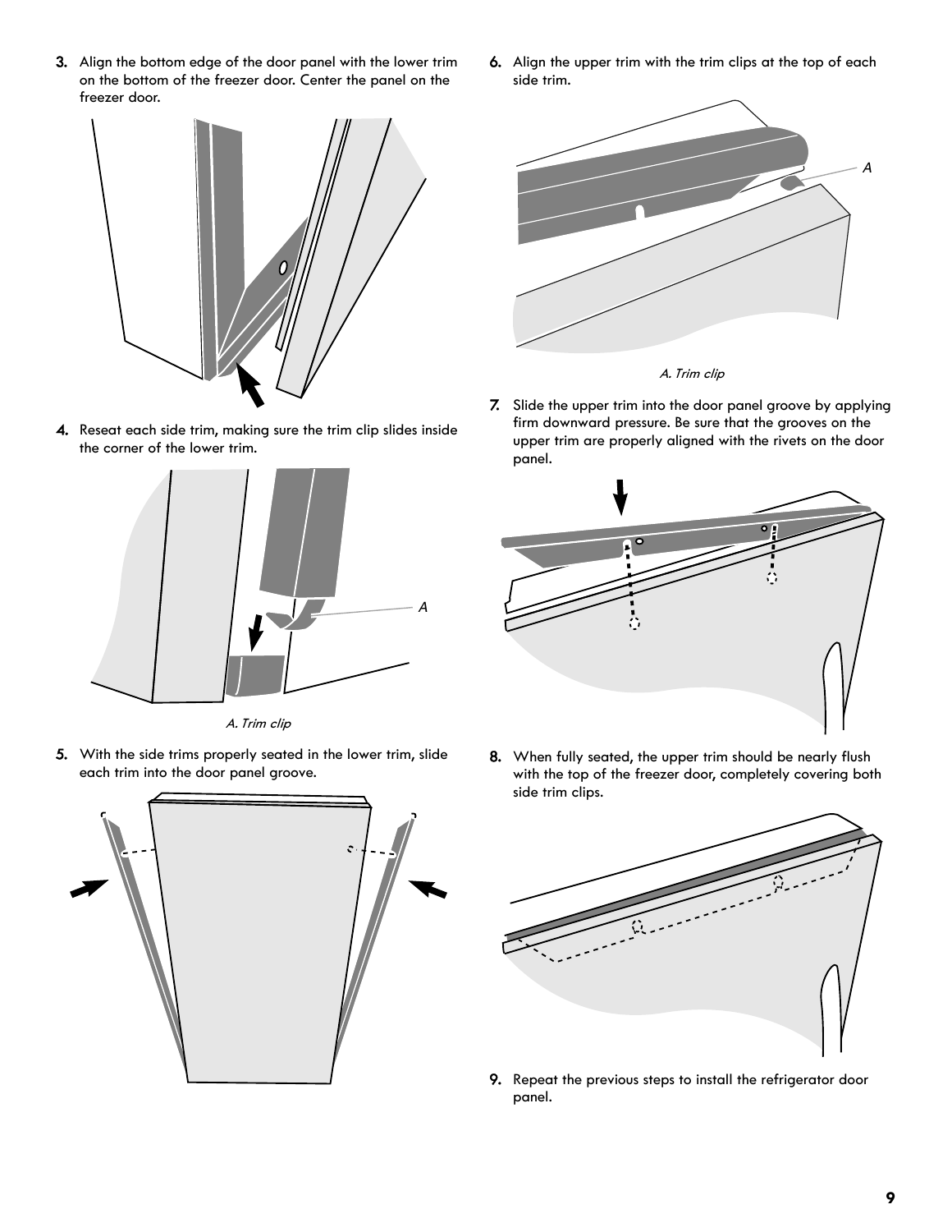3. Align the bottom edge of the door panel with the lower trim on the bottom of the freezer door. Center the panel on the freezer door.

4. Reseat each side trim, making sure the trim clip slides inside the corner of the lower trim.

*A. Trim clip*

5. With the side trims properly seated in the lower trim, slide each trim into the door panel groove.

6. Align the upper trim with the trim clips at the top of each side trim.

*A. Trim clip*

7. Slide the upper trim into the door panel groove by applying firm downward pressure. Be sure that the grooves on the upper trim are properly aligned with the rivets on the door panel.

8. When fully seated, the upper trim should be nearly flush with the top of the freezer door, completely covering both side trim clips.

9. Repeat the previous steps to install the refrigerator door panel.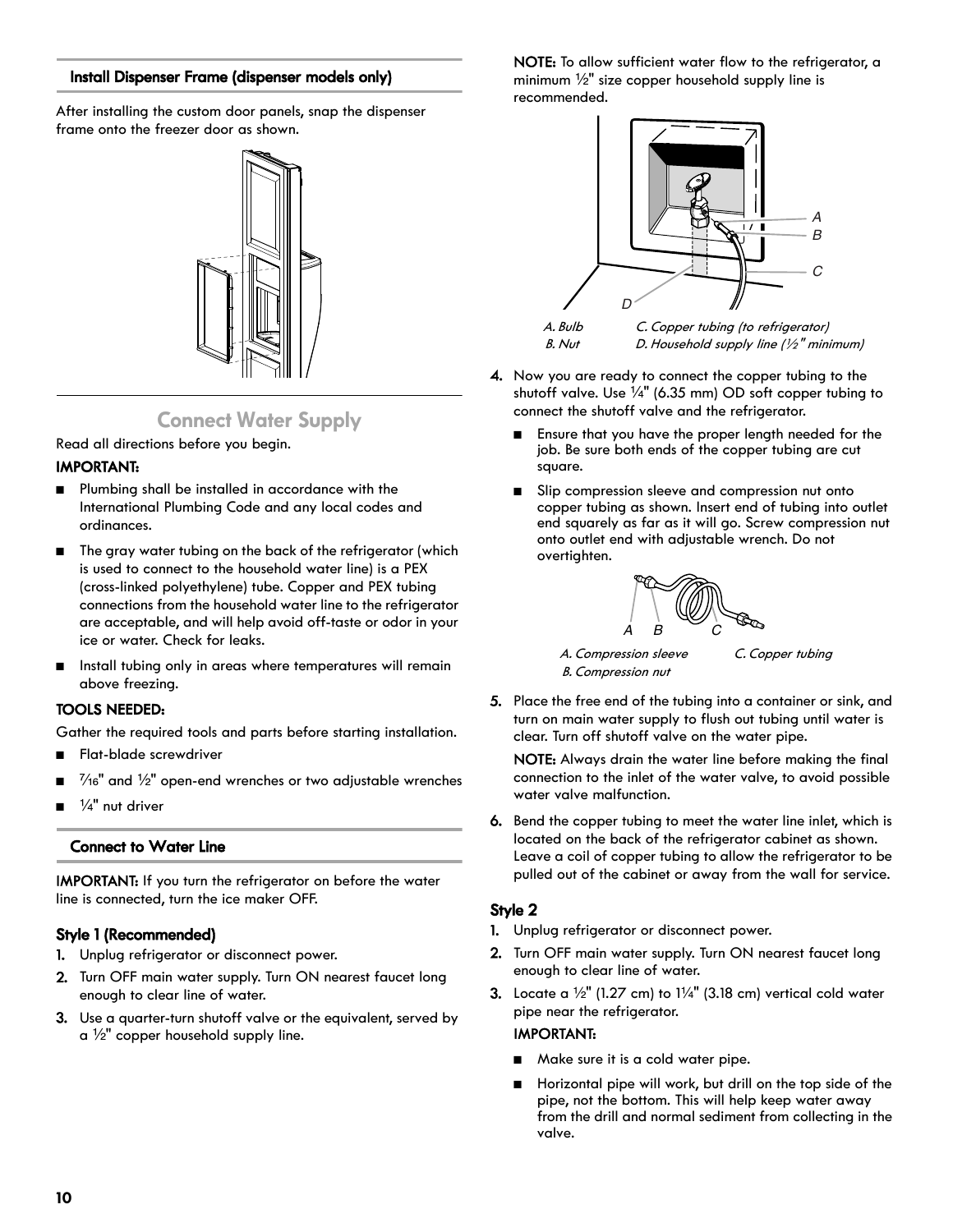### Install Dispenser Frame (dispenser models only)

After installing the custom door panels, snap the dispenser frame onto the freezer door as shown.

## Connect Water Supply

Read all directions before you begin.

**IMPORTANT:**

- Plumbing shall be installed in accordance with the International Plumbing Code and any local codes and ordinances.
- The gray water tubing on the back of the refrigerator (which is used to connect to the household water line) is a PEX (cross-linked polyethylene) tube. Copper and PEX tubing connections from the household water line to the refrigerator are acceptable, and will help avoid off-taste or odor in your ice or water. Check for leaks.
- Install tubing only in areas where temperatures will remain above freezing.

**TOOLS NEEDED:**

Gather the required tools and parts before starting installation.

- Flat-blade screwdriver
- 7⁄16" and ½" open-end wrenches or two adjustable wrenches
- ¼" nut driver

### Connect to Water Line

**IMPORTANT:** If you turn the refrigerator on before the water line is connected, turn the ice maker OFF.

#### Style 1 (Recommended)

1. Unplug refrigerator or disconnect power.
2. Turn OFF main water supply. Turn ON nearest faucet long enough to clear line of water.
3. Use a quarter-turn shutoff valve or the equivalent, served by a ½" copper household supply line.

**NOTE:** To allow sufficient water flow to the refrigerator, a minimum ½" size copper household supply line is recommended.

*A. Bulb*
*B. Nut*
*C. Copper tubing (to refrigerator)*
*D. Household supply line (½" minimum)*

4. Now you are ready to connect the copper tubing to the shutoff valve. Use ¼" (6.35 mm) OD soft copper tubing to connect the shutoff valve and the refrigerator.
   - Ensure that you have the proper length needed for the job. Be sure both ends of the copper tubing are cut square.
   - Slip compression sleeve and compression nut onto copper tubing as shown. Insert end of tubing into outlet end squarely as far as it will go. Screw compression nut onto outlet end with adjustable wrench. Do not overtighten.

   *A. Compression sleeve*
   *B. Compression nut*
   *C. Copper tubing*

5. Place the free end of the tubing into a container or sink, and turn on main water supply to flush out tubing until water is clear. Turn off shutoff valve on the water pipe.

   **NOTE:** Always drain the water line before making the final connection to the inlet of the water valve, to avoid possible water valve malfunction.

6. Bend the copper tubing to meet the water line inlet, which is located on the back of the refrigerator cabinet as shown. Leave a coil of copper tubing to allow the refrigerator to be pulled out of the cabinet or away from the wall for service.

#### Style 2

1. Unplug refrigerator or disconnect power.
2. Turn OFF main water supply. Turn ON nearest faucet long enough to clear line of water.
3. Locate a ½" (1.27 cm) to 1¼" (3.18 cm) vertical cold water pipe near the refrigerator.

   **IMPORTANT:**

   - Make sure it is a cold water pipe.
   - Horizontal pipe will work, but drill on the top side of the pipe, not the bottom. This will help keep water away from the drill and normal sediment from collecting in the valve.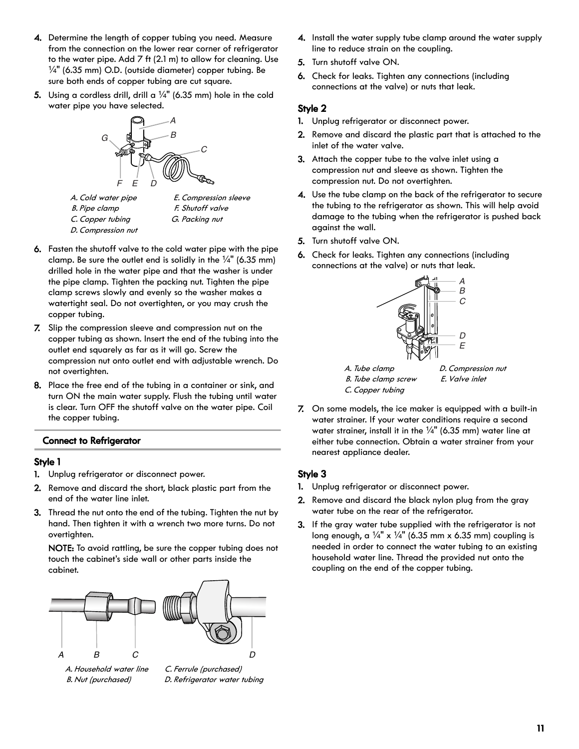4. Determine the length of copper tubing you need. Measure from the connection on the lower rear corner of refrigerator to the water pipe. Add 7 ft (2.1 m) to allow for cleaning. Use ¼" (6.35 mm) O.D. (outside diameter) copper tubing. Be sure both ends of copper tubing are cut square.
5. Using a cordless drill, drill a ¼" (6.35 mm) hole in the cold water pipe you have selected.

*A. Cold water pipe*
*B. Pipe clamp*
*C. Copper tubing*
*D. Compression nut*
*E. Compression sleeve*
*F. Shutoff valve*
*G. Packing nut*

6. Fasten the shutoff valve to the cold water pipe with the pipe clamp. Be sure the outlet end is solidly in the ¼" (6.35 mm) drilled hole in the water pipe and that the washer is under the pipe clamp. Tighten the packing nut. Tighten the pipe clamp screws slowly and evenly so the washer makes a watertight seal. Do not overtighten, or you may crush the copper tubing.
7. Slip the compression sleeve and compression nut on the copper tubing as shown. Insert the end of the tubing into the outlet end squarely as far as it will go. Screw the compression nut onto outlet end with adjustable wrench. Do not overtighten.
8. Place the free end of the tubing in a container or sink, and turn ON the main water supply. Flush the tubing until water is clear. Turn OFF the shutoff valve on the water pipe. Coil the copper tubing.

## Connect to Refrigerator

### Style 1

1. Unplug refrigerator or disconnect power.
2. Remove and discard the short, black plastic part from the end of the water line inlet.
3. Thread the nut onto the end of the tubing. Tighten the nut by hand. Then tighten it with a wrench two more turns. Do not overtighten.

   **NOTE:** To avoid rattling, be sure the copper tubing does not touch the cabinet's side wall or other parts inside the cabinet.

*A. Household water line*
*B. Nut (purchased)*
*C. Ferrule (purchased)*
*D. Refrigerator water tubing*

4. Install the water supply tube clamp around the water supply line to reduce strain on the coupling.
5. Turn shutoff valve ON.
6. Check for leaks. Tighten any connections (including connections at the valve) or nuts that leak.

### Style 2

1. Unplug refrigerator or disconnect power.
2. Remove and discard the plastic part that is attached to the inlet of the water valve.
3. Attach the copper tube to the valve inlet using a compression nut and sleeve as shown. Tighten the compression nut. Do not overtighten.
4. Use the tube clamp on the back of the refrigerator to secure the tubing to the refrigerator as shown. This will help avoid damage to the tubing when the refrigerator is pushed back against the wall.
5. Turn shutoff valve ON.
6. Check for leaks. Tighten any connections (including connections at the valve) or nuts that leak.

*A. Tube clamp*
*B. Tube clamp screw*
*C. Copper tubing*
*D. Compression nut*
*E. Valve inlet*

7. On some models, the ice maker is equipped with a built-in water strainer. If your water conditions require a second water strainer, install it in the ¼" (6.35 mm) water line at either tube connection. Obtain a water strainer from your nearest appliance dealer.

### Style 3

1. Unplug refrigerator or disconnect power.
2. Remove and discard the black nylon plug from the gray water tube on the rear of the refrigerator.
3. If the gray water tube supplied with the refrigerator is not long enough, a ¼" x ¼" (6.35 mm x 6.35 mm) coupling is needed in order to connect the water tubing to an existing household water line. Thread the provided nut onto the coupling on the end of the copper tubing.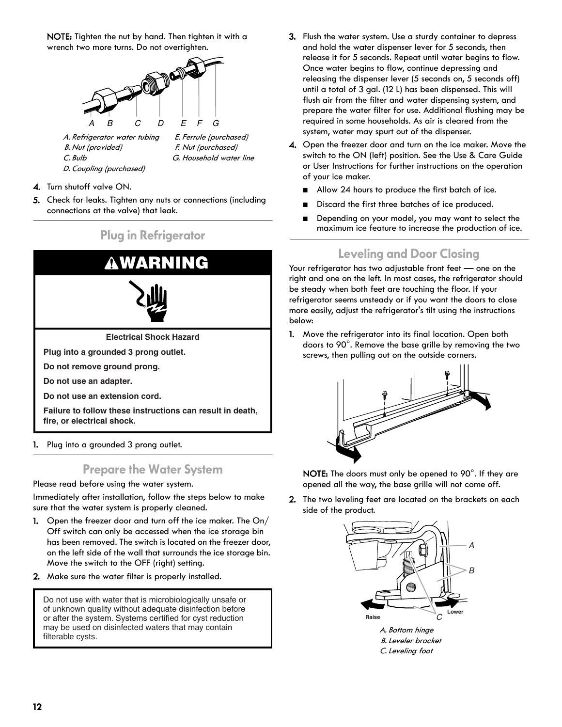**NOTE:** Tighten the nut by hand. Then tighten it with a wrench two more turns. Do not overtighten.

A. Refrigerator water tubing
B. Nut (provided)
C. Bulb
D. Coupling (purchased)
E. Ferrule (purchased)
F. Nut (purchased)
G. Household water line

4. Turn shutoff valve ON.
5. Check for leaks. Tighten any nuts or connections (including connections at the valve) that leak.

## Plug in Refrigerator

**⚠WARNING**

**Electrical Shock Hazard**

**Plug into a grounded 3 prong outlet.**

**Do not remove ground prong.**

**Do not use an adapter.**

**Do not use an extension cord.**

**Failure to follow these instructions can result in death, fire, or electrical shock.**

1. Plug into a grounded 3 prong outlet.

## Prepare the Water System

Please read before using the water system.

Immediately after installation, follow the steps below to make sure that the water system is properly cleaned.

1. Open the freezer door and turn off the ice maker. The On/Off switch can only be accessed when the ice storage bin has been removed. The switch is located on the freezer door, on the left side of the wall that surrounds the ice storage bin. Move the switch to the OFF (right) setting.
2. Make sure the water filter is properly installed.

> Do not use with water that is microbiologically unsafe or of unknown quality without adequate disinfection before or after the system. Systems certified for cyst reduction may be used on disinfected waters that may contain filterable cysts.

3. Flush the water system. Use a sturdy container to depress and hold the water dispenser lever for 5 seconds, then release it for 5 seconds. Repeat until water begins to flow. Once water begins to flow, continue depressing and releasing the dispenser lever (5 seconds on, 5 seconds off) until a total of 3 gal. (12 L) has been dispensed. This will flush air from the filter and water dispensing system, and prepare the water filter for use. Additional flushing may be required in some households. As air is cleared from the system, water may spurt out of the dispenser.
4. Open the freezer door and turn on the ice maker. Move the switch to the ON (left) position. See the Use & Care Guide or User Instructions for further instructions on the operation of your ice maker.
   - Allow 24 hours to produce the first batch of ice.
   - Discard the first three batches of ice produced.
   - Depending on your model, you may want to select the maximum ice feature to increase the production of ice.

## Leveling and Door Closing

Your refrigerator has two adjustable front feet — one on the right and one on the left. In most cases, the refrigerator should be steady when both feet are touching the floor. If your refrigerator seems unsteady or if you want the doors to close more easily, adjust the refrigerator's tilt using the instructions below:

1. Move the refrigerator into its final location. Open both doors to 90°. Remove the base grille by removing the two screws, then pulling out on the outside corners.

   **NOTE:** The doors must only be opened to 90°. If they are opened all the way, the base grille will not come off.

2. The two leveling feet are located on the brackets on each side of the product.

Raise    Lower

A. Bottom hinge
B. Leveler bracket
C. Leveling foot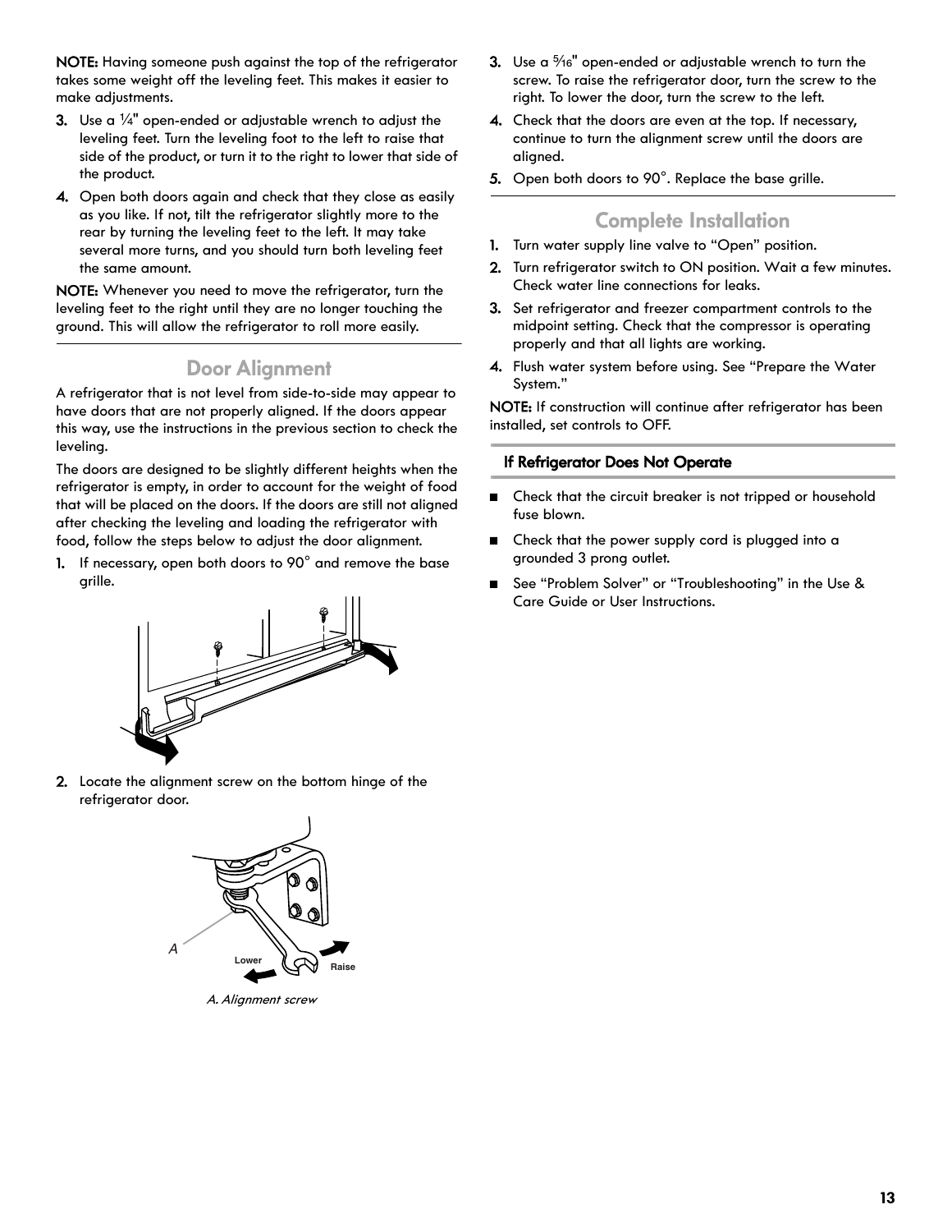**NOTE:** Having someone push against the top of the refrigerator takes some weight off the leveling feet. This makes it easier to make adjustments.

3. Use a ¼" open-ended or adjustable wrench to adjust the leveling feet. Turn the leveling foot to the left to raise that side of the product, or turn it to the right to lower that side of the product.
4. Open both doors again and check that they close as easily as you like. If not, tilt the refrigerator slightly more to the rear by turning the leveling feet to the left. It may take several more turns, and you should turn both leveling feet the same amount.

**NOTE:** Whenever you need to move the refrigerator, turn the leveling feet to the right until they are no longer touching the ground. This will allow the refrigerator to roll more easily.

## Door Alignment

A refrigerator that is not level from side-to-side may appear to have doors that are not properly aligned. If the doors appear this way, use the instructions in the previous section to check the leveling.

The doors are designed to be slightly different heights when the refrigerator is empty, in order to account for the weight of food that will be placed on the doors. If the doors are still not aligned after checking the leveling and loading the refrigerator with food, follow the steps below to adjust the door alignment.

1. If necessary, open both doors to 90° and remove the base grille.
2. Locate the alignment screw on the bottom hinge of the refrigerator door.

A. Alignment screw

3. Use a 5⁄16" open-ended or adjustable wrench to turn the screw. To raise the refrigerator door, turn the screw to the right. To lower the door, turn the screw to the left.
4. Check that the doors are even at the top. If necessary, continue to turn the alignment screw until the doors are aligned.
5. Open both doors to 90°. Replace the base grille.

## Complete Installation

1. Turn water supply line valve to "Open" position.
2. Turn refrigerator switch to ON position. Wait a few minutes. Check water line connections for leaks.
3. Set refrigerator and freezer compartment controls to the midpoint setting. Check that the compressor is operating properly and that all lights are working.
4. Flush water system before using. See "Prepare the Water System."

**NOTE:** If construction will continue after refrigerator has been installed, set controls to OFF.

### If Refrigerator Does Not Operate

- Check that the circuit breaker is not tripped or household fuse blown.
- Check that the power supply cord is plugged into a grounded 3 prong outlet.
- See "Problem Solver" or "Troubleshooting" in the Use & Care Guide or User Instructions.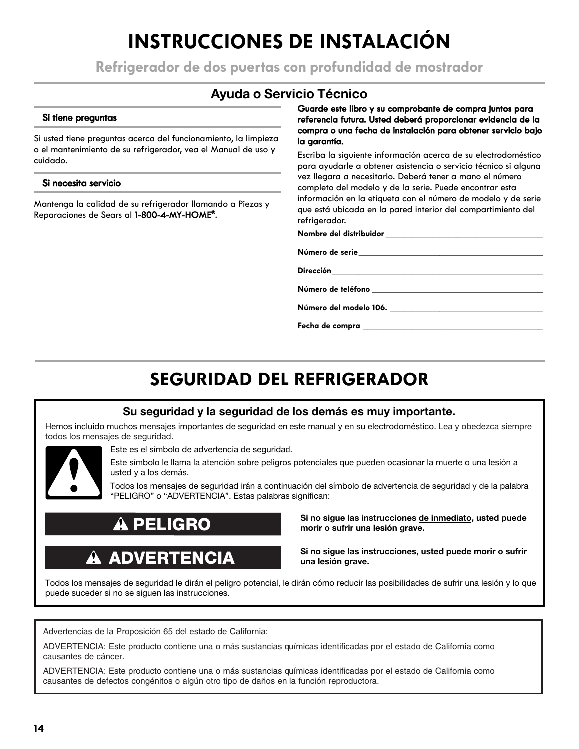# INSTRUCCIONES DE INSTALACIÓN

## Refrigerador de dos puertas con profundidad de mostrador

### Ayuda o Servicio Técnico

**Si tiene preguntas**

Si usted tiene preguntas acerca del funcionamiento, la limpieza o el mantenimiento de su refrigerador, vea el Manual de uso y cuidado.

**Si necesita servicio**

Mantenga la calidad de su refrigerador llamando a Piezas y Reparaciones de Sears al **1-800-4-MY-HOME®**.

**Guarde este libro y su comprobante de compra juntos para referencia futura. Usted deberá proporcionar evidencia de la compra o una fecha de instalación para obtener servicio bajo la garantía.**

Escriba la siguiente información acerca de su electrodoméstico para ayudarle a obtener asistencia o servicio técnico si alguna vez llegara a necesitarlo. Deberá tener a mano el número completo del modelo y de la serie. Puede encontrar esta información en la etiqueta con el número de modelo y de serie que está ubicada en la pared interior del compartimiento del refrigerador.

**Nombre del distribuidor** ______________________________

**Número de serie** ______________________________

**Dirección** ______________________________

**Número de teléfono** ______________________________

**Número del modelo 106.** ______________________________

**Fecha de compra** ______________________________

# SEGURIDAD DEL REFRIGERADOR

### Su seguridad y la seguridad de los demás es muy importante.

Hemos incluido muchos mensajes importantes de seguridad en este manual y en su electrodoméstico. Lea y obedezca siempre todos los mensajes de seguridad.

Este es el símbolo de advertencia de seguridad.

Este símbolo le llama la atención sobre peligros potenciales que pueden ocasionar la muerte o una lesión a usted y a los demás.

Todos los mensajes de seguridad irán a continuación del símbolo de advertencia de seguridad y de la palabra "PELIGRO" o "ADVERTENCIA". Estas palabras significan:

**⚠ PELIGRO** — **Si no sigue las instrucciones de inmediato, usted puede morir o sufrir una lesión grave.**

**⚠ ADVERTENCIA** — **Si no sigue las instrucciones, usted puede morir o sufrir una lesión grave.**

Todos los mensajes de seguridad le dirán el peligro potencial, le dirán cómo reducir las posibilidades de sufrir una lesión y lo que puede suceder si no se siguen las instrucciones.

Advertencias de la Proposición 65 del estado de California:

ADVERTENCIA: Este producto contiene una o más sustancias químicas identificadas por el estado de California como causantes de cáncer.

ADVERTENCIA: Este producto contiene una o más sustancias químicas identificadas por el estado de California como causantes de defectos congénitos o algún otro tipo de daños en la función reproductora.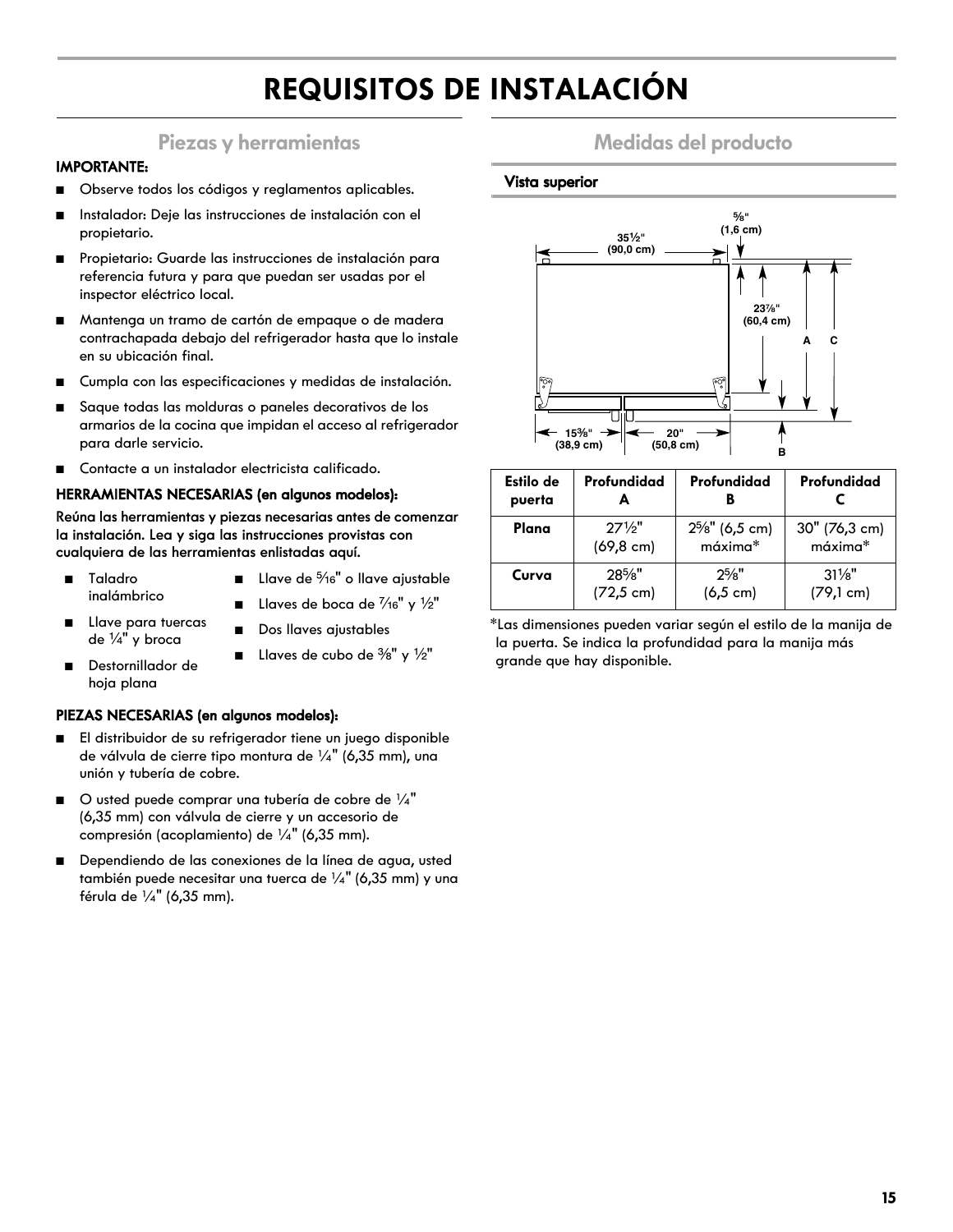# REQUISITOS DE INSTALACIÓN

## Piezas y herramientas

**IMPORTANTE:**

- Observe todos los códigos y reglamentos aplicables.
- Instalador: Deje las instrucciones de instalación con el propietario.
- Propietario: Guarde las instrucciones de instalación para referencia futura y para que puedan ser usadas por el inspector eléctrico local.
- Mantenga un tramo de cartón de empaque o de madera contrachapada debajo del refrigerador hasta que lo instale en su ubicación final.
- Cumpla con las especificaciones y medidas de instalación.
- Saque todas las molduras o paneles decorativos de los armarios de la cocina que impidan el acceso al refrigerador para darle servicio.
- Contacte a un instalador electricista calificado.

**HERRAMIENTAS NECESARIAS (en algunos modelos):**

**Reúna las herramientas y piezas necesarias antes de comenzar la instalación. Lea y siga las instrucciones provistas con cualquiera de las herramientas enlistadas aquí.**

- Taladro inalámbrico
- Llave para tuercas de ¼" y broca
- Destornillador de hoja plana
- Llave de 5⁄16" o llave ajustable
- Llaves de boca de 7⁄16" y ½"
- Dos llaves ajustables
- Llaves de cubo de ⅜" y ½"

**PIEZAS NECESARIAS (en algunos modelos):**

- El distribuidor de su refrigerador tiene un juego disponible de válvula de cierre tipo montura de ¼" (6,35 mm), una unión y tubería de cobre.
- O usted puede comprar una tubería de cobre de ¼" (6,35 mm) con válvula de cierre y un accesorio de compresión (acoplamiento) de ¼" (6,35 mm).
- Dependiendo de las conexiones de la línea de agua, usted también puede necesitar una tuerca de ¼" (6,35 mm) y una férula de ¼" (6,35 mm).

## Medidas del producto

### Vista superior

35½" (90,0 cm)
⅝" (1,6 cm)
23⅞" (60,4 cm)
A C
15⅜" (38,9 cm)
20" (50,8 cm)
B

| Estilo de puerta | Profundidad A | Profundidad B | Profundidad C |
|---|---|---|---|
| **Plana** | 27½" (69,8 cm) | 2⅝" (6,5 cm) máxima* | 30" (76,3 cm) máxima* |
| **Curva** | 28⅝" (72,5 cm) | 2⅝" (6,5 cm) | 31⅛" (79,1 cm) |

*Las dimensiones pueden variar según el estilo de la manija de la puerta. Se indica la profundidad para la manija más grande que hay disponible.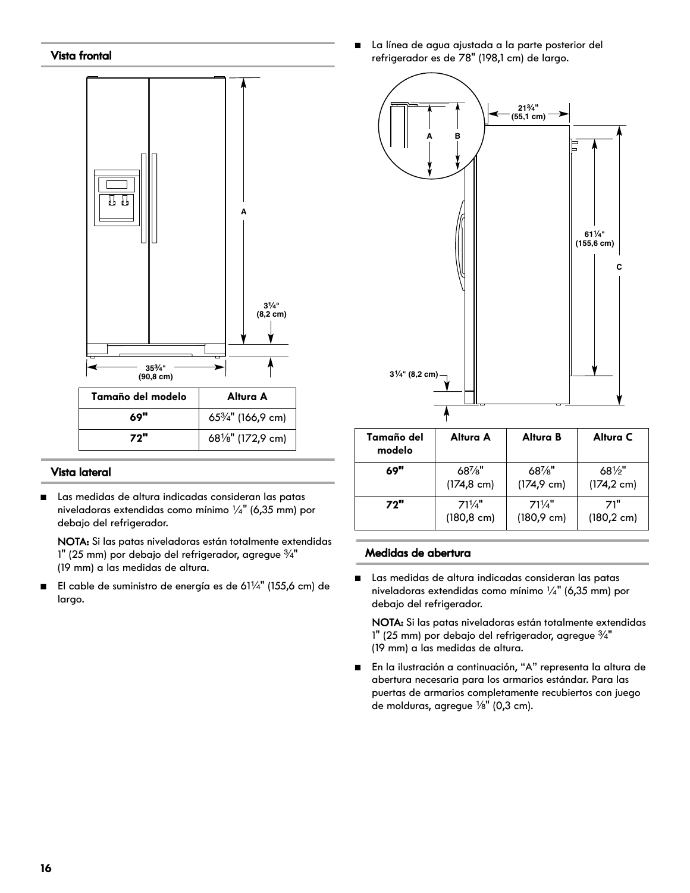## Vista frontal

| Tamaño del modelo | Altura A |
|---|---|
| 69" | 65¾" (166,9 cm) |
| 72" | 68⅛" (172,9 cm) |

## Vista lateral

- Las medidas de altura indicadas consideran las patas niveladoras extendidas como mínimo ¼" (6,35 mm) por debajo del refrigerador.

  **NOTA:** Si las patas niveladoras están totalmente extendidas 1" (25 mm) por debajo del refrigerador, agregue ¾" (19 mm) a las medidas de altura.

- El cable de suministro de energía es de 61¼" (155,6 cm) de largo.

- La línea de agua ajustada a la parte posterior del refrigerador es de 78" (198,1 cm) de largo.

| Tamaño del modelo | Altura A | Altura B | Altura C |
|---|---|---|---|
| 69" | 68⅞" (174,8 cm) | 68⅞" (174,9 cm) | 68½" (174,2 cm) |
| 72" | 71¼" (180,8 cm) | 71¼" (180,9 cm) | 71" (180,2 cm) |

## Medidas de abertura

- Las medidas de altura indicadas consideran las patas niveladoras extendidas como mínimo ¼" (6,35 mm) por debajo del refrigerador.

  **NOTA:** Si las patas niveladoras están totalmente extendidas 1" (25 mm) por debajo del refrigerador, agregue ¾" (19 mm) a las medidas de altura.

- En la ilustración a continuación, "A" representa la altura de abertura necesaria para los armarios estándar. Para las puertas de armarios completamente recubiertos con juego de molduras, agregue ⅛" (0,3 cm).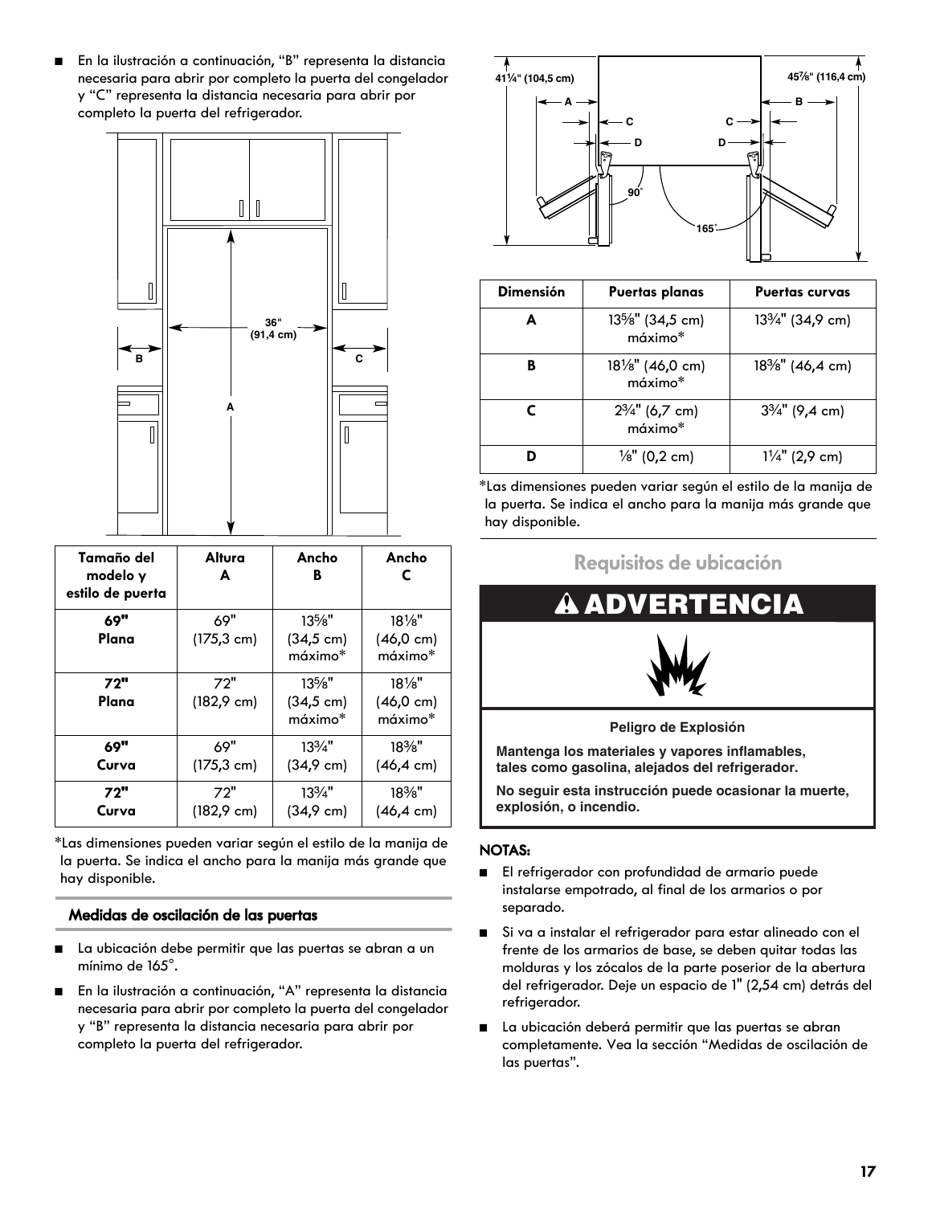- En la ilustración a continuación, "B" representa la distancia necesaria para abrir por completo la puerta del congelador y "C" representa la distancia necesaria para abrir por completo la puerta del refrigerador.

| Tamaño del modelo y estilo de puerta | Altura A | Ancho B | Ancho C |
|---|---|---|---|
| **69" Plana** | 69" (175,3 cm) | 13⅝" (34,5 cm) máximo* | 18⅛" (46,0 cm) máximo* |
| **72" Plana** | 72" (182,9 cm) | 13⅝" (34,5 cm) máximo* | 18⅛" (46,0 cm) máximo* |
| **69" Curva** | 69" (175,3 cm) | 13¾" (34,9 cm) | 18⅜" (46,4 cm) |
| **72" Curva** | 72" (182,9 cm) | 13¾" (34,9 cm) | 18⅜" (46,4 cm) |

*Las dimensiones pueden variar según el estilo de la manija de la puerta. Se indica el ancho para la manija más grande que hay disponible.

### Medidas de oscilación de las puertas

- La ubicación debe permitir que las puertas se abran a un mínimo de 165°.
- En la ilustración a continuación, "A" representa la distancia necesaria para abrir por completo la puerta del congelador y "B" representa la distancia necesaria para abrir por completo la puerta del refrigerador.

| Dimensión | Puertas planas | Puertas curvas |
|---|---|---|
| **A** | 13⅝" (34,5 cm) máximo* | 13¾" (34,9 cm) |
| **B** | 18⅛" (46,0 cm) máximo* | 18⅜" (46,4 cm) |
| **C** | 2¾" (6,7 cm) máximo* | 3¾" (9,4 cm) |
| **D** | ⅛" (0,2 cm) | 1¼" (2,9 cm) |

*Las dimensiones pueden variar según el estilo de la manija de la puerta. Se indica el ancho para la manija más grande que hay disponible.

## Requisitos de ubicación

**⚠ ADVERTENCIA**

**Peligro de Explosión**

**Mantenga los materiales y vapores inflamables, tales como gasolina, alejados del refrigerador.**

**No seguir esta instrucción puede ocasionar la muerte, explosión, o incendio.**

**NOTAS:**

- El refrigerador con profundidad de armario puede instalarse empotrado, al final de los armarios o por separado.
- Si va a instalar el refrigerador para estar alineado con el frente de los armarios de base, se deben quitar todas las molduras y los zócalos de la parte poserior de la abertura del refrigerador. Deje un espacio de 1" (2,54 cm) detrás del refrigerador.
- La ubicación deberá permitir que las puertas se abran completamente. Vea la sección "Medidas de oscilación de las puertas".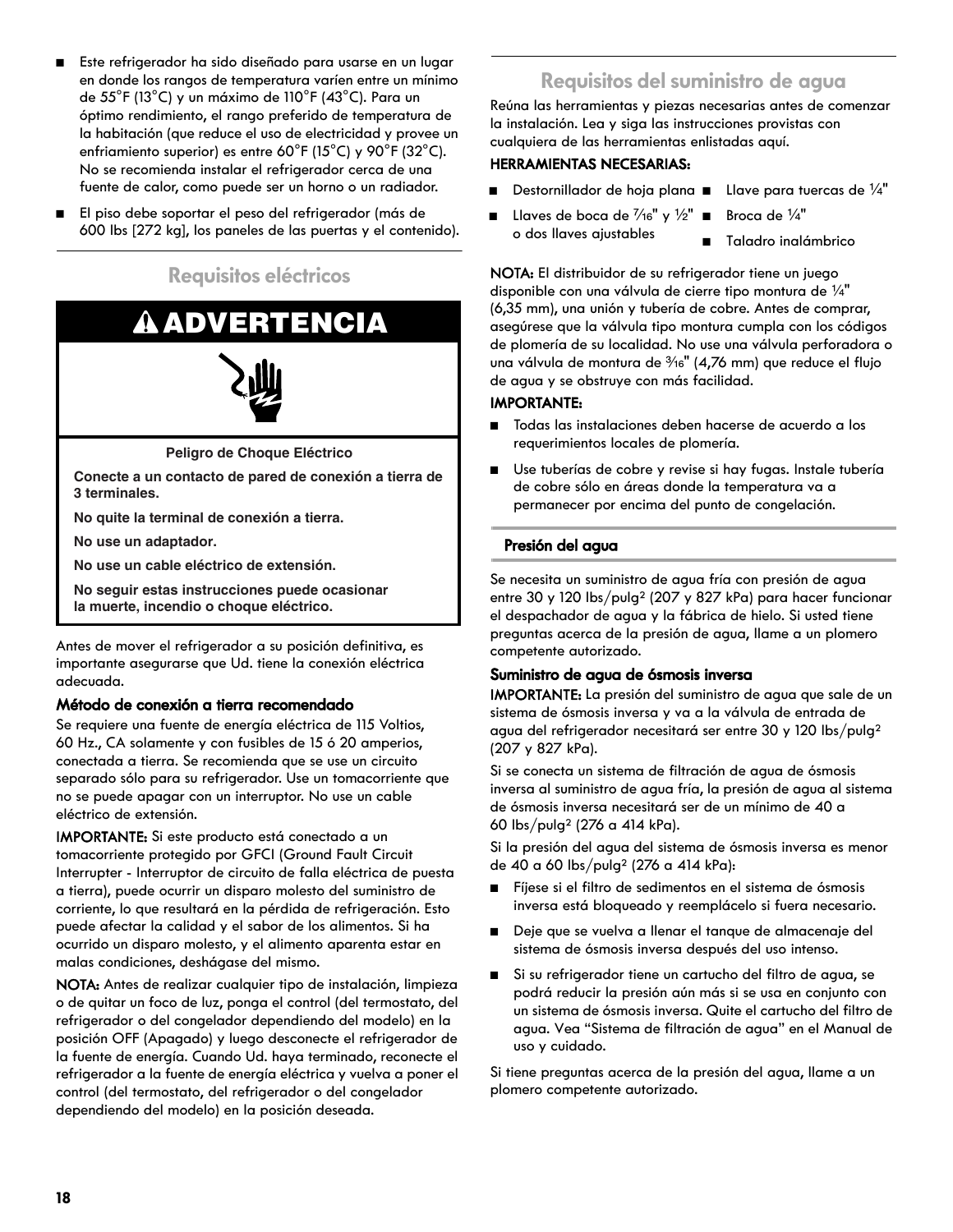- Este refrigerador ha sido diseñado para usarse en un lugar en donde los rangos de temperatura varíen entre un mínimo de 55°F (13°C) y un máximo de 110°F (43°C). Para un óptimo rendimiento, el rango preferido de temperatura de la habitación (que reduce el uso de electricidad y provee un enfriamiento superior) es entre 60°F (15°C) y 90°F (32°C). No se recomienda instalar el refrigerador cerca de una fuente de calor, como puede ser un horno o un radiador.
- El piso debe soportar el peso del refrigerador (más de 600 lbs [272 kg], los paneles de las puertas y el contenido).

## Requisitos eléctricos

**⚠ ADVERTENCIA**

**Peligro de Choque Eléctrico**

**Conecte a un contacto de pared de conexión a tierra de 3 terminales.**

**No quite la terminal de conexión a tierra.**

**No use un adaptador.**

**No use un cable eléctrico de extensión.**

**No seguir estas instrucciones puede ocasionar la muerte, incendio o choque eléctrico.**

Antes de mover el refrigerador a su posición definitiva, es importante asegurarse que Ud. tiene la conexión eléctrica adecuada.

### Método de conexión a tierra recomendado

Se requiere una fuente de energía eléctrica de 115 Voltios, 60 Hz., CA solamente y con fusibles de 15 ó 20 amperios, conectada a tierra. Se recomienda que se use un circuito separado sólo para su refrigerador. Use un tomacorriente que no se puede apagar con un interruptor. No use un cable eléctrico de extensión.

**IMPORTANTE:** Si este producto está conectado a un tomacorriente protegido por GFCI (Ground Fault Circuit Interrupter - Interruptor de circuito de falla eléctrica de puesta a tierra), puede ocurrir un disparo molesto del suministro de corriente, lo que resultará en la pérdida de refrigeración. Esto puede afectar la calidad y el sabor de los alimentos. Si ha ocurrido un disparo molesto, y el alimento aparenta estar en malas condiciones, deshágase del mismo.

**NOTA:** Antes de realizar cualquier tipo de instalación, limpieza o de quitar un foco de luz, ponga el control (del termostato, del refrigerador o del congelador dependiendo del modelo) en la posición OFF (Apagado) y luego desconecte el refrigerador de la fuente de energía. Cuando Ud. haya terminado, reconecte el refrigerador a la fuente de energía eléctrica y vuelva a poner el control (del termostato, del refrigerador o del congelador dependiendo del modelo) en la posición deseada.

## Requisitos del suministro de agua

Reúna las herramientas y piezas necesarias antes de comenzar la instalación. Lea y siga las instrucciones provistas con cualquiera de las herramientas enlistadas aquí.

**HERRAMIENTAS NECESARIAS:**

- Destornillador de hoja plana
- Llaves de boca de 7/16" y 1/2" o dos llaves ajustables
- Llave para tuercas de 1/4"
- Broca de 1/4"
- Taladro inalámbrico

**NOTA:** El distribuidor de su refrigerador tiene un juego disponible con una válvula de cierre tipo montura de 1/4" (6,35 mm), una unión y tubería de cobre. Antes de comprar, asegúrese que la válvula tipo montura cumpla con los códigos de plomería de su localidad. No use una válvula perforadora o una válvula de montura de 3/16" (4,76 mm) que reduce el flujo de agua y se obstruye con más facilidad.

**IMPORTANTE:**

- Todas las instalaciones deben hacerse de acuerdo a los requerimientos locales de plomería.
- Use tuberías de cobre y revise si hay fugas. Instale tubería de cobre sólo en áreas donde la temperatura va a permanecer por encima del punto de congelación.

### Presión del agua

Se necesita un suministro de agua fría con presión de agua entre 30 y 120 lbs/pulg² (207 y 827 kPa) para hacer funcionar el despachador de agua y la fábrica de hielo. Si usted tiene preguntas acerca de la presión de agua, llame a un plomero competente autorizado.

#### Suministro de agua de ósmosis inversa

**IMPORTANTE:** La presión del suministro de agua que sale de un sistema de ósmosis inversa y va a la válvula de entrada de agua del refrigerador necesitará ser entre 30 y 120 lbs/pulg² (207 y 827 kPa).

Si se conecta un sistema de filtración de agua de ósmosis inversa al suministro de agua fría, la presión de agua al sistema de ósmosis inversa necesitará ser de un mínimo de 40 a 60 lbs/pulg² (276 a 414 kPa).

Si la presión del agua del sistema de ósmosis inversa es menor de 40 a 60 lbs/pulg² (276 a 414 kPa):

- Fíjese si el filtro de sedimentos en el sistema de ósmosis inversa está bloqueado y reemplácelo si fuera necesario.
- Deje que se vuelva a llenar el tanque de almacenaje del sistema de ósmosis inversa después del uso intenso.
- Si su refrigerador tiene un cartucho del filtro de agua, se podrá reducir la presión aún más si se usa en conjunto con un sistema de ósmosis inversa. Quite el cartucho del filtro de agua. Vea “Sistema de filtración de agua” en el Manual de uso y cuidado.

Si tiene preguntas acerca de la presión del agua, llame a un plomero competente autorizado.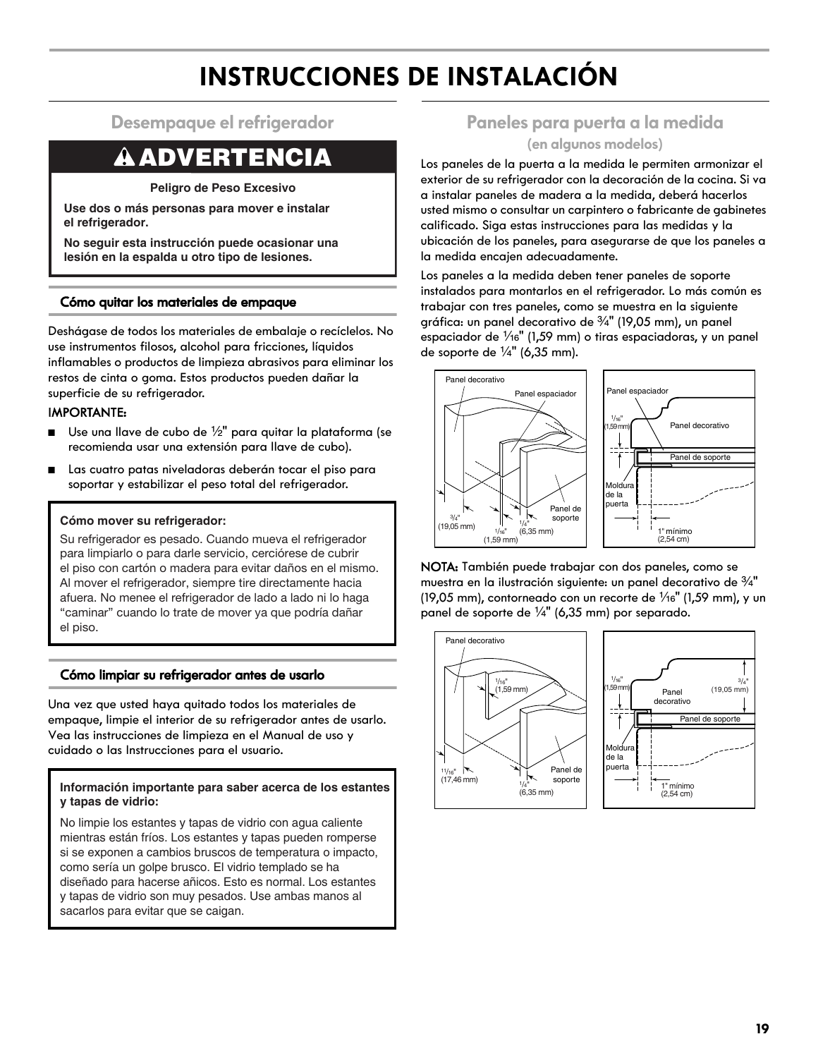# INSTRUCCIONES DE INSTALACIÓN

## Desempaque el refrigerador

**⚠ ADVERTENCIA**

**Peligro de Peso Excesivo**

**Use dos o más personas para mover e instalar el refrigerador.**

**No seguir esta instrucción puede ocasionar una lesión en la espalda u otro tipo de lesiones.**

### Cómo quitar los materiales de empaque

Deshágase de todos los materiales de embalaje o recíclelos. No use instrumentos filosos, alcohol para fricciones, líquidos inflamables o productos de limpieza abrasivos para eliminar los restos de cinta o goma. Estos productos pueden dañar la superficie de su refrigerador.

**IMPORTANTE:**

- Use una llave de cubo de ½" para quitar la plataforma (se recomienda usar una extensión para llave de cubo).
- Las cuatro patas niveladoras deberán tocar el piso para soportar y estabilizar el peso total del refrigerador.

**Cómo mover su refrigerador:**

Su refrigerador es pesado. Cuando mueva el refrigerador para limpiarlo o para darle servicio, cerciórese de cubrir el piso con cartón o madera para evitar daños en el mismo. Al mover el refrigerador, siempre tire directamente hacia afuera. No menee el refrigerador de lado a lado ni lo haga “caminar” cuando lo trate de mover ya que podría dañar el piso.

### Cómo limpiar su refrigerador antes de usarlo

Una vez que usted haya quitado todos los materiales de empaque, limpie el interior de su refrigerador antes de usarlo. Vea las instrucciones de limpieza en el Manual de uso y cuidado o las Instrucciones para el usuario.

**Información importante para saber acerca de los estantes y tapas de vidrio:**

No limpie los estantes y tapas de vidrio con agua caliente mientras están fríos. Los estantes y tapas pueden romperse si se exponen a cambios bruscos de temperatura o impacto, como sería un golpe brusco. El vidrio templado se ha diseñado para hacerse añicos. Esto es normal. Los estantes y tapas de vidrio son muy pesados. Use ambas manos al sacarlos para evitar que se caigan.

## Paneles para puerta a la medida

**(en algunos modelos)**

Los paneles de la puerta a la medida le permiten armonizar el exterior de su refrigerador con la decoración de la cocina. Si va a instalar paneles de madera a la medida, deberá hacerlos usted mismo o consultar un carpintero o fabricante de gabinetes calificado. Siga estas instrucciones para las medidas y la ubicación de los paneles, para asegurarse de que los paneles a la medida encajen adecuadamente.

Los paneles a la medida deben tener paneles de soporte instalados para montarlos en el refrigerador. Lo más común es trabajar con tres paneles, como se muestra en la siguiente gráfica: un panel decorativo de ¾" (19,05 mm), un panel espaciador de ¹⁄₁₆" (1,59 mm) o tiras espaciadoras, y un panel de soporte de ¼" (6,35 mm).

Panel decorativo | Panel espaciador | Panel de soporte | ¾" (19,05 mm) | ¹⁄₁₆" (1,59 mm) | ¼" (6,35 mm)

Panel espaciador | ¹⁄₁₆" (1,59 mm) | Panel decorativo | Panel de soporte | Moldura de la puerta | 1" mínimo (2,54 cm)

**NOTA:** También puede trabajar con dos paneles, como se muestra en la ilustración siguiente: un panel decorativo de ¾" (19,05 mm), contorneado con un recorte de ¹⁄₁₆" (1,59 mm), y un panel de soporte de ¼" (6,35 mm) por separado.

Panel decorativo | ¹⁄₁₆" (1,59 mm) | ¹¹⁄₁₆" (17,46 mm) | Panel de soporte | ¼" (6,35 mm)

¹⁄₁₆" (1,59 mm) | Panel decorativo | ¾" (19,05 mm) | Panel de soporte | Moldura de la puerta | 1" mínimo (2,54 cm)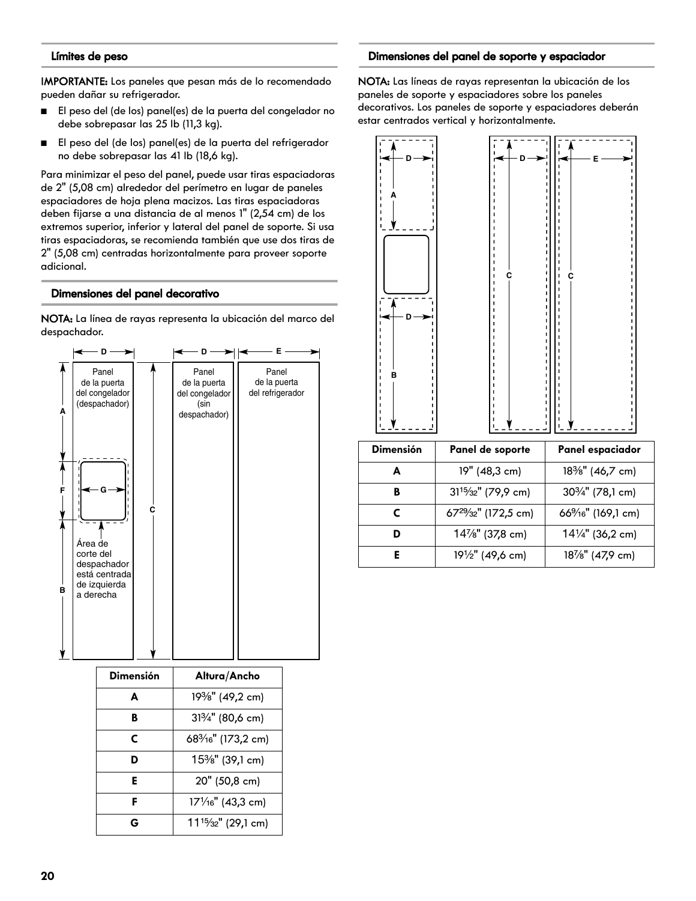## Límites de peso

**IMPORTANTE:** Los paneles que pesan más de lo recomendado pueden dañar su refrigerador.

- El peso del (de los) panel(es) de la puerta del congelador no debe sobrepasar las 25 lb (11,3 kg).
- El peso del (de los) panel(es) de la puerta del refrigerador no debe sobrepasar las 41 lb (18,6 kg).

Para minimizar el peso del panel, puede usar tiras espaciadoras de 2" (5,08 cm) alrededor del perímetro en lugar de paneles espaciadores de hoja plena macizos. Las tiras espaciadoras deben fijarse a una distancia de al menos 1" (2,54 cm) de los extremos superior, inferior y lateral del panel de soporte. Si usa tiras espaciadoras, se recomienda también que use dos tiras de 2" (5,08 cm) centradas horizontalmente para proveer soporte adicional.

## Dimensiones del panel decorativo

**NOTA:** La línea de rayas representa la ubicación del marco del despachador.

Panel de la puerta del congelador (despachador)

Panel de la puerta del congelador (sin despachador)

Panel de la puerta del refrigerador

Área de corte del despachador está centrada de izquierda a derecha

| Dimensión | Altura/Ancho |
|---|---|
| **A** | 19⅜" (49,2 cm) |
| **B** | 31¾" (80,6 cm) |
| **C** | 68³⁄₁₆" (173,2 cm) |
| **D** | 15⅜" (39,1 cm) |
| **E** | 20" (50,8 cm) |
| **F** | 17¹⁄₁₆" (43,3 cm) |
| **G** | 11¹⁵⁄₃₂" (29,1 cm) |

## Dimensiones del panel de soporte y espaciador

**NOTA:** Las líneas de rayas representan la ubicación de los paneles de soporte y espaciadores sobre los paneles decorativos. Los paneles de soporte y espaciadores deberán estar centrados vertical y horizontalmente.

| Dimensión | Panel de soporte | Panel espaciador |
|---|---|---|
| **A** | 19" (48,3 cm) | 18⅜" (46,7 cm) |
| **B** | 31¹⁵⁄₃₂" (79,9 cm) | 30¾" (78,1 cm) |
| **C** | 67²⁹⁄₃₂" (172,5 cm) | 66⁹⁄₁₆" (169,1 cm) |
| **D** | 14⅞" (37,8 cm) | 14¼" (36,2 cm) |
| **E** | 19½" (49,6 cm) | 18⅞" (47,9 cm) |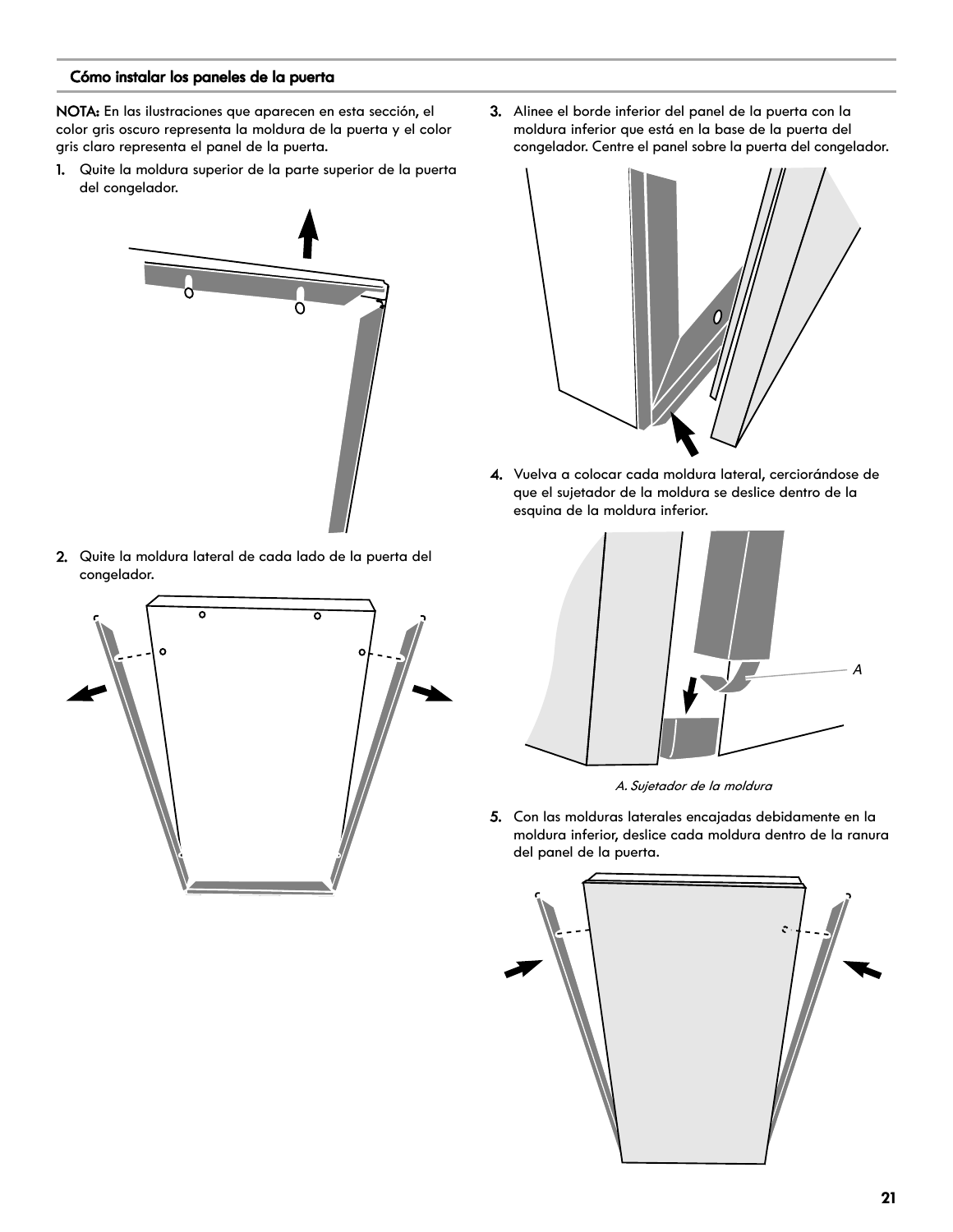## Cómo instalar los paneles de la puerta

**NOTA:** En las ilustraciones que aparecen en esta sección, el color gris oscuro representa la moldura de la puerta y el color gris claro representa el panel de la puerta.

1. Quite la moldura superior de la parte superior de la puerta del congelador.

2. Quite la moldura lateral de cada lado de la puerta del congelador.

3. Alinee el borde inferior del panel de la puerta con la moldura inferior que está en la base de la puerta del congelador. Centre el panel sobre la puerta del congelador.

4. Vuelva a colocar cada moldura lateral, cerciorándose de que el sujetador de la moldura se deslice dentro de la esquina de la moldura inferior.

*A. Sujetador de la moldura*

5. Con las molduras laterales encajadas debidamente en la moldura inferior, deslice cada moldura dentro de la ranura del panel de la puerta.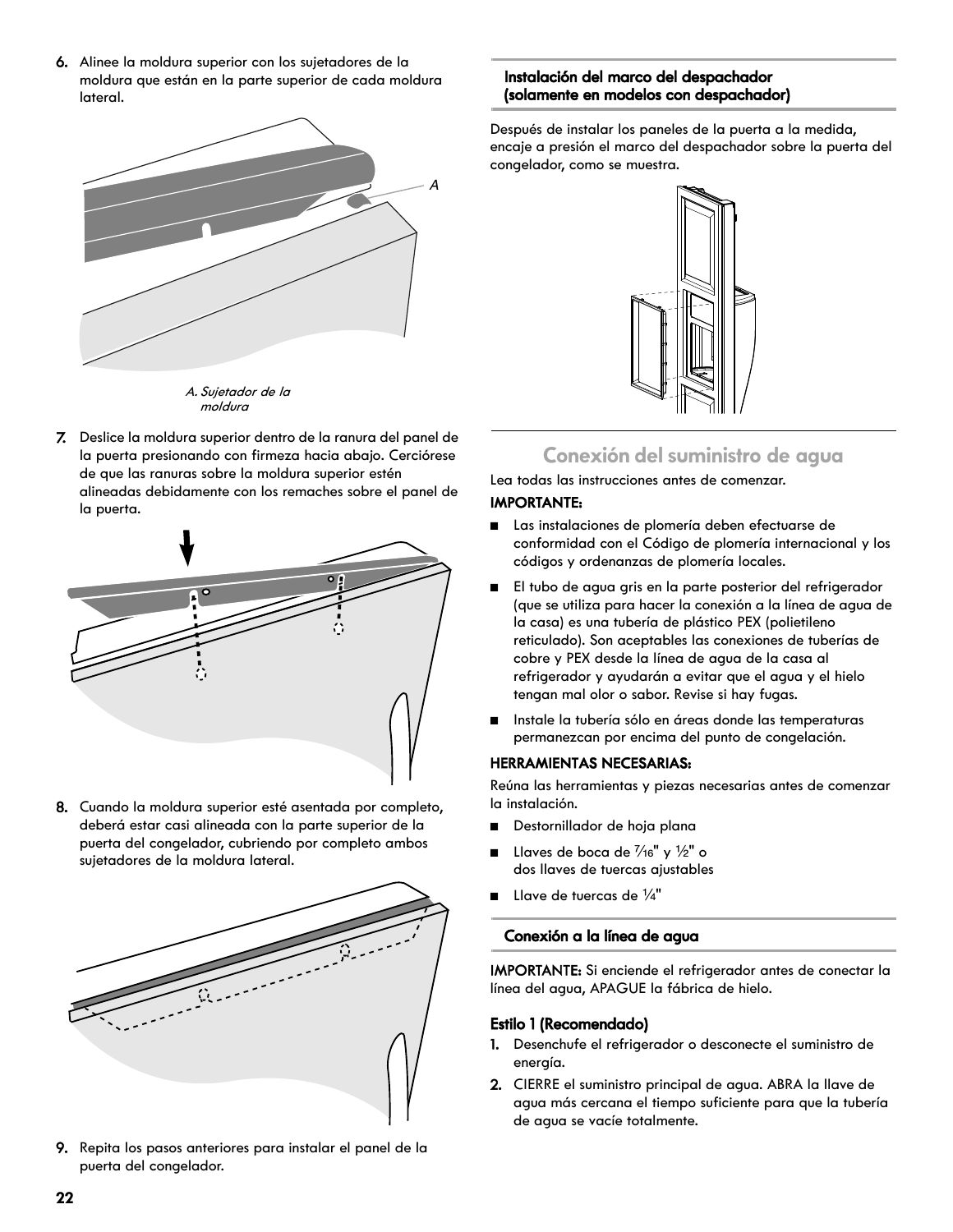6. Alinee la moldura superior con los sujetadores de la moldura que están en la parte superior de cada moldura lateral.

A. Sujetador de la moldura

7. Deslice la moldura superior dentro de la ranura del panel de la puerta presionando con firmeza hacia abajo. Cerciórese de que las ranuras sobre la moldura superior estén alineadas debidamente con los remaches sobre el panel de la puerta.

8. Cuando la moldura superior esté asentada por completo, deberá estar casi alineada con la parte superior de la puerta del congelador, cubriendo por completo ambos sujetadores de la moldura lateral.

9. Repita los pasos anteriores para instalar el panel de la puerta del congelador.

### Instalación del marco del despachador (solamente en modelos con despachador)

Después de instalar los paneles de la puerta a la medida, encaje a presión el marco del despachador sobre la puerta del congelador, como se muestra.

## Conexión del suministro de agua

Lea todas las instrucciones antes de comenzar.

**IMPORTANTE:**

- Las instalaciones de plomería deben efectuarse de conformidad con el Código de plomería internacional y los códigos y ordenanzas de plomería locales.
- El tubo de agua gris en la parte posterior del refrigerador (que se utiliza para hacer la conexión a la línea de agua de la casa) es una tubería de plástico PEX (polietileno reticulado). Son aceptables las conexiones de tuberías de cobre y PEX desde la línea de agua de la casa al refrigerador y ayudarán a evitar que el agua y el hielo tengan mal olor o sabor. Revise si hay fugas.
- Instale la tubería sólo en áreas donde las temperaturas permanezcan por encima del punto de congelación.

**HERRAMIENTAS NECESARIAS:**

Reúna las herramientas y piezas necesarias antes de comenzar la instalación.

- Destornillador de hoja plana
- Llaves de boca de 7⁄16" y ½" o dos llaves de tuercas ajustables
- Llave de tuercas de ¼"

### Conexión a la línea de agua

**IMPORTANTE:** Si enciende el refrigerador antes de conectar la línea del agua, APAGUE la fábrica de hielo.

**Estilo 1 (Recomendado)**

1. Desenchufe el refrigerador o desconecte el suministro de energía.
2. CIERRE el suministro principal de agua. ABRA la llave de agua más cercana el tiempo suficiente para que la tubería de agua se vacíe totalmente.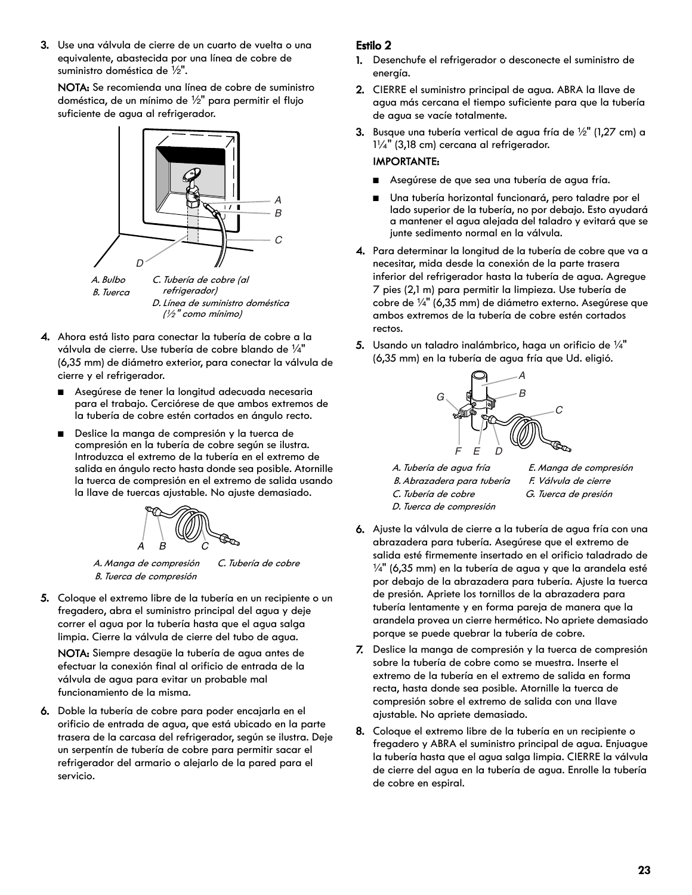3. Use una válvula de cierre de un cuarto de vuelta o una equivalente, abastecida por una línea de cobre de suministro doméstica de ½".

   **NOTA:** Se recomienda una línea de cobre de suministro doméstica, de un mínimo de ½" para permitir el flujo suficiente de agua al refrigerador.

   *A. Bulbo*
   *B. Tuerca*
   *C. Tubería de cobre (al refrigerador)*
   *D. Línea de suministro doméstica (½" como mínimo)*

4. Ahora está listo para conectar la tubería de cobre a la válvula de cierre. Use tubería de cobre blando de ¼" (6,35 mm) de diámetro exterior, para conectar la válvula de cierre y el refrigerador.

   - Asegúrese de tener la longitud adecuada necesaria para el trabajo. Cerciórese de que ambos extremos de la tubería de cobre estén cortados en ángulo recto.
   - Deslice la manga de compresión y la tuerca de compresión en la tubería de cobre según se ilustra. Introduzca el extremo de la tubería en el extremo de salida en ángulo recto hasta donde sea posible. Atornille la tuerca de compresión en el extremo de salida usando la llave de tuercas ajustable. No ajuste demasiado.

   *A. Manga de compresión*
   *B. Tuerca de compresión*
   *C. Tubería de cobre*

5. Coloque el extremo libre de la tubería en un recipiente o un fregadero, abra el suministro principal del agua y deje correr el agua por la tubería hasta que el agua salga limpia. Cierre la válvula de cierre del tubo de agua.

   **NOTA:** Siempre desagüe la tubería de agua antes de efectuar la conexión final al orificio de entrada de la válvula de agua para evitar un probable mal funcionamiento de la misma.

6. Doble la tubería de cobre para poder encajarla en el orificio de entrada de agua, que está ubicado en la parte trasera de la carcasa del refrigerador, según se ilustra. Deje un serpentín de tubería de cobre para permitir sacar el refrigerador del armario o alejarlo de la pared para el servicio.

## Estilo 2

1. Desenchufe el refrigerador o desconecte el suministro de energía.
2. CIERRE el suministro principal de agua. ABRA la llave de agua más cercana el tiempo suficiente para que la tubería de agua se vacíe totalmente.
3. Busque una tubería vertical de agua fría de ½" (1,27 cm) a 1¼" (3,18 cm) cercana al refrigerador.

   **IMPORTANTE:**

   - Asegúrese de que sea una tubería de agua fría.
   - Una tubería horizontal funcionará, pero taladre por el lado superior de la tubería, no por debajo. Esto ayudará a mantener el agua alejada del taladro y evitará que se junte sedimento normal en la válvula.

4. Para determinar la longitud de la tubería de cobre que va a necesitar, mida desde la conexión de la parte trasera inferior del refrigerador hasta la tubería de agua. Agregue 7 pies (2,1 m) para permitir la limpieza. Use tubería de cobre de ¼" (6,35 mm) de diámetro externo. Asegúrese que ambos extremos de la tubería de cobre estén cortados rectos.
5. Usando un taladro inalámbrico, haga un orificio de ¼" (6,35 mm) en la tubería de agua fría que Ud. eligió.

   *A. Tubería de agua fría*
   *B. Abrazadera para tubería*
   *C. Tubería de cobre*
   *D. Tuerca de compresión*
   *E. Manga de compresión*
   *F. Válvula de cierre*
   *G. Tuerca de presión*

6. Ajuste la válvula de cierre a la tubería de agua fría con una abrazadera para tubería. Asegúrese que el extremo de salida esté firmemente insertado en el orificio taladrado de ¼" (6,35 mm) en la tubería de agua y que la arandela esté por debajo de la abrazadera para tubería. Ajuste la tuerca de presión. Apriete los tornillos de la abrazadera para tubería lentamente y en forma pareja de manera que la arandela provea un cierre hermético. No apriete demasiado porque se puede quebrar la tubería de cobre.
7. Deslice la manga de compresión y la tuerca de compresión sobre la tubería de cobre como se muestra. Inserte el extremo de la tubería en el extremo de salida en forma recta, hasta donde sea posible. Atornille la tuerca de compresión sobre el extremo de salida con una llave ajustable. No apriete demasiado.
8. Coloque el extremo libre de la tubería en un recipiente o fregadero y ABRA el suministro principal de agua. Enjuague la tubería hasta que el agua salga limpia. CIERRE la válvula de cierre del agua en la tubería de agua. Enrolle la tubería de cobre en espiral.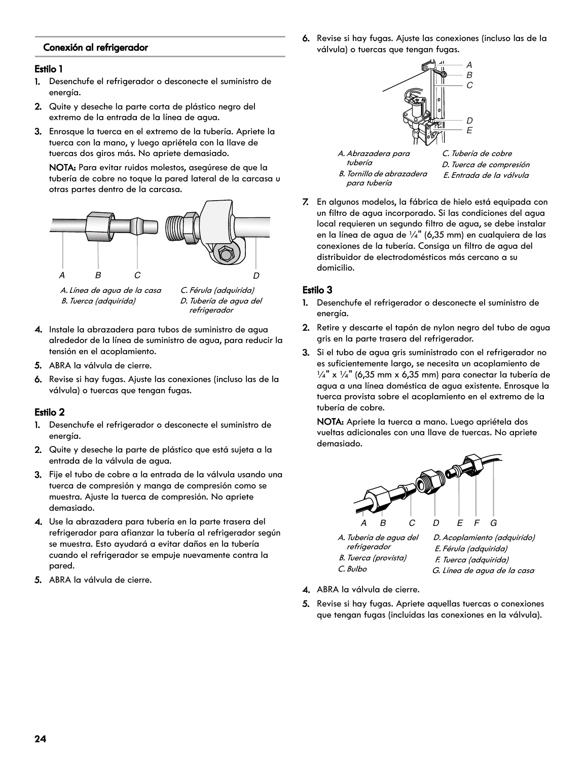## Conexión al refrigerador

### Estilo 1

1. Desenchufe el refrigerador o desconecte el suministro de energía.
2. Quite y deseche la parte corta de plástico negro del extremo de la entrada de la línea de agua.
3. Enrosque la tuerca en el extremo de la tubería. Apriete la tuerca con la mano, y luego apriételа con la llave de tuercas dos giros más. No apriete demasiado.

   **NOTA:** Para evitar ruidos molestos, asegúrese de que la tubería de cobre no toque la pared lateral de la carcasa u otras partes dentro de la carcasa.

*A. Línea de agua de la casa*
*B. Tuerca (adquirida)*
*C. Férula (adquirida)*
*D. Tubería de agua del refrigerador*

4. Instale la abrazadera para tubos de suministro de agua alrededor de la línea de suministro de agua, para reducir la tensión en el acoplamiento.
5. ABRA la válvula de cierre.
6. Revise si hay fugas. Ajuste las conexiones (incluso las de la válvula) o tuercas que tengan fugas.

### Estilo 2

1. Desenchufe el refrigerador o desconecte el suministro de energía.
2. Quite y deseche la parte de plástico que está sujeta a la entrada de la válvula de agua.
3. Fije el tubo de cobre a la entrada de la válvula usando una tuerca de compresión y manga de compresión como se muestra. Ajuste la tuerca de compresión. No apriete demasiado.
4. Use la abrazadera para tubería en la parte trasera del refrigerador para afianzar la tubería al refrigerador según se muestra. Esto ayudará a evitar daños en la tubería cuando el refrigerador se empuje nuevamente contra la pared.
5. ABRA la válvula de cierre.
6. Revise si hay fugas. Ajuste las conexiones (incluso las de la válvula) o tuercas que tengan fugas.

*A. Abrazadera para tubería*
*B. Tornillo de abrazadera para tubería*
*C. Tubería de cobre*
*D. Tuerca de compresión*
*E. Entrada de la válvula*

7. En algunos modelos, la fábrica de hielo está equipada con un filtro de agua incorporado. Si las condiciones del agua local requieren un segundo filtro de agua, se debe instalar en la línea de agua de ¼" (6,35 mm) en cualquiera de las conexiones de la tubería. Consiga un filtro de agua del distribuidor de electrodomésticos más cercano a su domicilio.

### Estilo 3

1. Desenchufe el refrigerador o desconecte el suministro de energía.
2. Retire y descarte el tapón de nylon negro del tubo de agua gris en la parte trasera del refrigerador.
3. Si el tubo de agua gris suministrado con el refrigerador no es suficientemente largo, se necesita un acoplamiento de ¼" x ¼" (6,35 mm x 6,35 mm) para conectar la tubería de agua a una línea doméstica de agua existente. Enrosque la tuerca provista sobre el acoplamiento en el extremo de la tubería de cobre.

   **NOTA:** Apriete la tuerca a mano. Luego apriételа dos vueltas adicionales con una llave de tuercas. No apriete demasiado.

*A. Tubería de agua del refrigerador*
*B. Tuerca (provista)*
*C. Bulbo*
*D. Acoplamiento (adquirido)*
*E. Férula (adquirida)*
*F. Tuerca (adquirida)*
*G. Línea de agua de la casa*

4. ABRA la válvula de cierre.
5. Revise si hay fugas. Apriete aquellas tuercas o conexiones que tengan fugas (incluidas las conexiones en la válvula).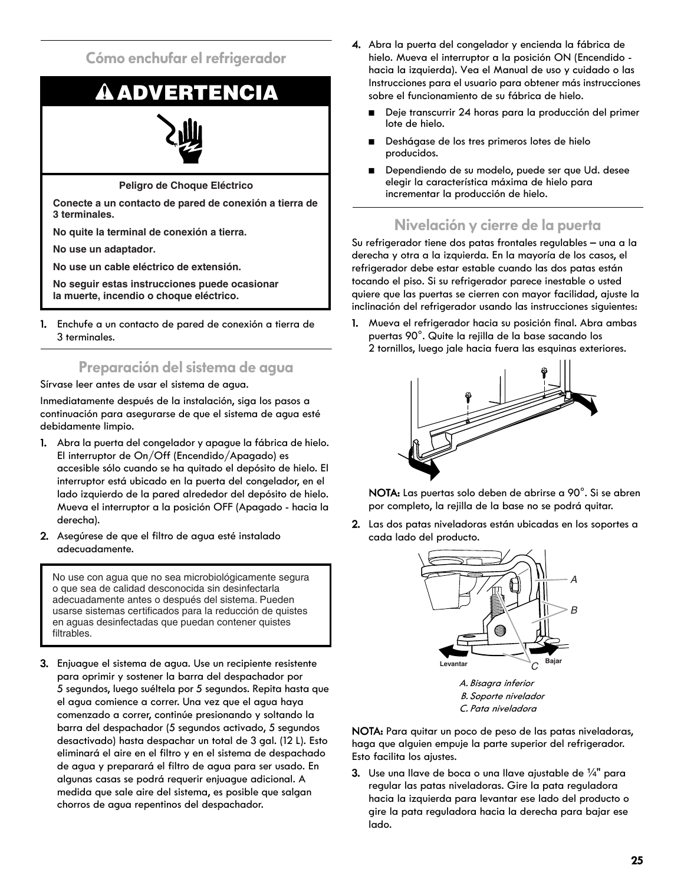## Cómo enchufar el refrigerador

**⚠ ADVERTENCIA**

**Peligro de Choque Eléctrico**

**Conecte a un contacto de pared de conexión a tierra de 3 terminales.**

**No quite la terminal de conexión a tierra.**

**No use un adaptador.**

**No use un cable eléctrico de extensión.**

**No seguir estas instrucciones puede ocasionar la muerte, incendio o choque eléctrico.**

1. Enchufe a un contacto de pared de conexión a tierra de 3 terminales.

## Preparación del sistema de agua

Sírvase leer antes de usar el sistema de agua.

Inmediatamente después de la instalación, siga los pasos a continuación para asegurarse de que el sistema de agua esté debidamente limpio.

1. Abra la puerta del congelador y apague la fábrica de hielo. El interruptor de On/Off (Encendido/Apagado) es accesible sólo cuando se ha quitado el depósito de hielo. El interruptor está ubicado en la puerta del congelador, en el lado izquierdo de la pared alrededor del depósito de hielo. Mueva el interruptor a la posición OFF (Apagado - hacia la derecha).
2. Asegúrese de que el filtro de agua esté instalado adecuadamente.

No use con agua que no sea microbiológicamente segura o que sea de calidad desconocida sin desinfectarla adecuadamente antes o después del sistema. Pueden usarse sistemas certificados para la reducción de quistes en aguas desinfectadas que puedan contener quistes filtrables.

3. Enjuague el sistema de agua. Use un recipiente resistente para oprimir y sostener la barra del despachador por 5 segundos, luego suéltela por 5 segundos. Repita hasta que el agua comience a correr. Una vez que el agua haya comenzado a correr, continúe presionando y soltando la barra del despachador (5 segundos activado, 5 segundos desactivado) hasta despachar un total de 3 gal. (12 L). Esto eliminará el aire en el filtro y en el sistema de despachado de agua y preparará el filtro de agua para ser usado. En algunas casas se podrá requerir enjuague adicional. A medida que sale aire del sistema, es posible que salgan chorros de agua repentinos del despachador.
4. Abra la puerta del congelador y encienda la fábrica de hielo. Mueva el interruptor a la posición ON (Encendido - hacia la izquierda). Vea el Manual de uso y cuidado o las Instrucciones para el usuario para obtener más instrucciones sobre el funcionamiento de su fábrica de hielo.
   - Deje transcurrir 24 horas para la producción del primer lote de hielo.
   - Deshágase de los tres primeros lotes de hielo producidos.
   - Dependiendo de su modelo, puede ser que Ud. desee elegir la característica máxima de hielo para incrementar la producción de hielo.

## Nivelación y cierre de la puerta

Su refrigerador tiene dos patas frontales regulables – una a la derecha y otra a la izquierda. En la mayoría de los casos, el refrigerador debe estar estable cuando las dos patas están tocando el piso. Si su refrigerador parece inestable o usted quiere que las puertas se cierren con mayor facilidad, ajuste la inclinación del refrigerador usando las instrucciones siguientes:

1. Mueva el refrigerador hacia su posición final. Abra ambas puertas 90°. Quite la rejilla de la base sacando los 2 tornillos, luego jale hacia fuera las esquinas exteriores.

   **NOTA:** Las puertas solo deben de abrirse a 90°. Si se abren por completo, la rejilla de la base no se podrá quitar.

2. Las dos patas niveladoras están ubicadas en los soportes a cada lado del producto.

   Levantar — Bajar

   *A. Bisagra inferior*
   *B. Soporte nivelador*
   *C. Pata niveladora*

**NOTA:** Para quitar un poco de peso de las patas niveladoras, haga que alguien empuje la parte superior del refrigerador. Esto facilita los ajustes.

3. Use una llave de boca o una llave ajustable de ¼" para regular las patas niveladoras. Gire la pata reguladora hacia la izquierda para levantar ese lado del producto o gire la pata reguladora hacia la derecha para bajar ese lado.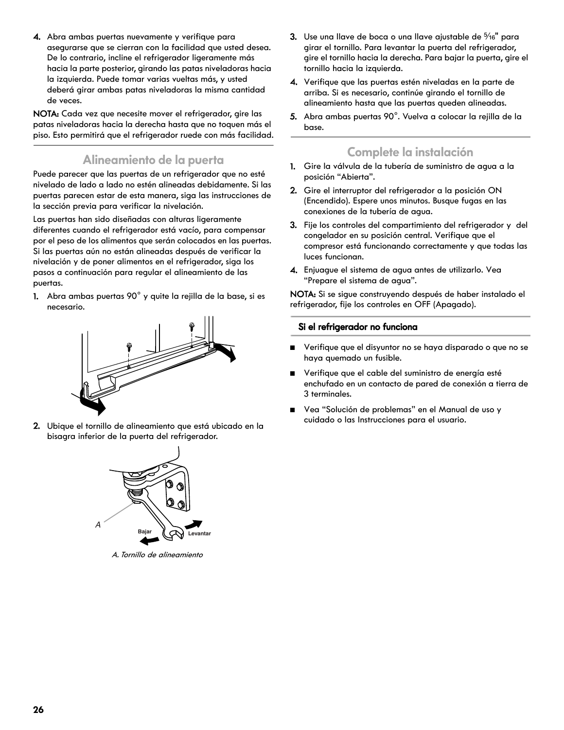4. Abra ambas puertas nuevamente y verifique para asegurarse que se cierran con la facilidad que usted desea. De lo contrario, incline el refrigerador ligeramente más hacia la parte posterior, girando las patas niveladoras hacia la izquierda. Puede tomar varias vueltas más, y usted deberá girar ambas patas niveladoras la misma cantidad de veces.

**NOTA:** Cada vez que necesite mover el refrigerador, gire las patas niveladoras hacia la derecha hasta que no toquen más el piso. Esto permitirá que el refrigerador ruede con más facilidad.

## Alineamiento de la puerta

Puede parecer que las puertas de un refrigerador que no esté nivelado de lado a lado no estén alineadas debidamente. Si las puertas parecen estar de esta manera, siga las instrucciones de la sección previa para verificar la nivelación.

Las puertas han sido diseñadas con alturas ligeramente diferentes cuando el refrigerador está vacío, para compensar por el peso de los alimentos que serán colocados en las puertas. Si las puertas aún no están alineadas después de verificar la nivelación y de poner alimentos en el refrigerador, siga los pasos a continuación para regular el alineamiento de las puertas.

1. Abra ambas puertas 90° y quite la rejilla de la base, si es necesario.

2. Ubique el tornillo de alineamiento que está ubicado en la bisagra inferior de la puerta del refrigerador.

Bajar Levantar

*A. Tornillo de alineamiento*

3. Use una llave de boca o una llave ajustable de 5⁄16" para girar el tornillo. Para levantar la puerta del refrigerador, gire el tornillo hacia la derecha. Para bajar la puerta, gire el tornillo hacia la izquierda.
4. Verifique que las puertas estén niveladas en la parte de arriba. Si es necesario, continúe girando el tornillo de alineamiento hasta que las puertas queden alineadas.
5. Abra ambas puertas 90°. Vuelva a colocar la rejilla de la base.

## Complete la instalación

1. Gire la válvula de la tubería de suministro de agua a la posición "Abierta".
2. Gire el interruptor del refrigerador a la posición ON (Encendido). Espere unos minutos. Busque fugas en las conexiones de la tubería de agua.
3. Fije los controles del compartimiento del refrigerador y del congelador en su posición central. Verifique que el compresor está funcionando correctamente y que todas las luces funcionan.
4. Enjuague el sistema de agua antes de utilizarlo. Vea "Prepare el sistema de agua".

**NOTA:** Si se sigue construyendo después de haber instalado el refrigerador, fije los controles en OFF (Apagado).

### Si el refrigerador no funciona

- Verifique que el disyuntor no se haya disparado o que no se haya quemado un fusible.
- Verifique que el cable del suministro de energía esté enchufado en un contacto de pared de conexión a tierra de 3 terminales.
- Vea "Solución de problemas" en el Manual de uso y cuidado o las Instrucciones para el usuario.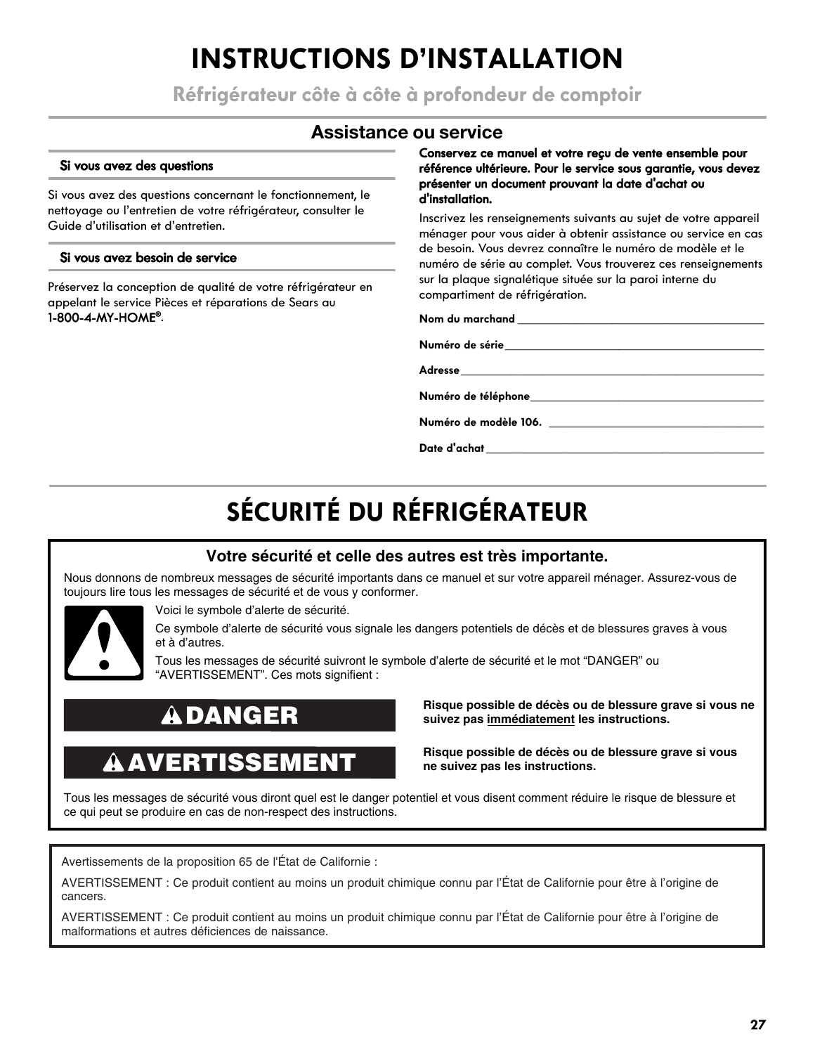# INSTRUCTIONS D'INSTALLATION

## Réfrigérateur côte à côte à profondeur de comptoir

## Assistance ou service

### Si vous avez des questions

Si vous avez des questions concernant le fonctionnement, le nettoyage ou l'entretien de votre réfrigérateur, consulter le Guide d'utilisation et d'entretien.

### Si vous avez besoin de service

Préservez la conception de qualité de votre réfrigérateur en appelant le service Pièces et réparations de Sears au **1-800-4-MY-HOME®**.

**Conservez ce manuel et votre reçu de vente ensemble pour référence ultérieure. Pour le service sous garantie, vous devez présenter un document prouvant la date d'achat ou d'installation.**

Inscrivez les renseignements suivants au sujet de votre appareil ménager pour vous aider à obtenir assistance ou service en cas de besoin. Vous devrez connaître le numéro de modèle et le numéro de série au complet. Vous trouverez ces renseignements sur la plaque signalétique située sur la paroi interne du compartiment de réfrigération.

**Nom du marchand** ________________________________

**Numéro de série** ________________________________

**Adresse** ________________________________

**Numéro de téléphone** ________________________________

**Numéro de modèle 106.** ________________________________

**Date d'achat** ________________________________

# SÉCURITÉ DU RÉFRIGÉRATEUR

**Votre sécurité et celle des autres est très importante.**

Nous donnons de nombreux messages de sécurité importants dans ce manuel et sur votre appareil ménager. Assurez-vous de toujours lire tous les messages de sécurité et de vous y conformer.

Voici le symbole d'alerte de sécurité.

Ce symbole d'alerte de sécurité vous signale les dangers potentiels de décès et de blessures graves à vous et à d'autres.

Tous les messages de sécurité suivront le symbole d'alerte de sécurité et le mot "DANGER" ou "AVERTISSEMENT". Ces mots signifient :

**DANGER** — **Risque possible de décès ou de blessure grave si vous ne suivez pas immédiatement les instructions.**

**AVERTISSEMENT** — **Risque possible de décès ou de blessure grave si vous ne suivez pas les instructions.**

Tous les messages de sécurité vous diront quel est le danger potentiel et vous disent comment réduire le risque de blessure et ce qui peut se produire en cas de non-respect des instructions.

Avertissements de la proposition 65 de l'État de Californie :

AVERTISSEMENT : Ce produit contient au moins un produit chimique connu par l'État de Californie pour être à l'origine de cancers.

AVERTISSEMENT : Ce produit contient au moins un produit chimique connu par l'État de Californie pour être à l'origine de malformations et autres déficiences de naissance.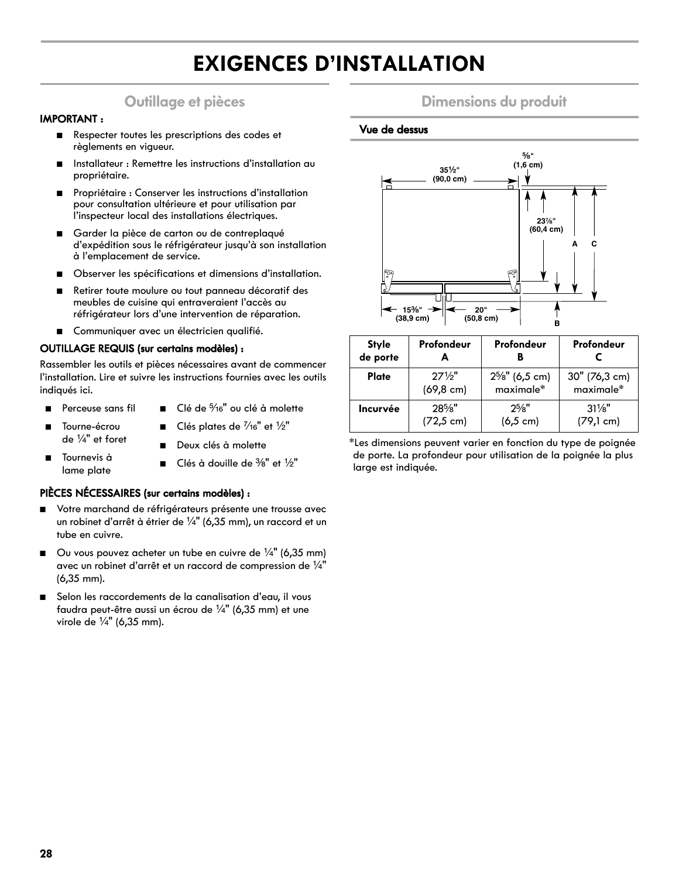# EXIGENCES D'INSTALLATION

## Outillage et pièces

**IMPORTANT :**

- Respecter toutes les prescriptions des codes et règlements en vigueur.
- Installateur : Remettre les instructions d'installation au propriétaire.
- Propriétaire : Conserver les instructions d'installation pour consultation ultérieure et pour utilisation par l'inspecteur local des installations électriques.
- Garder la pièce de carton ou de contreplaqué d'expédition sous le réfrigérateur jusqu'à son installation à l'emplacement de service.
- Observer les spécifications et dimensions d'installation.
- Retirer toute moulure ou tout panneau décoratif des meubles de cuisine qui entraveraient l'accès au réfrigérateur lors d'une intervention de réparation.
- Communiquer avec un électricien qualifié.

**OUTILLAGE REQUIS (sur certains modèles) :**

Rassembler les outils et pièces nécessaires avant de commencer l'installation. Lire et suivre les instructions fournies avec les outils indiqués ici.

- Perceuse sans fil
- Tourne-écrou de ¼" et foret
- Tournevis à lame plate
- Clé de 5⁄16" ou clé à molette
- Clés plates de 7⁄16" et ½"
- Deux clés à molette
- Clés à douille de ⅜" et ½"

**PIÈCES NÉCESSAIRES (sur certains modèles) :**

- Votre marchand de réfrigérateurs présente une trousse avec un robinet d'arrêt à étrier de ¼" (6,35 mm), un raccord et un tube en cuivre.
- Ou vous pouvez acheter un tube en cuivre de ¼" (6,35 mm) avec un robinet d'arrêt et un raccord de compression de ¼" (6,35 mm).
- Selon les raccordements de la canalisation d'eau, il vous faudra peut-être aussi un écrou de ¼" (6,35 mm) et une virole de ¼" (6,35 mm).

## Dimensions du produit

### Vue de dessus

35½" (90,0 cm)
⅝" (1,6 cm)
23⅞" (60,4 cm)
A C
15⅜" (38,9 cm)
20" (50,8 cm)
B

| Style de porte | Profondeur A | Profondeur B | Profondeur C |
|---|---|---|---|
| Plate | 27½" (69,8 cm) | 2⅝" (6,5 cm) maximale* | 30" (76,3 cm) maximale* |
| Incurvée | 28⅝" (72,5 cm) | 2⅝" (6,5 cm) | 31⅛" (79,1 cm) |

*Les dimensions peuvent varier en fonction du type de poignée de porte. La profondeur pour utilisation de la poignée la plus large est indiquée.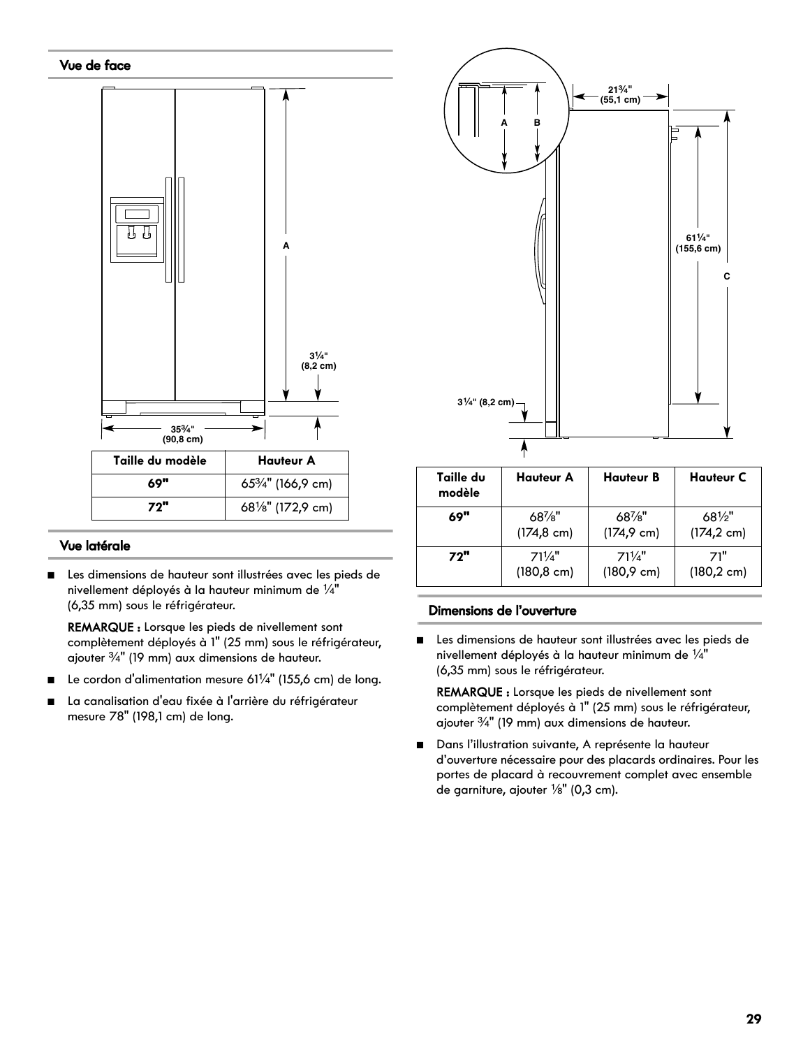## Vue de face

| Taille du modèle | Hauteur A |
|---|---|
| **69"** | 65¾" (166,9 cm) |
| **72"** | 68⅛" (172,9 cm) |

## Vue latérale

- Les dimensions de hauteur sont illustrées avec les pieds de nivellement déployés à la hauteur minimum de ¼" (6,35 mm) sous le réfrigérateur.

  **REMARQUE :** Lorsque les pieds de nivellement sont complètement déployés à 1" (25 mm) sous le réfrigérateur, ajouter ¾" (19 mm) aux dimensions de hauteur.

- Le cordon d'alimentation mesure 61¼" (155,6 cm) de long.
- La canalisation d'eau fixée à l'arrière du réfrigérateur mesure 78" (198,1 cm) de long.

| Taille du modèle | Hauteur A | Hauteur B | Hauteur C |
|---|---|---|---|
| **69"** | 68⅞" (174,8 cm) | 68⅞" (174,9 cm) | 68½" (174,2 cm) |
| **72"** | 71¼" (180,8 cm) | 71¼" (180,9 cm) | 71" (180,2 cm) |

## Dimensions de l'ouverture

- Les dimensions de hauteur sont illustrées avec les pieds de nivellement déployés à la hauteur minimum de ¼" (6,35 mm) sous le réfrigérateur.

  **REMARQUE :** Lorsque les pieds de nivellement sont complètement déployés à 1" (25 mm) sous le réfrigérateur, ajouter ¾" (19 mm) aux dimensions de hauteur.

- Dans l'illustration suivante, A représente la hauteur d'ouverture nécessaire pour des placards ordinaires. Pour les portes de placard à recouvrement complet avec ensemble de garniture, ajouter ⅛" (0,3 cm).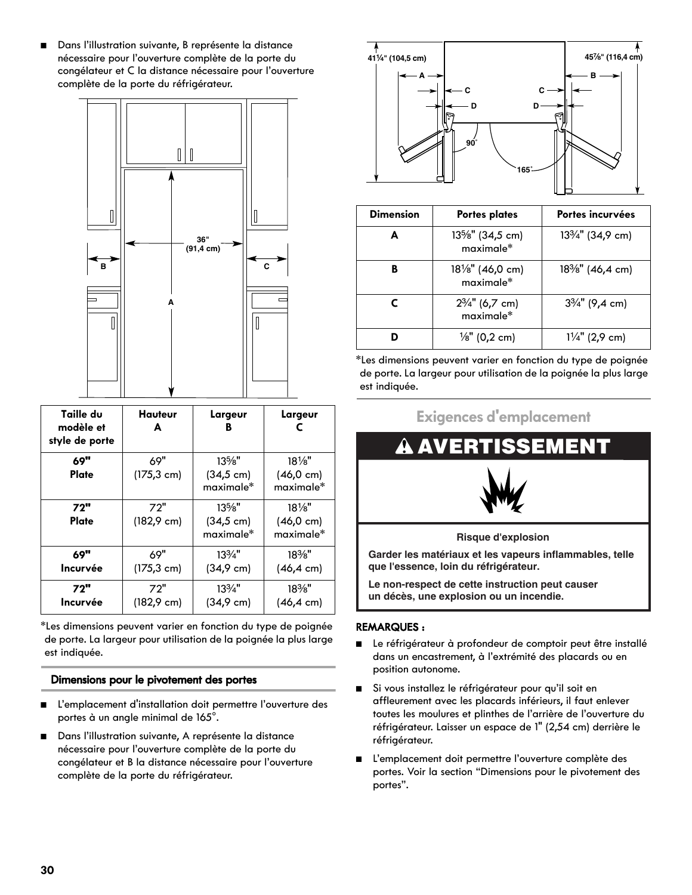- Dans l'illustration suivante, B représente la distance nécessaire pour l'ouverture complète de la porte du congélateur et C la distance nécessaire pour l'ouverture complète de la porte du réfrigérateur.

| Taille du modèle et style de porte | Hauteur A | Largeur B | Largeur C |
|---|---|---|---|
| **69" Plate** | 69" (175,3 cm) | 13⅝" (34,5 cm) maximale* | 18⅛" (46,0 cm) maximale* |
| **72" Plate** | 72" (182,9 cm) | 13⅝" (34,5 cm) maximale* | 18⅛" (46,0 cm) maximale* |
| **69" Incurvée** | 69" (175,3 cm) | 13¾" (34,9 cm) | 18⅜" (46,4 cm) |
| **72" Incurvée** | 72" (182,9 cm) | 13¾" (34,9 cm) | 18⅜" (46,4 cm) |

*Les dimensions peuvent varier en fonction du type de poignée de porte. La largeur pour utilisation de la poignée la plus large est indiquée.

### Dimensions pour le pivotement des portes

- L'emplacement d'installation doit permettre l'ouverture des portes à un angle minimal de 165°.
- Dans l'illustration suivante, A représente la distance nécessaire pour l'ouverture complète de la porte du congélateur et B la distance nécessaire pour l'ouverture complète de la porte du réfrigérateur.

| Dimension | Portes plates | Portes incurvées |
|---|---|---|
| **A** | 13⅝" (34,5 cm) maximale* | 13¾" (34,9 cm) |
| **B** | 18⅛" (46,0 cm) maximale* | 18⅜" (46,4 cm) |
| **C** | 2¾" (6,7 cm) maximale* | 3¾" (9,4 cm) |
| **D** | ⅛" (0,2 cm) | 1¼" (2,9 cm) |

*Les dimensions peuvent varier en fonction du type de poignée de porte. La largeur pour utilisation de la poignée la plus large est indiquée.

## Exigences d'emplacement

**AVERTISSEMENT**

**Risque d'explosion**

**Garder les matériaux et les vapeurs inflammables, telle que l'essence, loin du réfrigérateur.**

**Le non-respect de cette instruction peut causer un décès, une explosion ou un incendie.**

**REMARQUES :**

- Le réfrigérateur à profondeur de comptoir peut être installé dans un encastrement, à l'extrémité des placards ou en position autonome.
- Si vous installez le réfrigérateur pour qu'il soit en affleurement avec les placards inférieurs, il faut enlever toutes les moulures et plinthes de l'arrière de l'ouverture du réfrigérateur. Laisser un espace de 1" (2,54 cm) derrière le réfrigérateur.
- L'emplacement doit permettre l'ouverture complète des portes. Voir la section "Dimensions pour le pivotement des portes".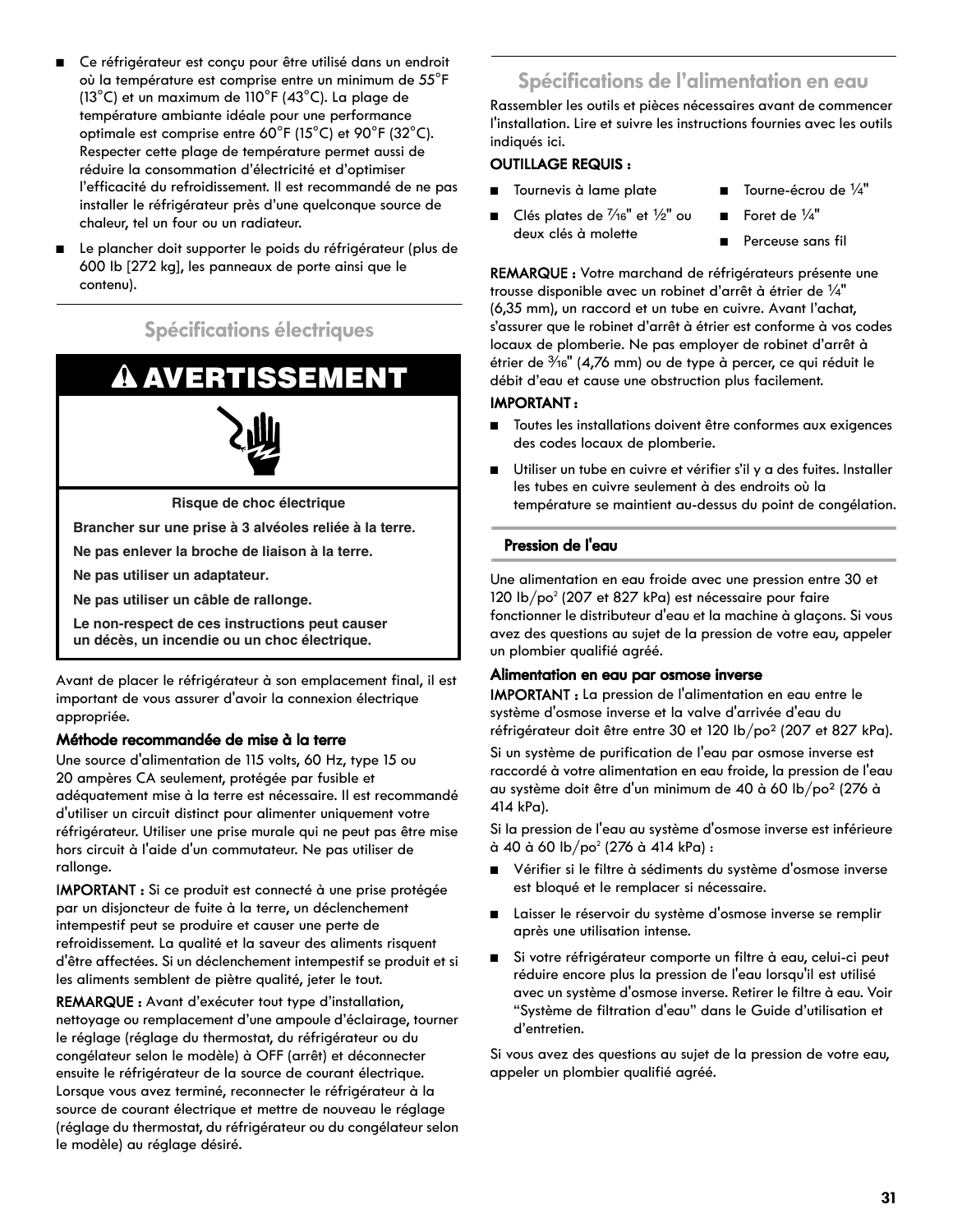- Ce réfrigérateur est conçu pour être utilisé dans un endroit où la température est comprise entre un minimum de 55°F (13°C) et un maximum de 110°F (43°C). La plage de température ambiante idéale pour une performance optimale est comprise entre 60°F (15°C) et 90°F (32°C). Respecter cette plage de température permet aussi de réduire la consommation d'électricité et d'optimiser l'efficacité du refroidissement. Il est recommandé de ne pas installer le réfrigérateur près d'une quelconque source de chaleur, tel un four ou un radiateur.
- Le plancher doit supporter le poids du réfrigérateur (plus de 600 lb [272 kg], les panneaux de porte ainsi que le contenu).

## Spécifications électriques

**⚠ AVERTISSEMENT**

**Risque de choc électrique**

**Brancher sur une prise à 3 alvéoles reliée à la terre.**

**Ne pas enlever la broche de liaison à la terre.**

**Ne pas utiliser un adaptateur.**

**Ne pas utiliser un câble de rallonge.**

**Le non-respect de ces instructions peut causer un décès, un incendie ou un choc électrique.**

Avant de placer le réfrigérateur à son emplacement final, il est important de vous assurer d'avoir la connexion électrique appropriée.

### Méthode recommandée de mise à la terre

Une source d'alimentation de 115 volts, 60 Hz, type 15 ou 20 ampères CA seulement, protégée par fusible et adéquatement mise à la terre est nécessaire. Il est recommandé d'utiliser un circuit distinct pour alimenter uniquement votre réfrigérateur. Utiliser une prise murale qui ne peut pas être mise hors circuit à l'aide d'un commutateur. Ne pas utiliser de rallonge.

**IMPORTANT :** Si ce produit est connecté à une prise protégée par un disjoncteur de fuite à la terre, un déclenchement intempestif peut se produire et causer une perte de refroidissement. La qualité et la saveur des aliments risquent d'être affectées. Si un déclenchement intempestif se produit et si les aliments semblent de piètre qualité, jeter le tout.

**REMARQUE :** Avant d'exécuter tout type d'installation, nettoyage ou remplacement d'une ampoule d'éclairage, tourner le réglage (réglage du thermostat, du réfrigérateur ou du congélateur selon le modèle) à OFF (arrêt) et déconnecter ensuite le réfrigérateur de la source de courant électrique. Lorsque vous avez terminé, reconnecter le réfrigérateur à la source de courant électrique et mettre de nouveau le réglage (réglage du thermostat, du réfrigérateur ou du congélateur selon le modèle) au réglage désiré.

## Spécifications de l'alimentation en eau

Rassembler les outils et pièces nécessaires avant de commencer l'installation. Lire et suivre les instructions fournies avec les outils indiqués ici.

**OUTILLAGE REQUIS :**

- Tournevis à lame plate
- Clés plates de 7/16" et 1/2" ou deux clés à molette
- Tourne-écrou de 1/4"
- Foret de 1/4"
- Perceuse sans fil

**REMARQUE :** Votre marchand de réfrigérateurs présente une trousse disponible avec un robinet d'arrêt à étrier de 1/4" (6,35 mm), un raccord et un tube en cuivre. Avant l'achat, s'assurer que le robinet d'arrêt à étrier est conforme à vos codes locaux de plomberie. Ne pas employer de robinet d'arrêt à étrier de 3/16" (4,76 mm) ou de type à percer, ce qui réduit le débit d'eau et cause une obstruction plus facilement.

**IMPORTANT :**

- Toutes les installations doivent être conformes aux exigences des codes locaux de plomberie.
- Utiliser un tube en cuivre et vérifier s'il y a des fuites. Installer les tubes en cuivre seulement à des endroits où la température se maintient au-dessus du point de congélation.

### Pression de l'eau

Une alimentation en eau froide avec une pression entre 30 et 120 lb/po² (207 et 827 kPa) est nécessaire pour faire fonctionner le distributeur d'eau et la machine à glaçons. Si vous avez des questions au sujet de la pression de votre eau, appeler un plombier qualifié agréé.

### Alimentation en eau par osmose inverse

**IMPORTANT :** La pression de l'alimentation en eau entre le système d'osmose inverse et la valve d'arrivée d'eau du réfrigérateur doit être entre 30 et 120 lb/po² (207 et 827 kPa).

Si un système de purification de l'eau par osmose inverse est raccordé à votre alimentation en eau froide, la pression de l'eau au système doit être d'un minimum de 40 à 60 lb/po² (276 à 414 kPa).

Si la pression de l'eau au système d'osmose inverse est inférieure à 40 à 60 lb/po² (276 à 414 kPa) :

- Vérifier si le filtre à sédiments du système d'osmose inverse est bloqué et le remplacer si nécessaire.
- Laisser le réservoir du système d'osmose inverse se remplir après une utilisation intense.
- Si votre réfrigérateur comporte un filtre à eau, celui-ci peut réduire encore plus la pression de l'eau lorsqu'il est utilisé avec un système d'osmose inverse. Retirer le filtre à eau. Voir "Système de filtration d'eau" dans le Guide d'utilisation et d'entretien.

Si vous avez des questions au sujet de la pression de votre eau, appeler un plombier qualifié agréé.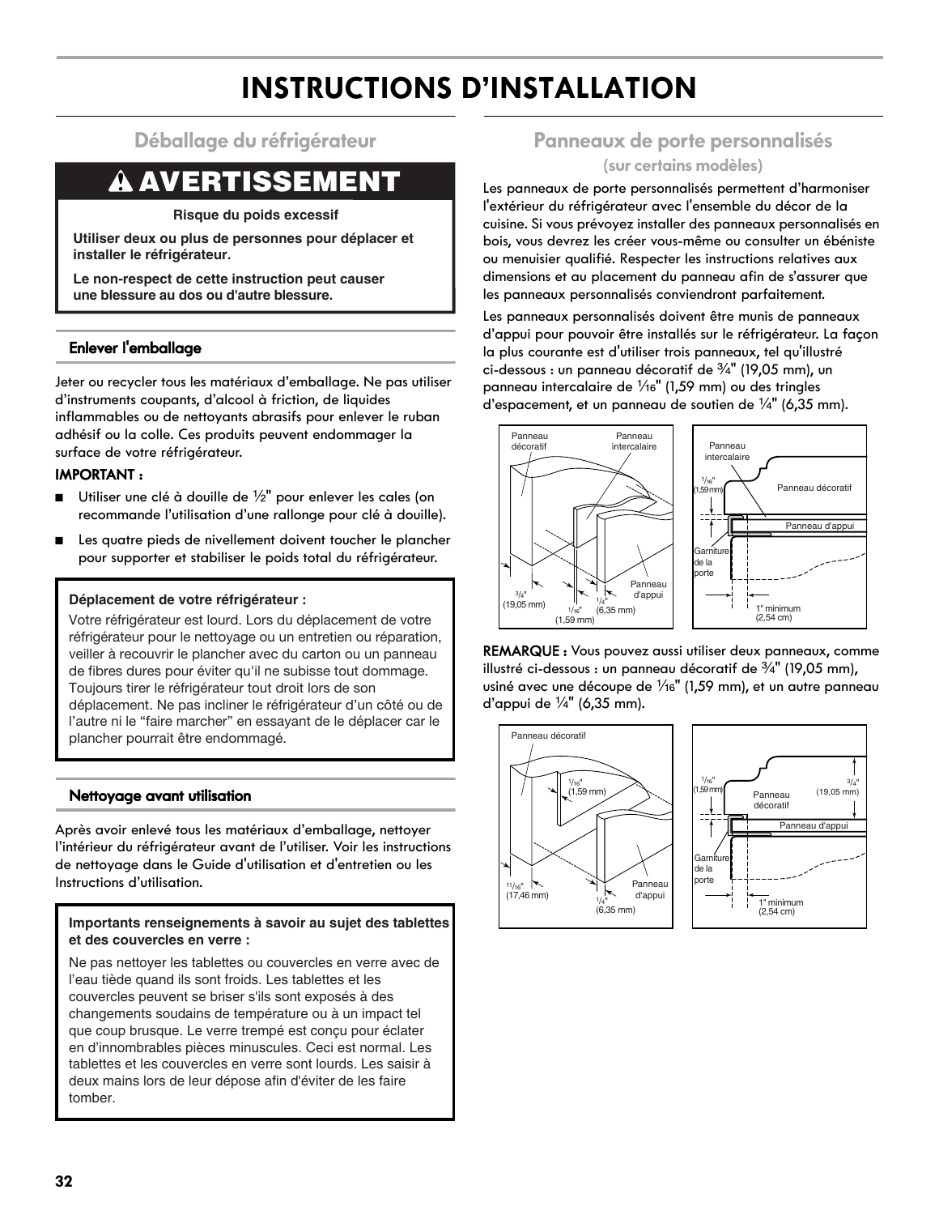# INSTRUCTIONS D'INSTALLATION

## Déballage du réfrigérateur

> **⚠ AVERTISSEMENT**
>
> **Risque du poids excessif**
>
> **Utiliser deux ou plus de personnes pour déplacer et installer le réfrigérateur.**
>
> **Le non-respect de cette instruction peut causer une blessure au dos ou d'autre blessure.**

### Enlever l'emballage

Jeter ou recycler tous les matériaux d'emballage. Ne pas utiliser d'instruments coupants, d'alcool à friction, de liquides inflammables ou de nettoyants abrasifs pour enlever le ruban adhésif ou la colle. Ces produits peuvent endommager la surface de votre réfrigérateur.

**IMPORTANT :**

- Utiliser une clé à douille de ½" pour enlever les cales (on recommande l'utilisation d'une rallonge pour clé à douille).
- Les quatre pieds de nivellement doivent toucher le plancher pour supporter et stabiliser le poids total du réfrigérateur.

> **Déplacement de votre réfrigérateur :**
>
> Votre réfrigérateur est lourd. Lors du déplacement de votre réfrigérateur pour le nettoyage ou un entretien ou réparation, veiller à recouvrir le plancher avec du carton ou un panneau de fibres dures pour éviter qu'il ne subisse tout dommage. Toujours tirer le réfrigérateur tout droit lors de son déplacement. Ne pas incliner le réfrigérateur d'un côté ou de l'autre ni le "faire marcher" en essayant de le déplacer car le plancher pourrait être endommagé.

### Nettoyage avant utilisation

Après avoir enlevé tous les matériaux d'emballage, nettoyer l'intérieur du réfrigérateur avant de l'utiliser. Voir les instructions de nettoyage dans le Guide d'utilisation et d'entretien ou les Instructions d'utilisation.

> **Importants renseignements à savoir au sujet des tablettes et des couvercles en verre :**
>
> Ne pas nettoyer les tablettes ou couvercles en verre avec de l'eau tiède quand ils sont froids. Les tablettes et les couvercles peuvent se briser s'ils sont exposés à des changements soudains de température ou à un impact tel que coup brusque. Le verre trempé est conçu pour éclater en d'innombrables pièces minuscules. Ceci est normal. Les tablettes et les couvercles en verre sont lourds. Les saisir à deux mains lors de leur dépose afin d'éviter de les faire tomber.

## Panneaux de porte personnalisés
### (sur certains modèles)

Les panneaux de porte personnalisés permettent d'harmoniser l'extérieur du réfrigérateur avec l'ensemble du décor de la cuisine. Si vous prévoyez installer des panneaux personnalisés en bois, vous devrez les créer vous-même ou consulter un ébéniste ou menuisier qualifié. Respecter les instructions relatives aux dimensions et au placement du panneau afin de s'assurer que les panneaux personnalisés conviendront parfaitement.

Les panneaux personnalisés doivent être munis de panneaux d'appui pour pouvoir être installés sur le réfrigérateur. La façon la plus courante est d'utiliser trois panneaux, tel qu'illustré ci-dessous : un panneau décoratif de ¾" (19,05 mm), un panneau intercalaire de $^{1}/_{16}$" (1,59 mm) ou des tringles d'espacement, et un panneau de soutien de ¼" (6,35 mm).

Panneau décoratif — Panneau intercalaire — Panneau d'appui — ¾" (19,05 mm) — $^{1}/_{16}$" (1,59 mm) — ¼" (6,35 mm)

Panneau intercalaire — $^{1}/_{16}$" (1,59 mm) — Panneau décoratif — Panneau d'appui — Garniture de la porte — 1" minimum (2,54 cm)

**REMARQUE :** Vous pouvez aussi utiliser deux panneaux, comme illustré ci-dessous : un panneau décoratif de ¾" (19,05 mm), usiné avec une découpe de $^{1}/_{16}$" (1,59 mm), et un autre panneau d'appui de ¼" (6,35 mm).

Panneau décoratif — $^{1}/_{16}$" (1,59 mm) — $^{11}/_{16}$" (17,46 mm) — Panneau d'appui — ¼" (6,35 mm)

$^{1}/_{16}$" (1,59 mm) — Panneau décoratif — ¾" (19,05 mm) — Panneau d'appui — Garniture de la porte — 1" minimum (2,54 cm)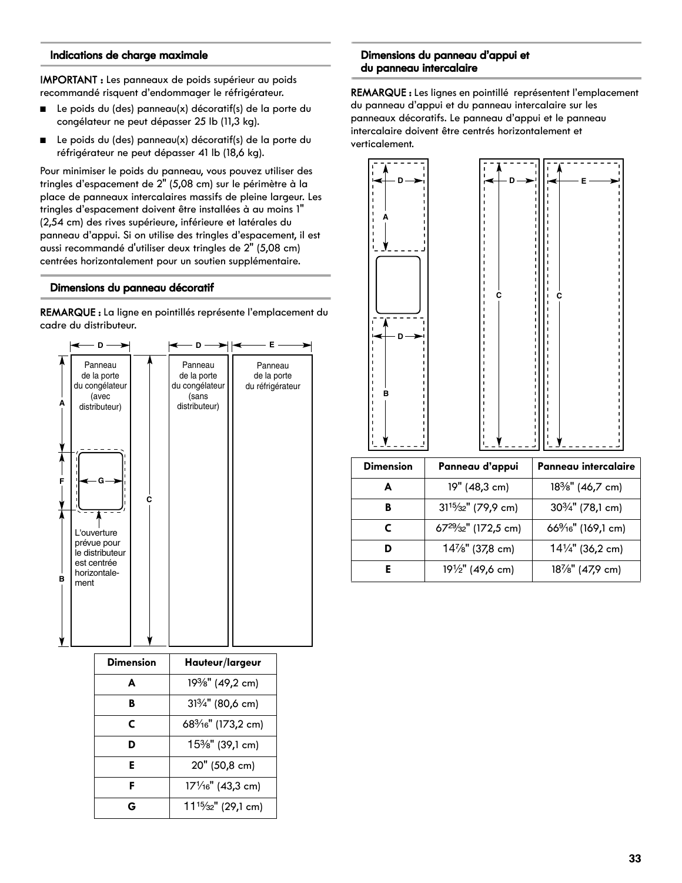## Indications de charge maximale

**IMPORTANT :** Les panneaux de poids supérieur au poids recommandé risquent d'endommager le réfrigérateur.

- Le poids du (des) panneau(x) décoratif(s) de la porte du congélateur ne peut dépasser 25 lb (11,3 kg).
- Le poids du (des) panneau(x) décoratif(s) de la porte du réfrigérateur ne peut dépasser 41 lb (18,6 kg).

Pour minimiser le poids du panneau, vous pouvez utiliser des tringles d'espacement de 2" (5,08 cm) sur le périmètre à la place de panneaux intercalaires massifs de pleine largeur. Les tringles d'espacement doivent être installées à au moins 1" (2,54 cm) des rives supérieure, inférieure et latérales du panneau d'appui. Si on utilise des tringles d'espacement, il est aussi recommandé d'utiliser deux tringles de 2" (5,08 cm) centrées horizontalement pour un soutien supplémentaire.

## Dimensions du panneau décoratif

**REMARQUE :** La ligne en pointillés représente l'emplacement du cadre du distributeur.

Panneau de la porte du congélateur (avec distributeur)

Panneau de la porte du congélateur (sans distributeur)

Panneau de la porte du réfrigérateur

L'ouverture prévue pour le distributeur est centrée horizontalement

| Dimension | Hauteur/largeur |
|---|---|
| A | 19⅜" (49,2 cm) |
| B | 31¾" (80,6 cm) |
| C | 68³⁄₁₆" (173,2 cm) |
| D | 15⅜" (39,1 cm) |
| E | 20" (50,8 cm) |
| F | 17¹⁄₁₆" (43,3 cm) |
| G | 11¹⁵⁄₃₂" (29,1 cm) |

## Dimensions du panneau d'appui et du panneau intercalaire

**REMARQUE :** Les lignes en pointillé représentent l'emplacement du panneau d'appui et du panneau intercalaire sur les panneaux décoratifs. Le panneau d'appui et le panneau intercalaire doivent être centrés horizontalement et verticalement.

| Dimension | Panneau d'appui | Panneau intercalaire |
|---|---|---|
| A | 19" (48,3 cm) | 18⅜" (46,7 cm) |
| B | 31¹⁵⁄₃₂" (79,9 cm) | 30¾" (78,1 cm) |
| C | 67²⁹⁄₃₂" (172,5 cm) | 66⁹⁄₁₆" (169,1 cm) |
| D | 14⅞" (37,8 cm) | 14¼" (36,2 cm) |
| E | 19½" (49,6 cm) | 18⅞" (47,9 cm) |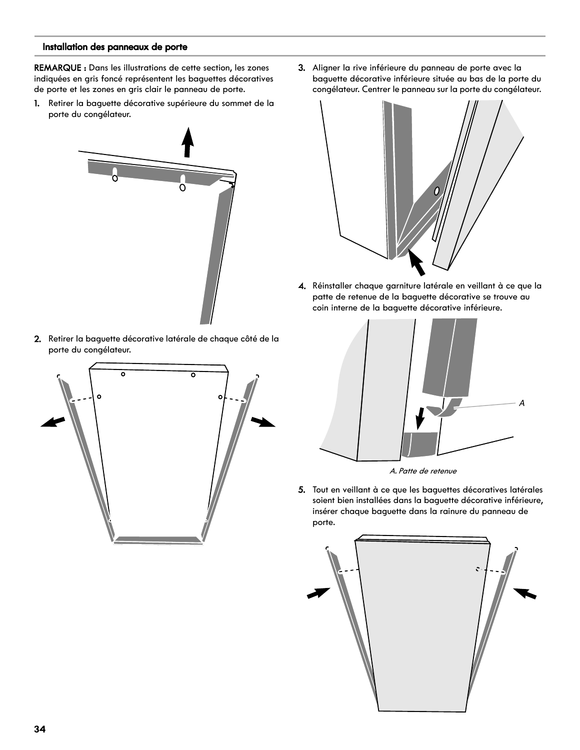## Installation des panneaux de porte

**REMARQUE :** Dans les illustrations de cette section, les zones indiquées en gris foncé représentent les baguettes décoratives de porte et les zones en gris clair le panneau de porte.

1. Retirer la baguette décorative supérieure du sommet de la porte du congélateur.

2. Retirer la baguette décorative latérale de chaque côté de la porte du congélateur.

3. Aligner la rive inférieure du panneau de porte avec la baguette décorative inférieure située au bas de la porte du congélateur. Centrer le panneau sur la porte du congélateur.

4. Réinstaller chaque garniture latérale en veillant à ce que la patte de retenue de la baguette décorative se trouve au coin interne de la baguette décorative inférieure.

*A. Patte de retenue*

5. Tout en veillant à ce que les baguettes décoratives latérales soient bien installées dans la baguette décorative inférieure, insérer chaque baguette dans la rainure du panneau de porte.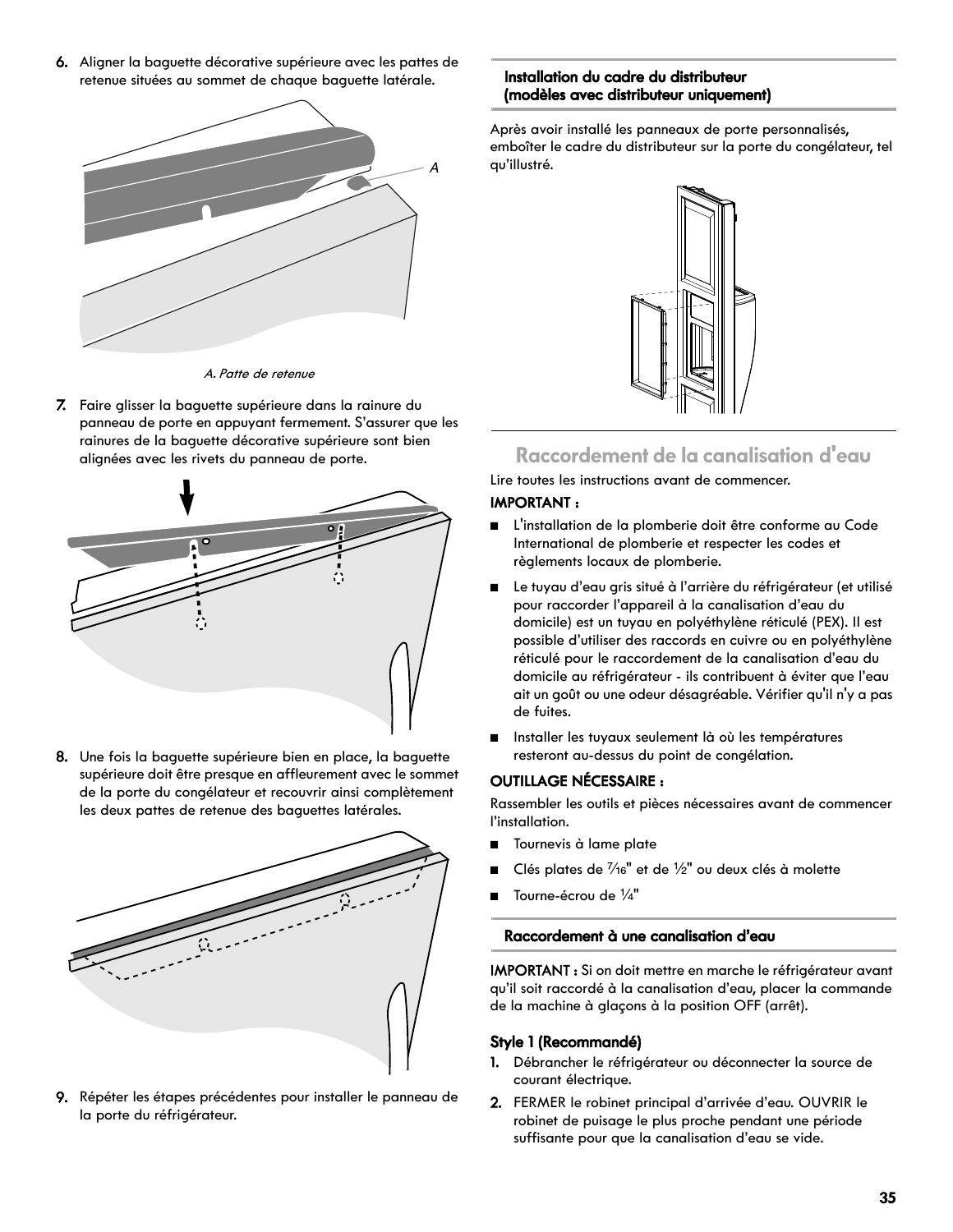6. Aligner la baguette décorative supérieure avec les pattes de retenue situées au sommet de chaque baguette latérale.

*A. Patte de retenue*

7. Faire glisser la baguette supérieure dans la rainure du panneau de porte en appuyant fermement. S'assurer que les rainures de la baguette décorative supérieure sont bien alignées avec les rivets du panneau de porte.

8. Une fois la baguette supérieure bien en place, la baguette supérieure doit être presque en affleurement avec le sommet de la porte du congélateur et recouvrir ainsi complètement les deux pattes de retenue des baguettes latérales.

9. Répéter les étapes précédentes pour installer le panneau de la porte du réfrigérateur.

### Installation du cadre du distributeur (modèles avec distributeur uniquement)

Après avoir installé les panneaux de porte personnalisés, emboîter le cadre du distributeur sur la porte du congélateur, tel qu'illustré.

## Raccordement de la canalisation d'eau

Lire toutes les instructions avant de commencer.

**IMPORTANT :**

- L'installation de la plomberie doit être conforme au Code International de plomberie et respecter les codes et règlements locaux de plomberie.
- Le tuyau d'eau gris situé à l'arrière du réfrigérateur (et utilisé pour raccorder l'appareil à la canalisation d'eau du domicile) est un tuyau en polyéthylène réticulé (PEX). Il est possible d'utiliser des raccords en cuivre ou en polyéthylène réticulé pour le raccordement de la canalisation d'eau du domicile au réfrigérateur - ils contribuent à éviter que l'eau ait un goût ou une odeur désagréable. Vérifier qu'il n'y a pas de fuites.
- Installer les tuyaux seulement là où les températures resteront au-dessus du point de congélation.

**OUTILLAGE NÉCESSAIRE :**

Rassembler les outils et pièces nécessaires avant de commencer l'installation.

- Tournevis à lame plate
- Clés plates de 7⁄16" et de ½" ou deux clés à molette
- Tourne-écrou de ¼"

### Raccordement à une canalisation d'eau

**IMPORTANT :** Si on doit mettre en marche le réfrigérateur avant qu'il soit raccordé à la canalisation d'eau, placer la commande de la machine à glaçons à la position OFF (arrêt).

#### Style 1 (Recommandé)

1. Débrancher le réfrigérateur ou déconnecter la source de courant électrique.
2. FERMER le robinet principal d'arrivée d'eau. OUVRIR le robinet de puisage le plus proche pendant une période suffisante pour que la canalisation d'eau se vide.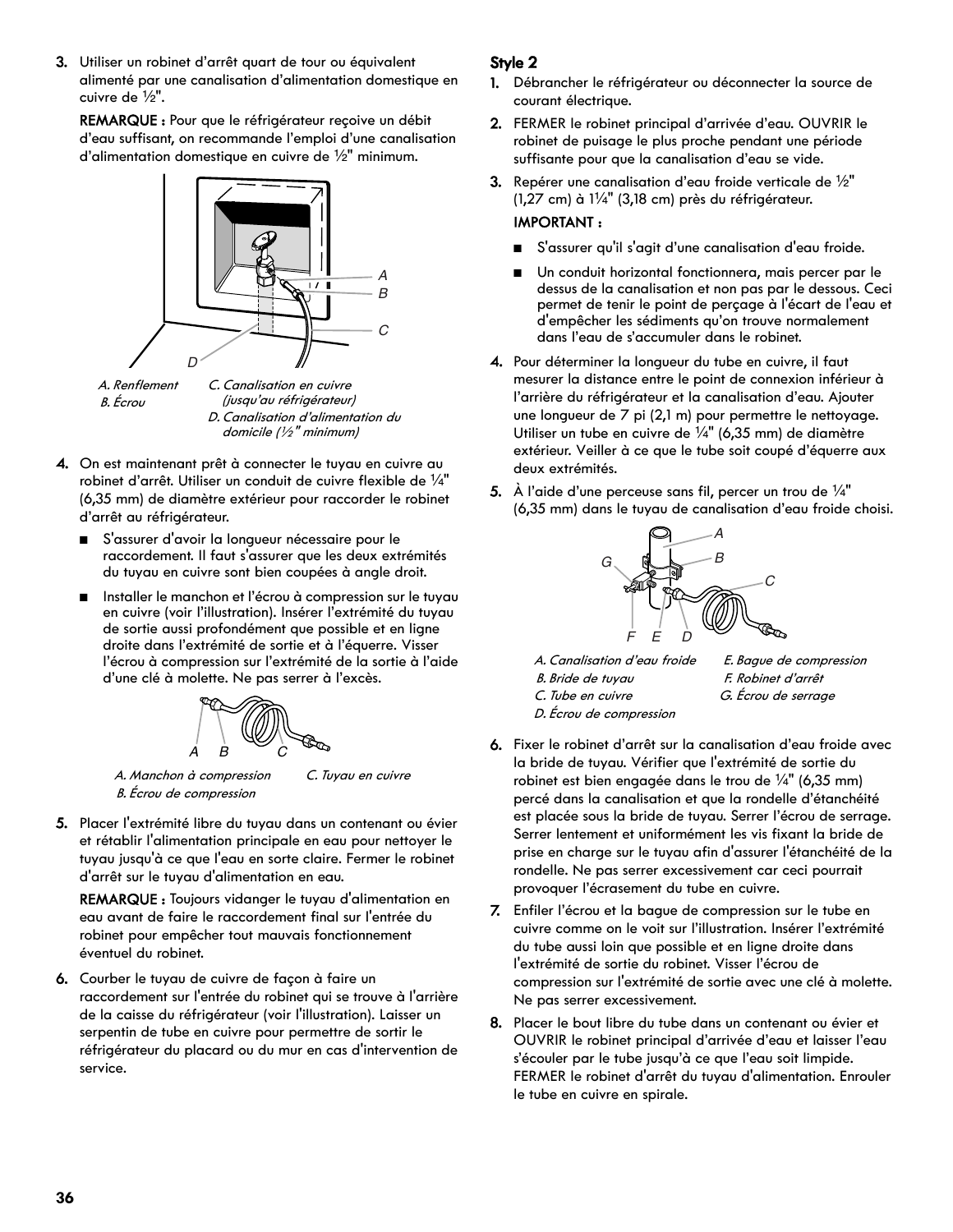3. Utiliser un robinet d'arrêt quart de tour ou équivalent alimenté par une canalisation d'alimentation domestique en cuivre de ½".

   **REMARQUE :** Pour que le réfrigérateur reçoive un débit d'eau suffisant, on recommande l'emploi d'une canalisation d'alimentation domestique en cuivre de ½" minimum.

   *A. Renflement*
   *B. Écrou*
   *C. Canalisation en cuivre (jusqu'au réfrigérateur)*
   *D. Canalisation d'alimentation du domicile (½" minimum)*

4. On est maintenant prêt à connecter le tuyau en cuivre au robinet d'arrêt. Utiliser un conduit de cuivre flexible de ¼" (6,35 mm) de diamètre extérieur pour raccorder le robinet d'arrêt au réfrigérateur.

   - S'assurer d'avoir la longueur nécessaire pour le raccordement. Il faut s'assurer que les deux extrémités du tuyau en cuivre sont bien coupées à angle droit.
   - Installer le manchon et l'écrou à compression sur le tuyau en cuivre (voir l'illustration). Insérer l'extrémité du tuyau de sortie aussi profondément que possible et en ligne droite dans l'extrémité de sortie et à l'équerre. Visser l'écrou à compression sur l'extrémité de la sortie à l'aide d'une clé à molette. Ne pas serrer à l'excès.

   *A. Manchon à compression*
   *B. Écrou de compression*
   *C. Tuyau en cuivre*

5. Placer l'extrémité libre du tuyau dans un contenant ou évier et rétablir l'alimentation principale en eau pour nettoyer le tuyau jusqu'à ce que l'eau en sorte claire. Fermer le robinet d'arrêt sur le tuyau d'alimentation en eau.

   **REMARQUE :** Toujours vidanger le tuyau d'alimentation en eau avant de faire le raccordement final sur l'entrée du robinet pour empêcher tout mauvais fonctionnement éventuel du robinet.

6. Courber le tuyau de cuivre de façon à faire un raccordement sur l'entrée du robinet qui se trouve à l'arrière de la caisse du réfrigérateur (voir l'illustration). Laisser un serpentin de tube en cuivre pour permettre de sortir le réfrigérateur du placard ou du mur en cas d'intervention de service.

### Style 2

1. Débrancher le réfrigérateur ou déconnecter la source de courant électrique.
2. FERMER le robinet principal d'arrivée d'eau. OUVRIR le robinet de puisage le plus proche pendant une période suffisante pour que la canalisation d'eau se vide.
3. Repérer une canalisation d'eau froide verticale de ½" (1,27 cm) à 1¼" (3,18 cm) près du réfrigérateur.

   **IMPORTANT :**

   - S'assurer qu'il s'agit d'une canalisation d'eau froide.
   - Un conduit horizontal fonctionnera, mais percer par le dessus de la canalisation et non pas par le dessous. Ceci permet de tenir le point de perçage à l'écart de l'eau et d'empêcher les sédiments qu'on trouve normalement dans l'eau de s'accumuler dans le robinet.

4. Pour déterminer la longueur du tube en cuivre, il faut mesurer la distance entre le point de connexion inférieur à l'arrière du réfrigérateur et la canalisation d'eau. Ajouter une longueur de 7 pi (2,1 m) pour permettre le nettoyage. Utiliser un tube en cuivre de ¼" (6,35 mm) de diamètre extérieur. Veiller à ce que le tube soit coupé d'équerre aux deux extrémités.
5. À l'aide d'une perceuse sans fil, percer un trou de ¼" (6,35 mm) dans le tuyau de canalisation d'eau froide choisi.

   *A. Canalisation d'eau froide*
   *B. Bride de tuyau*
   *C. Tube en cuivre*
   *D. Écrou de compression*
   *E. Bague de compression*
   *F. Robinet d'arrêt*
   *G. Écrou de serrage*

6. Fixer le robinet d'arrêt sur la canalisation d'eau froide avec la bride de tuyau. Vérifier que l'extrémité de sortie du robinet est bien engagée dans le trou de ¼" (6,35 mm) percé dans la canalisation et que la rondelle d'étanchéité est placée sous la bride de tuyau. Serrer l'écrou de serrage. Serrer lentement et uniformément les vis fixant la bride de prise en charge sur le tuyau afin d'assurer l'étanchéité de la rondelle. Ne pas serrer excessivement car ceci pourrait provoquer l'écrasement du tube en cuivre.
7. Enfiler l'écrou et la bague de compression sur le tube en cuivre comme on le voit sur l'illustration. Insérer l'extrémité du tube aussi loin que possible et en ligne droite dans l'extrémité de sortie du robinet. Visser l'écrou de compression sur l'extrémité de sortie avec une clé à molette. Ne pas serrer excessivement.
8. Placer le bout libre du tube dans un contenant ou évier et OUVRIR le robinet principal d'arrivée d'eau et laisser l'eau s'écouler par le tube jusqu'à ce que l'eau soit limpide. FERMER le robinet d'arrêt du tuyau d'alimentation. Enrouler le tube en cuivre en spirale.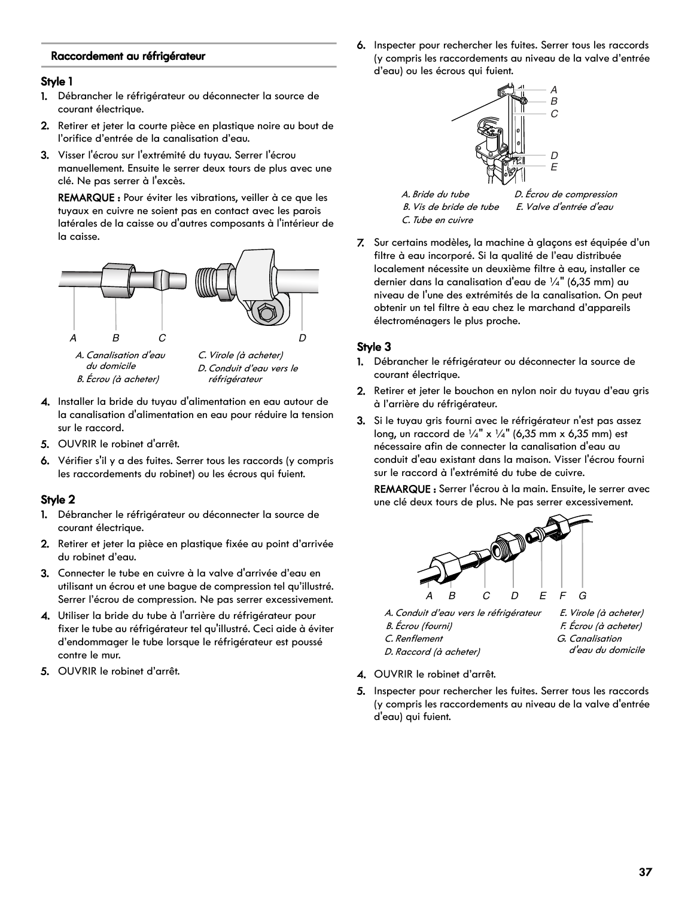## Raccordement au réfrigérateur

### Style 1

1. Débrancher le réfrigérateur ou déconnecter la source de courant électrique.
2. Retirer et jeter la courte pièce en plastique noire au bout de l'orifice d'entrée de la canalisation d'eau.
3. Visser l'écrou sur l'extrémité du tuyau. Serrer l'écrou manuellement. Ensuite le serrer deux tours de plus avec une clé. Ne pas serrer à l'excès.

   **REMARQUE :** Pour éviter les vibrations, veiller à ce que les tuyaux en cuivre ne soient pas en contact avec les parois latérales de la caisse ou d'autres composants à l'intérieur de la caisse.

*A. Canalisation d'eau du domicile*
*B. Écrou (à acheter)*
*C. Virole (à acheter)*
*D. Conduit d'eau vers le réfrigérateur*

4. Installer la bride du tuyau d'alimentation en eau autour de la canalisation d'alimentation en eau pour réduire la tension sur le raccord.
5. OUVRIR le robinet d'arrêt.
6. Vérifier s'il y a des fuites. Serrer tous les raccords (y compris les raccordements du robinet) ou les écrous qui fuient.

### Style 2

1. Débrancher le réfrigérateur ou déconnecter la source de courant électrique.
2. Retirer et jeter la pièce en plastique fixée au point d'arrivée du robinet d'eau.
3. Connecter le tube en cuivre à la valve d'arrivée d'eau en utilisant un écrou et une bague de compression tel qu'illustré. Serrer l'écrou de compression. Ne pas serrer excessivement.
4. Utiliser la bride du tube à l'arrière du réfrigérateur pour fixer le tube au réfrigérateur tel qu'illustré. Ceci aide à éviter d'endommager le tube lorsque le réfrigérateur est poussé contre le mur.
5. OUVRIR le robinet d'arrêt.
6. Inspecter pour rechercher les fuites. Serrer tous les raccords (y compris les raccordements au niveau de la valve d'entrée d'eau) ou les écrous qui fuient.

*A. Bride du tube*
*B. Vis de bride de tube*
*C. Tube en cuivre*
*D. Écrou de compression*
*E. Valve d'entrée d'eau*

7. Sur certains modèles, la machine à glaçons est équipée d'un filtre à eau incorporé. Si la qualité de l'eau distribuée localement nécessite un deuxième filtre à eau, installer ce dernier dans la canalisation d'eau de ¼" (6,35 mm) au niveau de l'une des extrémités de la canalisation. On peut obtenir un tel filtre à eau chez le marchand d'appareils électroménagers le plus proche.

### Style 3

1. Débrancher le réfrigérateur ou déconnecter la source de courant électrique.
2. Retirer et jeter le bouchon en nylon noir du tuyau d'eau gris à l'arrière du réfrigérateur.
3. Si le tuyau gris fourni avec le réfrigérateur n'est pas assez long, un raccord de ¼" x ¼" (6,35 mm x 6,35 mm) est nécessaire afin de connecter la canalisation d'eau au conduit d'eau existant dans la maison. Visser l'écrou fourni sur le raccord à l'extrémité du tube de cuivre.

   **REMARQUE :** Serrer l'écrou à la main. Ensuite, le serrer avec une clé deux tours de plus. Ne pas serrer excessivement.

*A. Conduit d'eau vers le réfrigérateur*
*B. Écrou (fourni)*
*C. Renflement*
*D. Raccord (à acheter)*
*E. Virole (à acheter)*
*F. Écrou (à acheter)*
*G. Canalisation d'eau du domicile*

4. OUVRIR le robinet d'arrêt.
5. Inspecter pour rechercher les fuites. Serrer tous les raccords (y compris les raccordements au niveau de la valve d'entrée d'eau) qui fuient.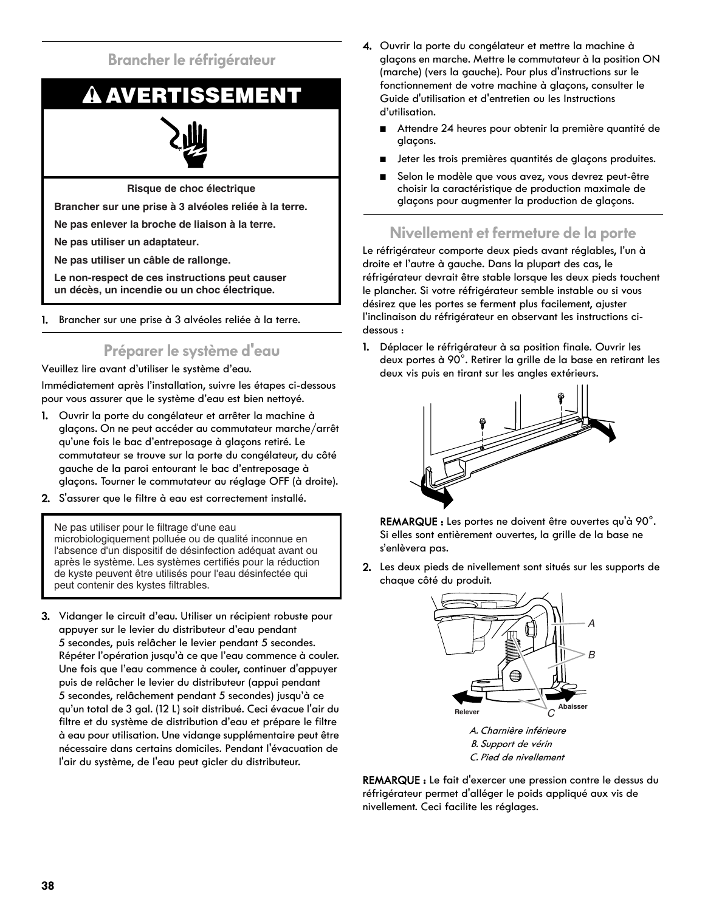## Brancher le réfrigérateur

**⚠ AVERTISSEMENT**

**Risque de choc électrique**

**Brancher sur une prise à 3 alvéoles reliée à la terre.**

**Ne pas enlever la broche de liaison à la terre.**

**Ne pas utiliser un adaptateur.**

**Ne pas utiliser un câble de rallonge.**

**Le non-respect de ces instructions peut causer un décès, un incendie ou un choc électrique.**

1. Brancher sur une prise à 3 alvéoles reliée à la terre.

## Préparer le système d'eau

Veuillez lire avant d'utiliser le système d'eau.

Immédiatement après l'installation, suivre les étapes ci-dessous pour vous assurer que le système d'eau est bien nettoyé.

1. Ouvrir la porte du congélateur et arrêter la machine à glaçons. On ne peut accéder au commutateur marche/arrêt qu'une fois le bac d'entreposage à glaçons retiré. Le commutateur se trouve sur la porte du congélateur, du côté gauche de la paroi entourant le bac d'entreposage à glaçons. Tourner le commutateur au réglage OFF (à droite).
2. S'assurer que le filtre à eau est correctement installé.

> Ne pas utiliser pour le filtrage d'une eau microbiologiquement polluée ou de qualité inconnue en l'absence d'un dispositif de désinfection adéquat avant ou après le système. Les systèmes certifiés pour la réduction de kyste peuvent être utilisés pour l'eau désinfectée qui peut contenir des kystes filtrables.

3. Vidanger le circuit d'eau. Utiliser un récipient robuste pour appuyer sur le levier du distributeur d'eau pendant 5 secondes, puis relâcher le levier pendant 5 secondes. Répéter l'opération jusqu'à ce que l'eau commence à couler. Une fois que l'eau commence à couler, continuer d'appuyer puis de relâcher le levier du distributeur (appui pendant 5 secondes, relâchement pendant 5 secondes) jusqu'à ce qu'un total de 3 gal. (12 L) soit distribué. Ceci évacue l'air du filtre et du système de distribution d'eau et prépare le filtre à eau pour utilisation. Une vidange supplémentaire peut être nécessaire dans certains domiciles. Pendant l'évacuation de l'air du système, de l'eau peut gicler du distributeur.
4. Ouvrir la porte du congélateur et mettre la machine à glaçons en marche. Mettre le commutateur à la position ON (marche) (vers la gauche). Pour plus d'instructions sur le fonctionnement de votre machine à glaçons, consulter le Guide d'utilisation et d'entretien ou les Instructions d'utilisation.
   - Attendre 24 heures pour obtenir la première quantité de glaçons.
   - Jeter les trois premières quantités de glaçons produites.
   - Selon le modèle que vous avez, vous devrez peut-être choisir la caractéristique de production maximale de glaçons pour augmenter la production de glaçons.

## Nivellement et fermeture de la porte

Le réfrigérateur comporte deux pieds avant réglables, l'un à droite et l'autre à gauche. Dans la plupart des cas, le réfrigérateur devrait être stable lorsque les deux pieds touchent le plancher. Si votre réfrigérateur semble instable ou si vous désirez que les portes se ferment plus facilement, ajuster l'inclinaison du réfrigérateur en observant les instructions ci-dessous :

1. Déplacer le réfrigérateur à sa position finale. Ouvrir les deux portes à 90°. Retirer la grille de la base en retirant les deux vis puis en tirant sur les angles extérieurs.

   **REMARQUE :** Les portes ne doivent être ouvertes qu'à 90°. Si elles sont entièrement ouvertes, la grille de la base ne s'enlèvera pas.

2. Les deux pieds de nivellement sont situés sur les supports de chaque côté du produit.

Relever — Abaisser

*A. Charnière inférieure*
*B. Support de vérin*
*C. Pied de nivellement*

**REMARQUE :** Le fait d'exercer une pression contre le dessus du réfrigérateur permet d'alléger le poids appliqué aux vis de nivellement. Ceci facilite les réglages.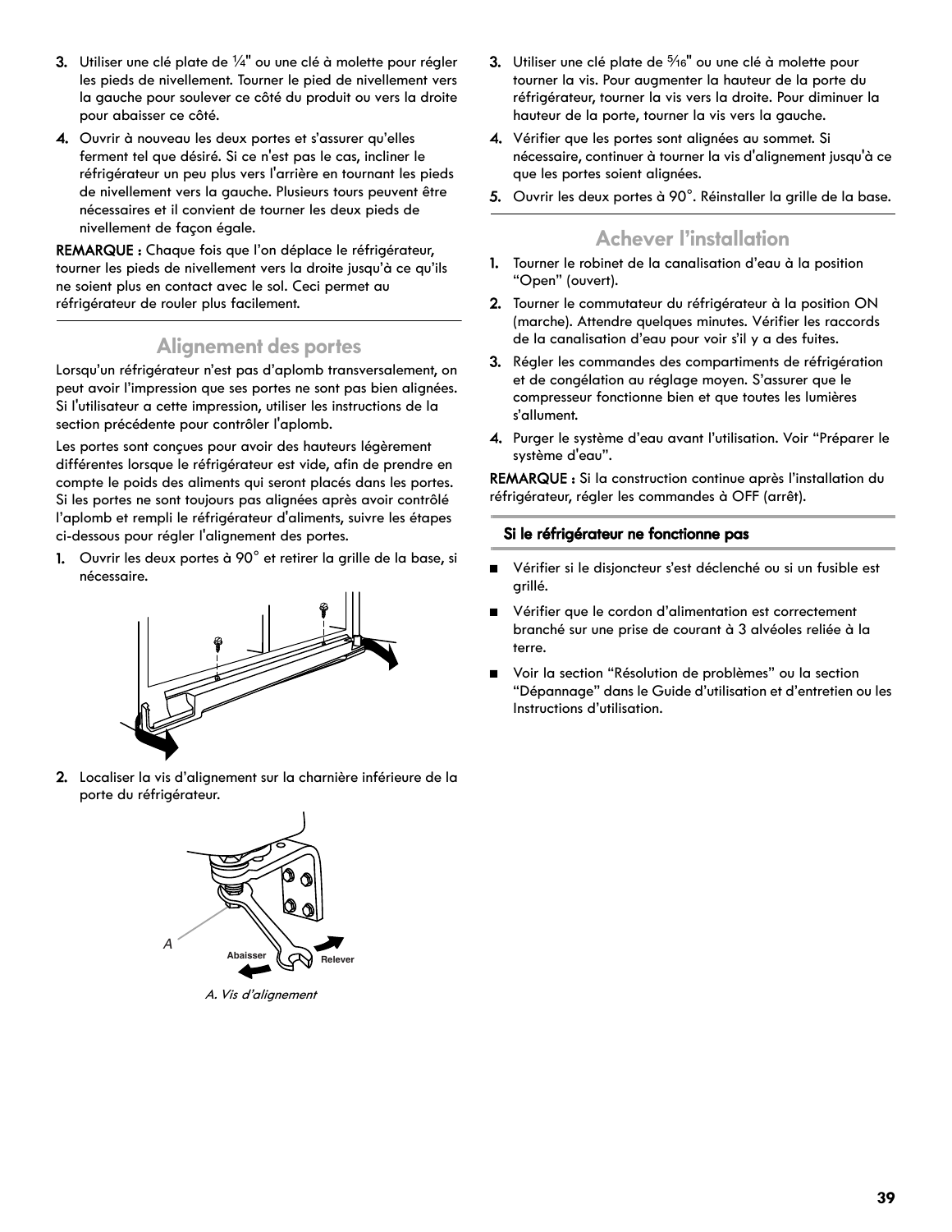3. Utiliser une clé plate de ¼" ou une clé à molette pour régler les pieds de nivellement. Tourner le pied de nivellement vers la gauche pour soulever ce côté du produit ou vers la droite pour abaisser ce côté.
4. Ouvrir à nouveau les deux portes et s'assurer qu'elles ferment tel que désiré. Si ce n'est pas le cas, incliner le réfrigérateur un peu plus vers l'arrière en tournant les pieds de nivellement vers la gauche. Plusieurs tours peuvent être nécessaires et il convient de tourner les deux pieds de nivellement de façon égale.

**REMARQUE :** Chaque fois que l'on déplace le réfrigérateur, tourner les pieds de nivellement vers la droite jusqu'à ce qu'ils ne soient plus en contact avec le sol. Ceci permet au réfrigérateur de rouler plus facilement.

## Alignement des portes

Lorsqu'un réfrigérateur n'est pas d'aplomb transversalement, on peut avoir l'impression que ses portes ne sont pas bien alignées. Si l'utilisateur a cette impression, utiliser les instructions de la section précédente pour contrôler l'aplomb.

Les portes sont conçues pour avoir des hauteurs légèrement différentes lorsque le réfrigérateur est vide, afin de prendre en compte le poids des aliments qui seront placés dans les portes. Si les portes ne sont toujours pas alignées après avoir contrôlé l'aplomb et rempli le réfrigérateur d'aliments, suivre les étapes ci-dessous pour régler l'alignement des portes.

1. Ouvrir les deux portes à 90° et retirer la grille de la base, si nécessaire.
2. Localiser la vis d'alignement sur la charnière inférieure de la porte du réfrigérateur.

A Abaisser Relever

*A. Vis d'alignement*

3. Utiliser une clé plate de ⁵⁄₁₆" ou une clé à molette pour tourner la vis. Pour augmenter la hauteur de la porte du réfrigérateur, tourner la vis vers la droite. Pour diminuer la hauteur de la porte, tourner la vis vers la gauche.
4. Vérifier que les portes sont alignées au sommet. Si nécessaire, continuer à tourner la vis d'alignement jusqu'à ce que les portes soient alignées.
5. Ouvrir les deux portes à 90°. Réinstaller la grille de la base.

## Achever l'installation

1. Tourner le robinet de la canalisation d'eau à la position "Open" (ouvert).
2. Tourner le commutateur du réfrigérateur à la position ON (marche). Attendre quelques minutes. Vérifier les raccords de la canalisation d'eau pour voir s'il y a des fuites.
3. Régler les commandes des compartiments de réfrigération et de congélation au réglage moyen. S'assurer que le compresseur fonctionne bien et que toutes les lumières s'allument.
4. Purger le système d'eau avant l'utilisation. Voir "Préparer le système d'eau".

**REMARQUE :** Si la construction continue après l'installation du réfrigérateur, régler les commandes à OFF (arrêt).

### Si le réfrigérateur ne fonctionne pas

- Vérifier si le disjoncteur s'est déclenché ou si un fusible est grillé.
- Vérifier que le cordon d'alimentation est correctement branché sur une prise de courant à 3 alvéoles reliée à la terre.
- Voir la section "Résolution de problèmes" ou la section "Dépannage" dans le Guide d'utilisation et d'entretien ou les Instructions d'utilisation.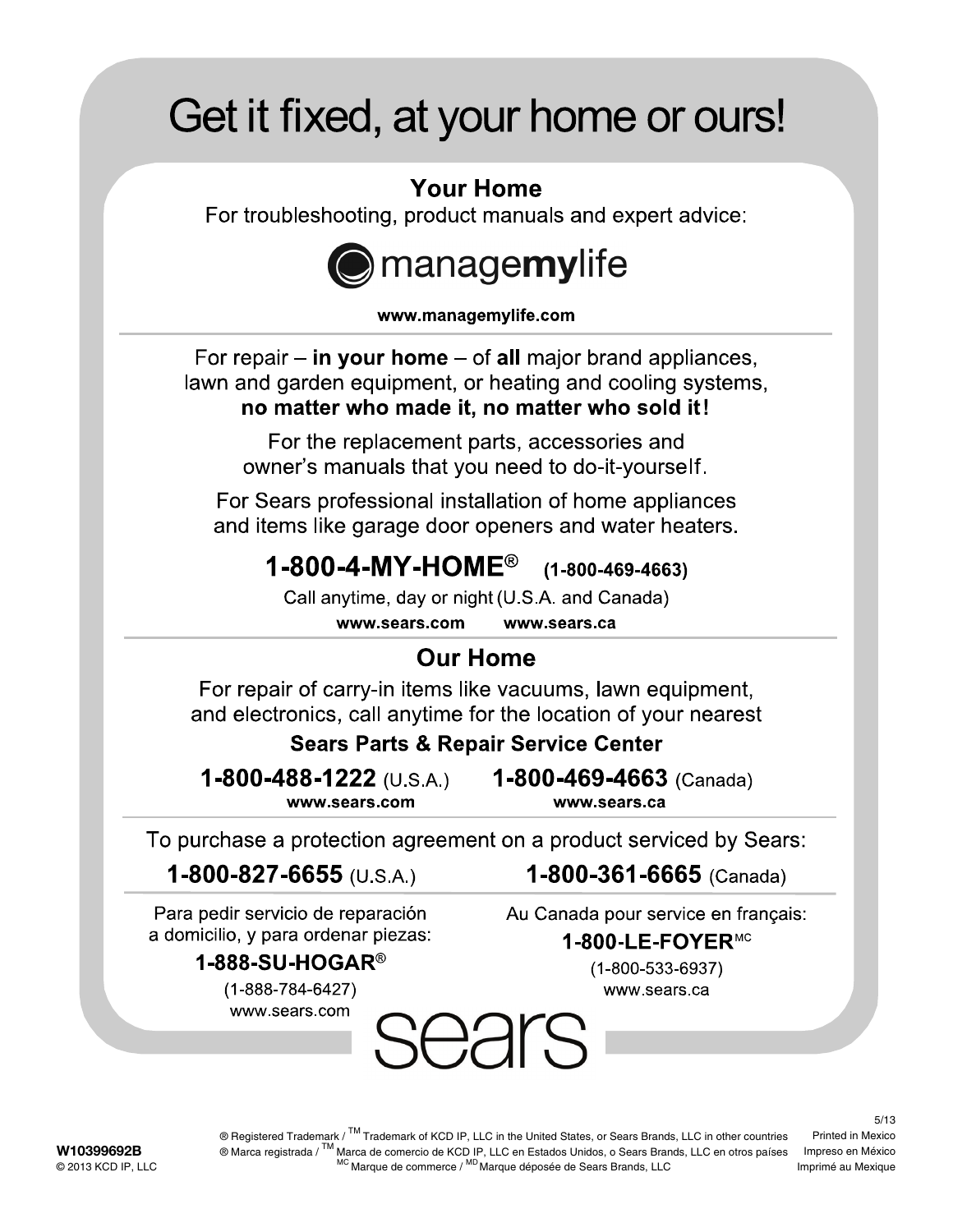# Get it fixed, at your home or ours!

## Your Home

For troubleshooting, product manuals and expert advice:

managemylife

**www.managemylife.com**

---

For repair – **in your home** – of **all** major brand appliances, lawn and garden equipment, or heating and cooling systems, **no matter who made it, no matter who sold it!**

For the replacement parts, accessories and owner's manuals that you need to do-it-yourself.

For Sears professional installation of home appliances and items like garage door openers and water heaters.

**1-800-4-MY-HOME®** **(1-800-469-4663)**

Call anytime, day or night (U.S.A. and Canada)

**www.sears.com** **www.sears.ca**

---

## Our Home

For repair of carry-in items like vacuums, lawn equipment, and electronics, call anytime for the location of your nearest

**Sears Parts & Repair Service Center**

**1-800-488-1222** (U.S.A.) **1-800-469-4663** (Canada)

**www.sears.com** **www.sears.ca**

---

To purchase a protection agreement on a product serviced by Sears:

**1-800-827-6655** (U.S.A.) **1-800-361-6665** (Canada)

---

Para pedir servicio de reparación a domicilio, y para ordenar piezas:

**1-888-SU-HOGAR®**

(1-888-784-6427)

www.sears.com

Au Canada pour service en français:

**1-800-LE-FOYER**[MC]

(1-800-533-6937)

www.sears.ca

sears

**W10399692B**

© 2013 KCD IP, LLC

® Registered Trademark / ™ Trademark of KCD IP, LLC in the United States, or Sears Brands, LLC in other countries

® Marca registrada / ™ Marca de comercio de KCD IP, LLC en Estados Unidos, o Sears Brands, LLC en otros países

[MC] Marque de commerce / [MD] Marque déposée de Sears Brands, LLC

5/13

Printed in Mexico

Impreso en México

Imprimé au Mexique